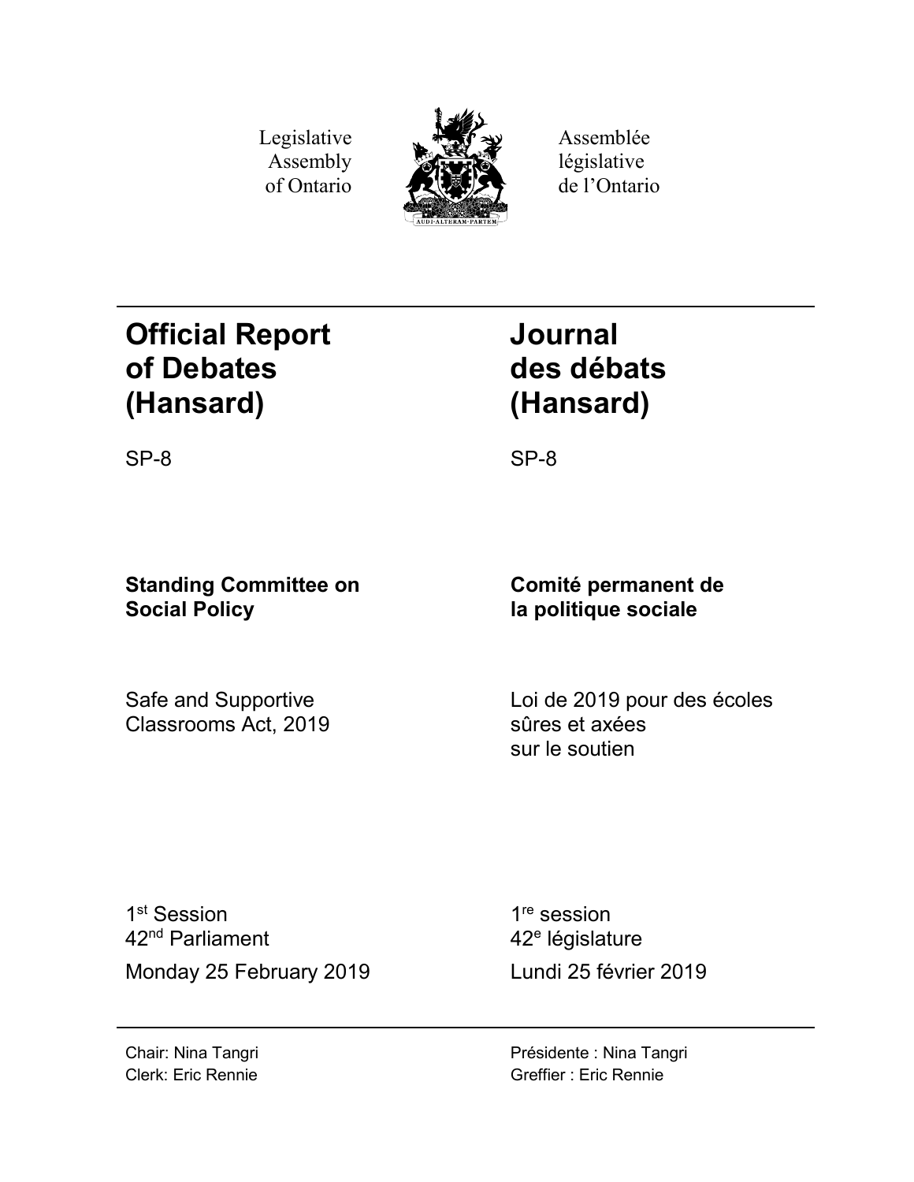Legislative Assembly of Ontario

Assemblée législative de l'Ontario

# Official Report of Debates (Hansard)

SP-8

# Journal des débats (Hansard)

SP-8

## Standing Committee on Social Policy

Safe and Supportive Classrooms Act, 2019

## Comité permanent de la politique sociale

Loi de 2019 pour des écoles sûres et axées sur le soutien

1st Session
42nd Parliament
Monday 25 February 2019

1re session
42e législature
Lundi 25 février 2019

Chair: Nina Tangri
Clerk: Eric Rennie

Présidente : Nina Tangri
Greffier : Eric Rennie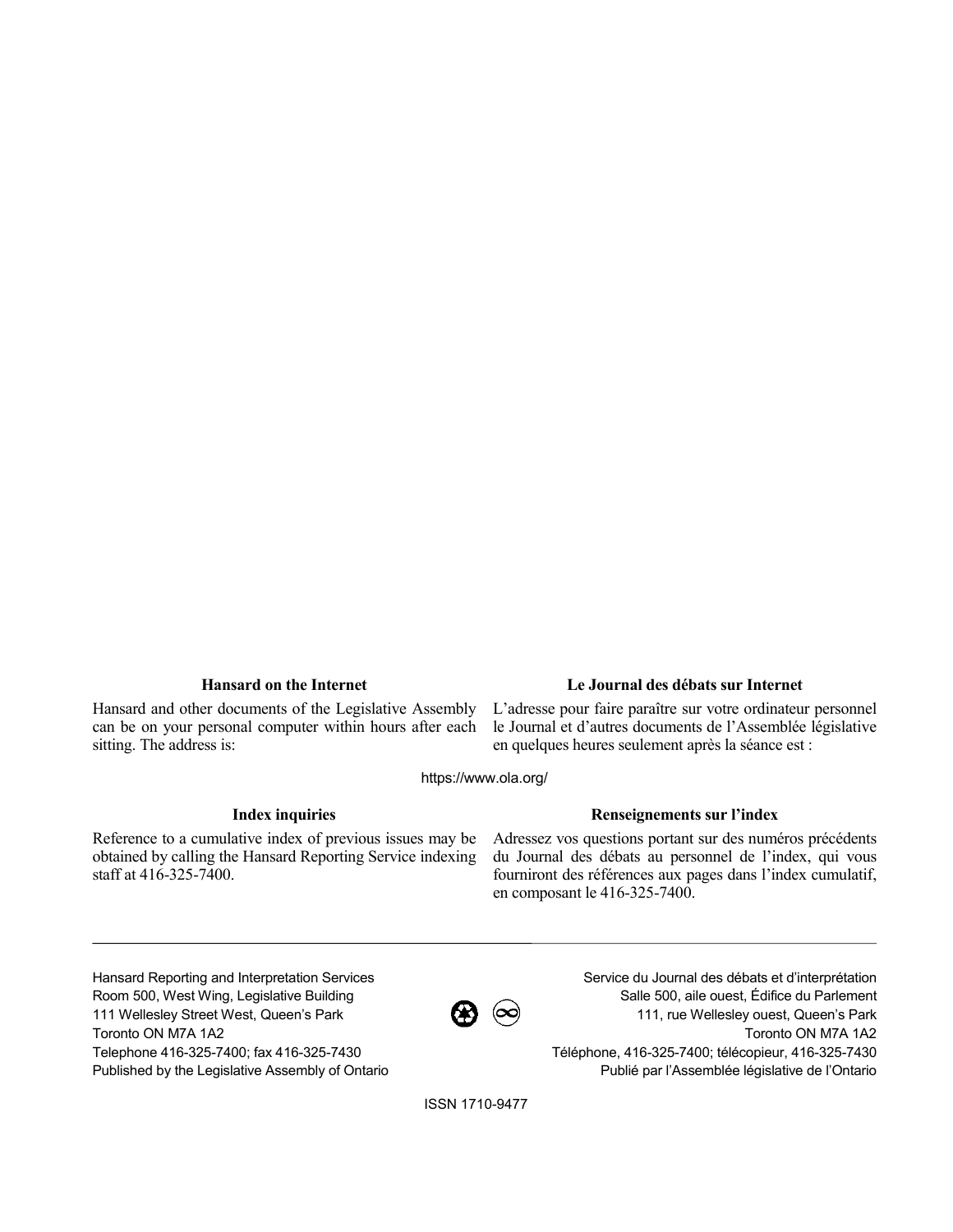### Hansard on the Internet

Hansard and other documents of the Legislative Assembly can be on your personal computer within hours after each sitting. The address is:

### Le Journal des débats sur Internet

L'adresse pour faire paraître sur votre ordinateur personnel le Journal et d'autres documents de l'Assemblée législative en quelques heures seulement après la séance est :

https://www.ola.org/

### Index inquiries

Reference to a cumulative index of previous issues may be obtained by calling the Hansard Reporting Service indexing staff at 416-325-7400.

### Renseignements sur l'index

Adressez vos questions portant sur des numéros précédents du Journal des débats au personnel de l'index, qui vous fourniront des références aux pages dans l'index cumulatif, en composant le 416-325-7400.

---

Hansard Reporting and Interpretation Services
Room 500, West Wing, Legislative Building
111 Wellesley Street West, Queen's Park
Toronto ON M7A 1A2
Telephone 416-325-7400; fax 416-325-7430
Published by the Legislative Assembly of Ontario

Service du Journal des débats et d'interprétation
Salle 500, aile ouest, Édifice du Parlement
111, rue Wellesley ouest, Queen's Park
Toronto ON M7A 1A2
Téléphone, 416-325-7400; télécopieur, 416-325-7430
Publié par l'Assemblée législative de l'Ontario

ISSN 1710-9477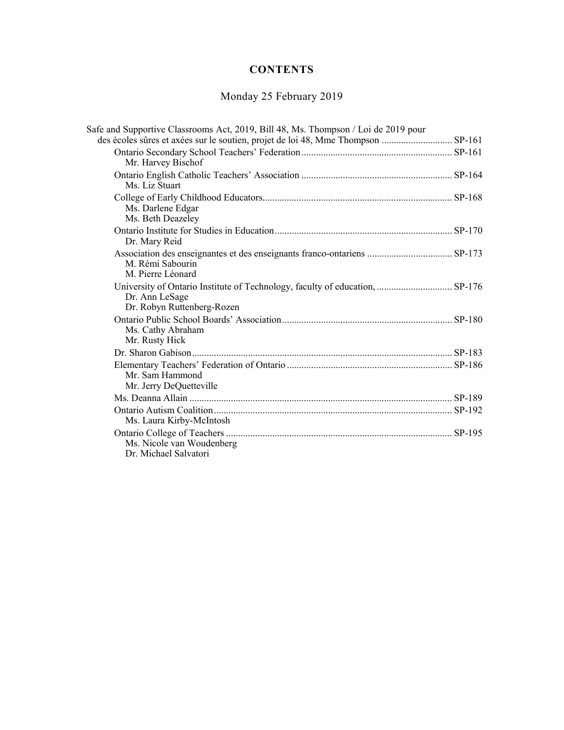## CONTENTS

### Monday 25 February 2019

Safe and Supportive Classrooms Act, 2019, Bill 48, Ms. Thompson / Loi de 2019 pour des écoles sûres et axées sur le soutien, projet de loi 48, Mme Thompson ............................ SP-161

- Ontario Secondary School Teachers' Federation ............................................................. SP-161
  - Mr. Harvey Bischof
- Ontario English Catholic Teachers' Association ............................................................. SP-164
  - Ms. Liz Stuart
- College of Early Childhood Educators............................................................................. SP-168
  - Ms. Darlene Edgar
  - Ms. Beth Deazeley
- Ontario Institute for Studies in Education........................................................................ SP-170
  - Dr. Mary Reid
- Association des enseignantes et des enseignants franco-ontariens .................................. SP-173
  - M. Rémi Sabourin
  - M. Pierre Léonard
- University of Ontario Institute of Technology, faculty of education, .............................. SP-176
  - Dr. Ann LeSage
  - Dr. Robyn Ruttenberg-Rozen
- Ontario Public School Boards' Association ..................................................................... SP-180
  - Ms. Cathy Abraham
  - Mr. Rusty Hick
- Dr. Sharon Gabison .......................................................................................................... SP-183
- Elementary Teachers' Federation of Ontario ................................................................... SP-186
  - Mr. Sam Hammond
  - Mr. Jerry DeQuetteville
- Ms. Deanna Allain ........................................................................................................... SP-189
- Ontario Autism Coalition ................................................................................................. SP-192
  - Ms. Laura Kirby-McIntosh
- Ontario College of Teachers ............................................................................................ SP-195
  - Ms. Nicole van Woudenberg
  - Dr. Michael Salvatori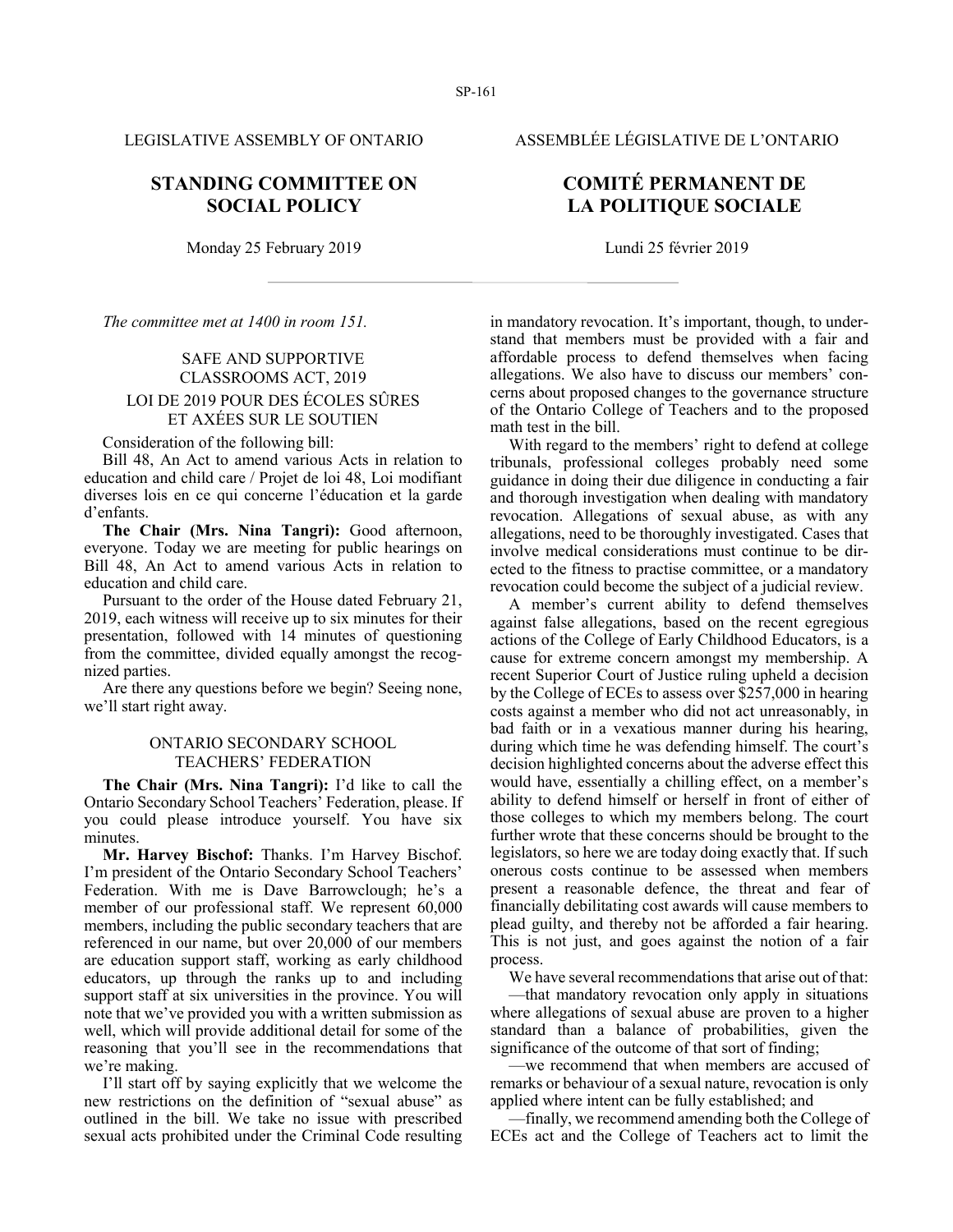LEGISLATIVE ASSEMBLY OF ONTARIO

ASSEMBLÉE LÉGISLATIVE DE L'ONTARIO

# STANDING COMMITTEE ON SOCIAL POLICY

# COMITÉ PERMANENT DE LA POLITIQUE SOCIALE

Monday 25 February 2019

Lundi 25 février 2019

*The committee met at 1400 in room 151.*

## SAFE AND SUPPORTIVE CLASSROOMS ACT, 2019

## LOI DE 2019 POUR DES ÉCOLES SÛRES ET AXÉES SUR LE SOUTIEN

Consideration of the following bill:

Bill 48, An Act to amend various Acts in relation to education and child care / Projet de loi 48, Loi modifiant diverses lois en ce qui concerne l'éducation et la garde d'enfants.

**The Chair (Mrs. Nina Tangri):** Good afternoon, everyone. Today we are meeting for public hearings on Bill 48, An Act to amend various Acts in relation to education and child care.

Pursuant to the order of the House dated February 21, 2019, each witness will receive up to six minutes for their presentation, followed with 14 minutes of questioning from the committee, divided equally amongst the recognized parties.

Are there any questions before we begin? Seeing none, we'll start right away.

### ONTARIO SECONDARY SCHOOL TEACHERS' FEDERATION

**The Chair (Mrs. Nina Tangri):** I'd like to call the Ontario Secondary School Teachers' Federation, please. If you could please introduce yourself. You have six minutes.

**Mr. Harvey Bischof:** Thanks. I'm Harvey Bischof. I'm president of the Ontario Secondary School Teachers' Federation. With me is Dave Barrowclough; he's a member of our professional staff. We represent 60,000 members, including the public secondary teachers that are referenced in our name, but over 20,000 of our members are education support staff, working as early childhood educators, up through the ranks up to and including support staff at six universities in the province. You will note that we've provided you with a written submission as well, which will provide additional detail for some of the reasoning that you'll see in the recommendations that we're making.

I'll start off by saying explicitly that we welcome the new restrictions on the definition of "sexual abuse" as outlined in the bill. We take no issue with prescribed sexual acts prohibited under the Criminal Code resulting in mandatory revocation. It's important, though, to understand that members must be provided with a fair and affordable process to defend themselves when facing allegations. We also have to discuss our members' concerns about proposed changes to the governance structure of the Ontario College of Teachers and to the proposed math test in the bill.

With regard to the members' right to defend at college tribunals, professional colleges probably need some guidance in doing their due diligence in conducting a fair and thorough investigation when dealing with mandatory revocation. Allegations of sexual abuse, as with any allegations, need to be thoroughly investigated. Cases that involve medical considerations must continue to be directed to the fitness to practise committee, or a mandatory revocation could become the subject of a judicial review.

A member's current ability to defend themselves against false allegations, based on the recent egregious actions of the College of Early Childhood Educators, is a cause for extreme concern amongst my membership. A recent Superior Court of Justice ruling upheld a decision by the College of ECEs to assess over $257,000 in hearing costs against a member who did not act unreasonably, in bad faith or in a vexatious manner during his hearing, during which time he was defending himself. The court's decision highlighted concerns about the adverse effect this would have, essentially a chilling effect, on a member's ability to defend himself or herself in front of either of those colleges to which my members belong. The court further wrote that these concerns should be brought to the legislators, so here we are today doing exactly that. If such onerous costs continue to be assessed when members present a reasonable defence, the threat and fear of financially debilitating cost awards will cause members to plead guilty, and thereby not be afforded a fair hearing. This is not just, and goes against the notion of a fair process.

We have several recommendations that arise out of that:

—that mandatory revocation only apply in situations where allegations of sexual abuse are proven to a higher standard than a balance of probabilities, given the significance of the outcome of that sort of finding;

—we recommend that when members are accused of remarks or behaviour of a sexual nature, revocation is only applied where intent can be fully established; and

—finally, we recommend amending both the College of ECEs act and the College of Teachers act to limit the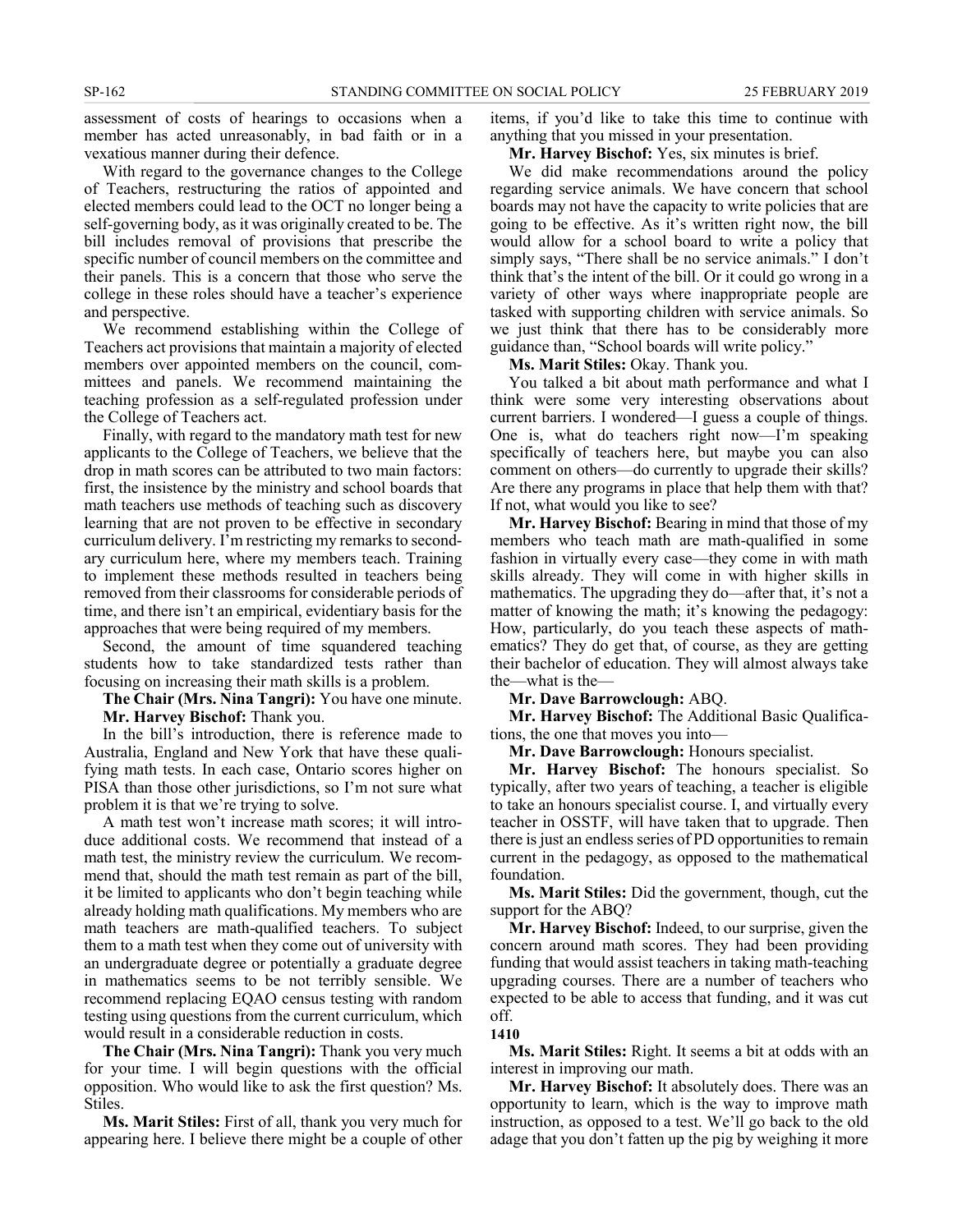assessment of costs of hearings to occasions when a member has acted unreasonably, in bad faith or in a vexatious manner during their defence.

With regard to the governance changes to the College of Teachers, restructuring the ratios of appointed and elected members could lead to the OCT no longer being a self-governing body, as it was originally created to be. The bill includes removal of provisions that prescribe the specific number of council members on the committee and their panels. This is a concern that those who serve the college in these roles should have a teacher's experience and perspective.

We recommend establishing within the College of Teachers act provisions that maintain a majority of elected members over appointed members on the council, committees and panels. We recommend maintaining the teaching profession as a self-regulated profession under the College of Teachers act.

Finally, with regard to the mandatory math test for new applicants to the College of Teachers, we believe that the drop in math scores can be attributed to two main factors: first, the insistence by the ministry and school boards that math teachers use methods of teaching such as discovery learning that are not proven to be effective in secondary curriculum delivery. I'm restricting my remarks to secondary curriculum here, where my members teach. Training to implement these methods resulted in teachers being removed from their classrooms for considerable periods of time, and there isn't an empirical, evidentiary basis for the approaches that were being required of my members.

Second, the amount of time squandered teaching students how to take standardized tests rather than focusing on increasing their math skills is a problem.

**The Chair (Mrs. Nina Tangri):** You have one minute.

**Mr. Harvey Bischof:** Thank you.

In the bill's introduction, there is reference made to Australia, England and New York that have these qualifying math tests. In each case, Ontario scores higher on PISA than those other jurisdictions, so I'm not sure what problem it is that we're trying to solve.

A math test won't increase math scores; it will introduce additional costs. We recommend that instead of a math test, the ministry review the curriculum. We recommend that, should the math test remain as part of the bill, it be limited to applicants who don't begin teaching while already holding math qualifications. My members who are math teachers are math-qualified teachers. To subject them to a math test when they come out of university with an undergraduate degree or potentially a graduate degree in mathematics seems to be not terribly sensible. We recommend replacing EQAO census testing with random testing using questions from the current curriculum, which would result in a considerable reduction in costs.

**The Chair (Mrs. Nina Tangri):** Thank you very much for your time. I will begin questions with the official opposition. Who would like to ask the first question? Ms. Stiles.

**Ms. Marit Stiles:** First of all, thank you very much for appearing here. I believe there might be a couple of other items, if you'd like to take this time to continue with anything that you missed in your presentation.

**Mr. Harvey Bischof:** Yes, six minutes is brief.

We did make recommendations around the policy regarding service animals. We have concern that school boards may not have the capacity to write policies that are going to be effective. As it's written right now, the bill would allow for a school board to write a policy that simply says, "There shall be no service animals." I don't think that's the intent of the bill. Or it could go wrong in a variety of other ways where inappropriate people are tasked with supporting children with service animals. So we just think that there has to be considerably more guidance than, "School boards will write policy."

**Ms. Marit Stiles:** Okay. Thank you.

You talked a bit about math performance and what I think were some very interesting observations about current barriers. I wondered—I guess a couple of things. One is, what do teachers right now—I'm speaking specifically of teachers here, but maybe you can also comment on others—do currently to upgrade their skills? Are there any programs in place that help them with that? If not, what would you like to see?

**Mr. Harvey Bischof:** Bearing in mind that those of my members who teach math are math-qualified in some fashion in virtually every case—they come in with math skills already. They will come in with higher skills in mathematics. The upgrading they do—after that, it's not a matter of knowing the math; it's knowing the pedagogy: How, particularly, do you teach these aspects of mathematics? They do get that, of course, as they are getting their bachelor of education. They will almost always take the—what is the—

**Mr. Dave Barrowclough:** ABQ.

**Mr. Harvey Bischof:** The Additional Basic Qualifications, the one that moves you into—

**Mr. Dave Barrowclough:** Honours specialist.

**Mr. Harvey Bischof:** The honours specialist. So typically, after two years of teaching, a teacher is eligible to take an honours specialist course. I, and virtually every teacher in OSSTF, will have taken that to upgrade. Then there is just an endless series of PD opportunities to remain current in the pedagogy, as opposed to the mathematical foundation.

**Ms. Marit Stiles:** Did the government, though, cut the support for the ABQ?

**Mr. Harvey Bischof:** Indeed, to our surprise, given the concern around math scores. They had been providing funding that would assist teachers in taking math-teaching upgrading courses. There are a number of teachers who expected to be able to access that funding, and it was cut off.

**1410**

**Ms. Marit Stiles:** Right. It seems a bit at odds with an interest in improving our math.

**Mr. Harvey Bischof:** It absolutely does. There was an opportunity to learn, which is the way to improve math instruction, as opposed to a test. We'll go back to the old adage that you don't fatten up the pig by weighing it more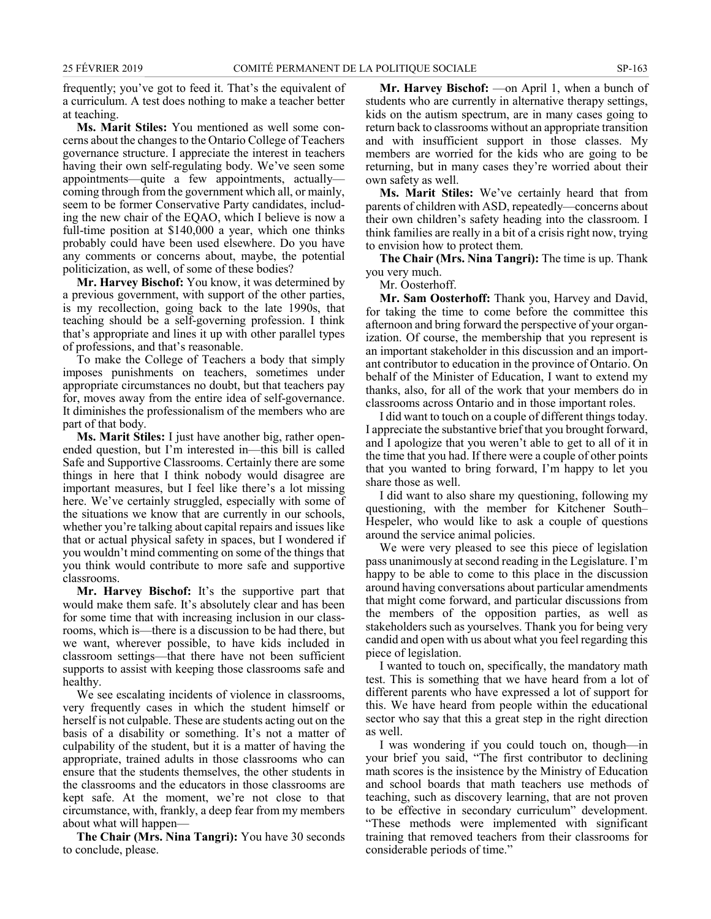frequently; you've got to feed it. That's the equivalent of a curriculum. A test does nothing to make a teacher better at teaching.

**Ms. Marit Stiles:** You mentioned as well some concerns about the changes to the Ontario College of Teachers governance structure. I appreciate the interest in teachers having their own self-regulating body. We've seen some appointments—quite a few appointments, actually—coming through from the government which all, or mainly, seem to be former Conservative Party candidates, including the new chair of the EQAO, which I believe is now a full-time position at $140,000 a year, which one thinks probably could have been used elsewhere. Do you have any comments or concerns about, maybe, the potential politicization, as well, of some of these bodies?

**Mr. Harvey Bischof:** You know, it was determined by a previous government, with support of the other parties, is my recollection, going back to the late 1990s, that teaching should be a self-governing profession. I think that's appropriate and lines it up with other parallel types of professions, and that's reasonable.

To make the College of Teachers a body that simply imposes punishments on teachers, sometimes under appropriate circumstances no doubt, but that teachers pay for, moves away from the entire idea of self-governance. It diminishes the professionalism of the members who are part of that body.

**Ms. Marit Stiles:** I just have another big, rather open-ended question, but I'm interested in—this bill is called Safe and Supportive Classrooms. Certainly there are some things in here that I think nobody would disagree are important measures, but I feel like there's a lot missing here. We've certainly struggled, especially with some of the situations we know that are currently in our schools, whether you're talking about capital repairs and issues like that or actual physical safety in spaces, but I wondered if you wouldn't mind commenting on some of the things that you think would contribute to more safe and supportive classrooms.

**Mr. Harvey Bischof:** It's the supportive part that would make them safe. It's absolutely clear and has been for some time that with increasing inclusion in our classrooms, which is—there is a discussion to be had there, but we want, wherever possible, to have kids included in classroom settings—that there have not been sufficient supports to assist with keeping those classrooms safe and healthy.

We see escalating incidents of violence in classrooms, very frequently cases in which the student himself or herself is not culpable. These are students acting out on the basis of a disability or something. It's not a matter of culpability of the student, but it is a matter of having the appropriate, trained adults in those classrooms who can ensure that the students themselves, the other students in the classrooms and the educators in those classrooms are kept safe. At the moment, we're not close to that circumstance, with, frankly, a deep fear from my members about what will happen—

**The Chair (Mrs. Nina Tangri):** You have 30 seconds to conclude, please.

**Mr. Harvey Bischof:** —on April 1, when a bunch of students who are currently in alternative therapy settings, kids on the autism spectrum, are in many cases going to return back to classrooms without an appropriate transition and with insufficient support in those classes. My members are worried for the kids who are going to be returning, but in many cases they're worried about their own safety as well.

**Ms. Marit Stiles:** We've certainly heard that from parents of children with ASD, repeatedly—concerns about their own children's safety heading into the classroom. I think families are really in a bit of a crisis right now, trying to envision how to protect them.

**The Chair (Mrs. Nina Tangri):** The time is up. Thank you very much.

Mr. Oosterhoff.

**Mr. Sam Oosterhoff:** Thank you, Harvey and David, for taking the time to come before the committee this afternoon and bring forward the perspective of your organization. Of course, the membership that you represent is an important stakeholder in this discussion and an important contributor to education in the province of Ontario. On behalf of the Minister of Education, I want to extend my thanks, also, for all of the work that your members do in classrooms across Ontario and in those important roles.

I did want to touch on a couple of different things today. I appreciate the substantive brief that you brought forward, and I apologize that you weren't able to get to all of it in the time that you had. If there were a couple of other points that you wanted to bring forward, I'm happy to let you share those as well.

I did want to also share my questioning, following my questioning, with the member for Kitchener South–Hespeler, who would like to ask a couple of questions around the service animal policies.

We were very pleased to see this piece of legislation pass unanimously at second reading in the Legislature. I'm happy to be able to come to this place in the discussion around having conversations about particular amendments that might come forward, and particular discussions from the members of the opposition parties, as well as stakeholders such as yourselves. Thank you for being very candid and open with us about what you feel regarding this piece of legislation.

I wanted to touch on, specifically, the mandatory math test. This is something that we have heard from a lot of different parents who have expressed a lot of support for this. We have heard from people within the educational sector who say that this a great step in the right direction as well.

I was wondering if you could touch on, though—in your brief you said, "The first contributor to declining math scores is the insistence by the Ministry of Education and school boards that math teachers use methods of teaching, such as discovery learning, that are not proven to be effective in secondary curriculum" development. "These methods were implemented with significant training that removed teachers from their classrooms for considerable periods of time."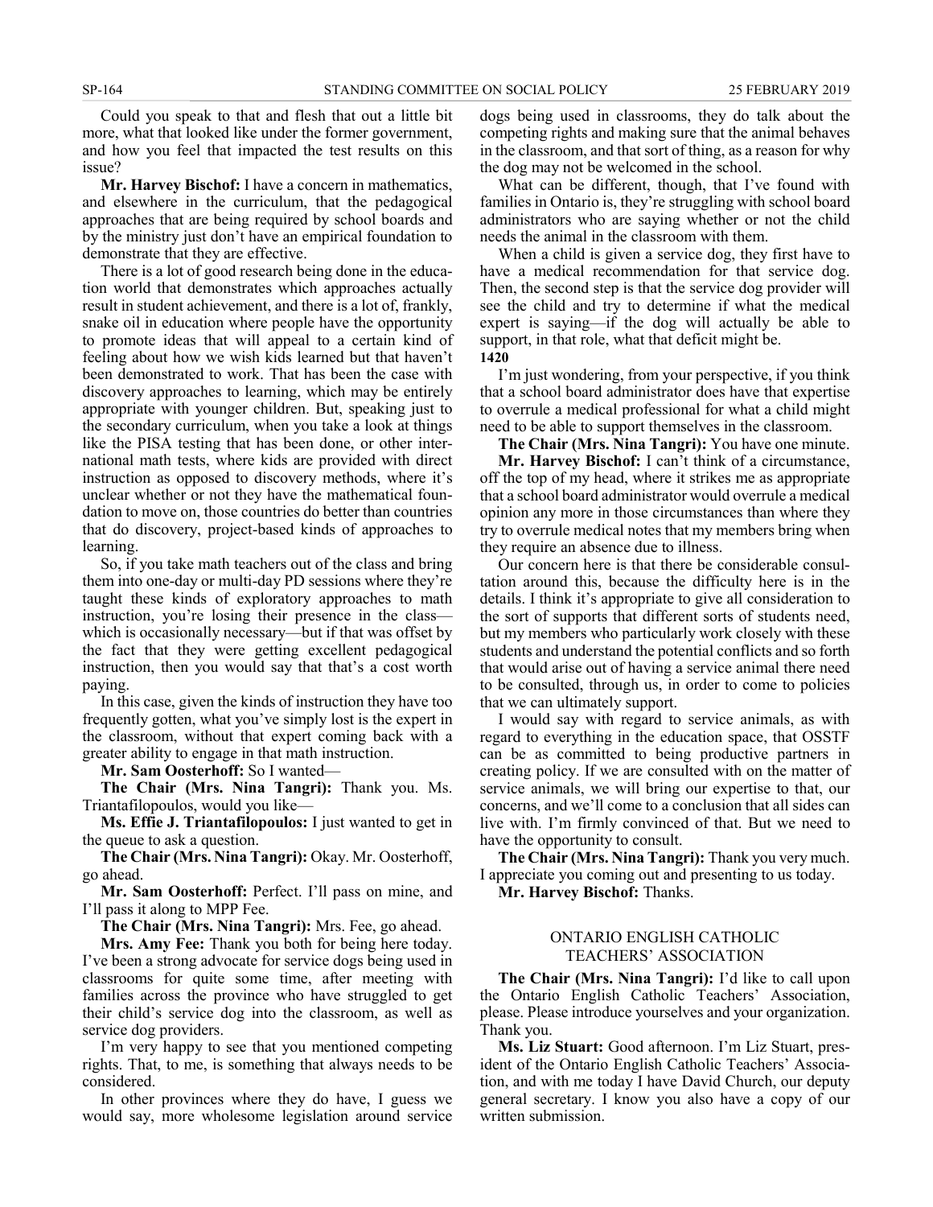Could you speak to that and flesh that out a little bit more, what that looked like under the former government, and how you feel that impacted the test results on this issue?

**Mr. Harvey Bischof:** I have a concern in mathematics, and elsewhere in the curriculum, that the pedagogical approaches that are being required by school boards and by the ministry just don't have an empirical foundation to demonstrate that they are effective.

There is a lot of good research being done in the education world that demonstrates which approaches actually result in student achievement, and there is a lot of, frankly, snake oil in education where people have the opportunity to promote ideas that will appeal to a certain kind of feeling about how we wish kids learned but that haven't been demonstrated to work. That has been the case with discovery approaches to learning, which may be entirely appropriate with younger children. But, speaking just to the secondary curriculum, when you take a look at things like the PISA testing that has been done, or other international math tests, where kids are provided with direct instruction as opposed to discovery methods, where it's unclear whether or not they have the mathematical foundation to move on, those countries do better than countries that do discovery, project-based kinds of approaches to learning.

So, if you take math teachers out of the class and bring them into one-day or multi-day PD sessions where they're taught these kinds of exploratory approaches to math instruction, you're losing their presence in the class—which is occasionally necessary—but if that was offset by the fact that they were getting excellent pedagogical instruction, then you would say that that's a cost worth paying.

In this case, given the kinds of instruction they have too frequently gotten, what you've simply lost is the expert in the classroom, without that expert coming back with a greater ability to engage in that math instruction.

**Mr. Sam Oosterhoff:** So I wanted—

**The Chair (Mrs. Nina Tangri):** Thank you. Ms. Triantafilopoulos, would you like—

**Ms. Effie J. Triantafilopoulos:** I just wanted to get in the queue to ask a question.

**The Chair (Mrs. Nina Tangri):** Okay. Mr. Oosterhoff, go ahead.

**Mr. Sam Oosterhoff:** Perfect. I'll pass on mine, and I'll pass it along to MPP Fee.

**The Chair (Mrs. Nina Tangri):** Mrs. Fee, go ahead.

**Mrs. Amy Fee:** Thank you both for being here today. I've been a strong advocate for service dogs being used in classrooms for quite some time, after meeting with families across the province who have struggled to get their child's service dog into the classroom, as well as service dog providers.

I'm very happy to see that you mentioned competing rights. That, to me, is something that always needs to be considered.

In other provinces where they do have, I guess we would say, more wholesome legislation around service dogs being used in classrooms, they do talk about the competing rights and making sure that the animal behaves in the classroom, and that sort of thing, as a reason for why the dog may not be welcomed in the school.

What can be different, though, that I've found with families in Ontario is, they're struggling with school board administrators who are saying whether or not the child needs the animal in the classroom with them.

When a child is given a service dog, they first have to have a medical recommendation for that service dog. Then, the second step is that the service dog provider will see the child and try to determine if what the medical expert is saying—if the dog will actually be able to support, in that role, what that deficit might be.

**1420**

I'm just wondering, from your perspective, if you think that a school board administrator does have that expertise to overrule a medical professional for what a child might need to be able to support themselves in the classroom.

**The Chair (Mrs. Nina Tangri):** You have one minute.

**Mr. Harvey Bischof:** I can't think of a circumstance, off the top of my head, where it strikes me as appropriate that a school board administrator would overrule a medical opinion any more in those circumstances than where they try to overrule medical notes that my members bring when they require an absence due to illness.

Our concern here is that there be considerable consultation around this, because the difficulty here is in the details. I think it's appropriate to give all consideration to the sort of supports that different sorts of students need, but my members who particularly work closely with these students and understand the potential conflicts and so forth that would arise out of having a service animal there need to be consulted, through us, in order to come to policies that we can ultimately support.

I would say with regard to service animals, as with regard to everything in the education space, that OSSTF can be as committed to being productive partners in creating policy. If we are consulted with on the matter of service animals, we will bring our expertise to that, our concerns, and we'll come to a conclusion that all sides can live with. I'm firmly convinced of that. But we need to have the opportunity to consult.

**The Chair (Mrs. Nina Tangri):** Thank you very much. I appreciate you coming out and presenting to us today.

**Mr. Harvey Bischof:** Thanks.

## ONTARIO ENGLISH CATHOLIC TEACHERS' ASSOCIATION

**The Chair (Mrs. Nina Tangri):** I'd like to call upon the Ontario English Catholic Teachers' Association, please. Please introduce yourselves and your organization. Thank you.

**Ms. Liz Stuart:** Good afternoon. I'm Liz Stuart, president of the Ontario English Catholic Teachers' Association, and with me today I have David Church, our deputy general secretary. I know you also have a copy of our written submission.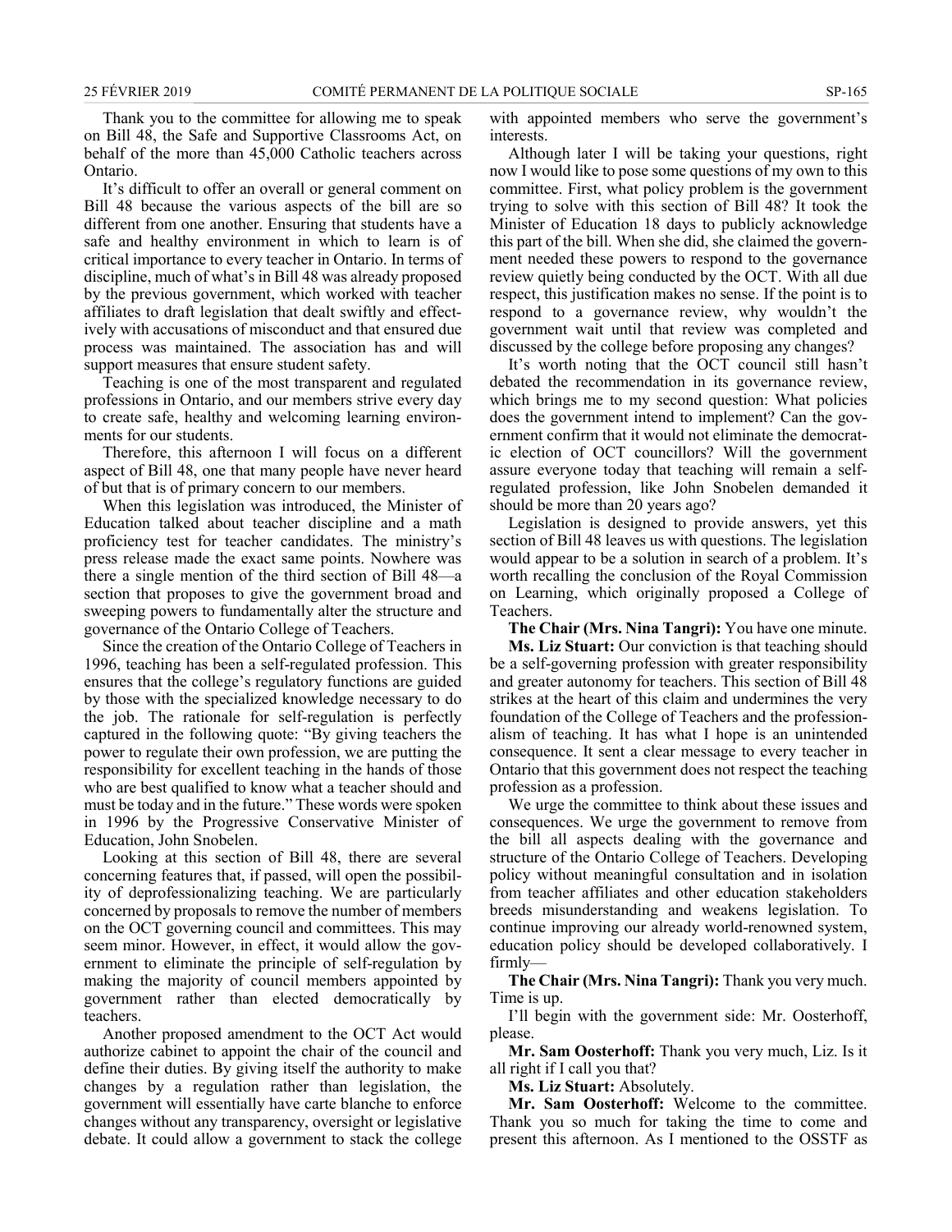Thank you to the committee for allowing me to speak on Bill 48, the Safe and Supportive Classrooms Act, on behalf of the more than 45,000 Catholic teachers across Ontario.

It's difficult to offer an overall or general comment on Bill 48 because the various aspects of the bill are so different from one another. Ensuring that students have a safe and healthy environment in which to learn is of critical importance to every teacher in Ontario. In terms of discipline, much of what's in Bill 48 was already proposed by the previous government, which worked with teacher affiliates to draft legislation that dealt swiftly and effectively with accusations of misconduct and that ensured due process was maintained. The association has and will support measures that ensure student safety.

Teaching is one of the most transparent and regulated professions in Ontario, and our members strive every day to create safe, healthy and welcoming learning environments for our students.

Therefore, this afternoon I will focus on a different aspect of Bill 48, one that many people have never heard of but that is of primary concern to our members.

When this legislation was introduced, the Minister of Education talked about teacher discipline and a math proficiency test for teacher candidates. The ministry's press release made the exact same points. Nowhere was there a single mention of the third section of Bill 48—a section that proposes to give the government broad and sweeping powers to fundamentally alter the structure and governance of the Ontario College of Teachers.

Since the creation of the Ontario College of Teachers in 1996, teaching has been a self-regulated profession. This ensures that the college's regulatory functions are guided by those with the specialized knowledge necessary to do the job. The rationale for self-regulation is perfectly captured in the following quote: "By giving teachers the power to regulate their own profession, we are putting the responsibility for excellent teaching in the hands of those who are best qualified to know what a teacher should and must be today and in the future." These words were spoken in 1996 by the Progressive Conservative Minister of Education, John Snobelen.

Looking at this section of Bill 48, there are several concerning features that, if passed, will open the possibility of deprofessionalizing teaching. We are particularly concerned by proposals to remove the number of members on the OCT governing council and committees. This may seem minor. However, in effect, it would allow the government to eliminate the principle of self-regulation by making the majority of council members appointed by government rather than elected democratically by teachers.

Another proposed amendment to the OCT Act would authorize cabinet to appoint the chair of the council and define their duties. By giving itself the authority to make changes by a regulation rather than legislation, the government will essentially have carte blanche to enforce changes without any transparency, oversight or legislative debate. It could allow a government to stack the college with appointed members who serve the government's interests.

Although later I will be taking your questions, right now I would like to pose some questions of my own to this committee. First, what policy problem is the government trying to solve with this section of Bill 48? It took the Minister of Education 18 days to publicly acknowledge this part of the bill. When she did, she claimed the government needed these powers to respond to the governance review quietly being conducted by the OCT. With all due respect, this justification makes no sense. If the point is to respond to a governance review, why wouldn't the government wait until that review was completed and discussed by the college before proposing any changes?

It's worth noting that the OCT council still hasn't debated the recommendation in its governance review, which brings me to my second question: What policies does the government intend to implement? Can the government confirm that it would not eliminate the democratic election of OCT councillors? Will the government assure everyone today that teaching will remain a self-regulated profession, like John Snobelen demanded it should be more than 20 years ago?

Legislation is designed to provide answers, yet this section of Bill 48 leaves us with questions. The legislation would appear to be a solution in search of a problem. It's worth recalling the conclusion of the Royal Commission on Learning, which originally proposed a College of Teachers.

**The Chair (Mrs. Nina Tangri):** You have one minute.

**Ms. Liz Stuart:** Our conviction is that teaching should be a self-governing profession with greater responsibility and greater autonomy for teachers. This section of Bill 48 strikes at the heart of this claim and undermines the very foundation of the College of Teachers and the professionalism of teaching. It has what I hope is an unintended consequence. It sent a clear message to every teacher in Ontario that this government does not respect the teaching profession as a profession.

We urge the committee to think about these issues and consequences. We urge the government to remove from the bill all aspects dealing with the governance and structure of the Ontario College of Teachers. Developing policy without meaningful consultation and in isolation from teacher affiliates and other education stakeholders breeds misunderstanding and weakens legislation. To continue improving our already world-renowned system, education policy should be developed collaboratively. I firmly—

**The Chair (Mrs. Nina Tangri):** Thank you very much. Time is up.

I'll begin with the government side: Mr. Oosterhoff, please.

**Mr. Sam Oosterhoff:** Thank you very much, Liz. Is it all right if I call you that?

**Ms. Liz Stuart:** Absolutely.

**Mr. Sam Oosterhoff:** Welcome to the committee. Thank you so much for taking the time to come and present this afternoon. As I mentioned to the OSSTF as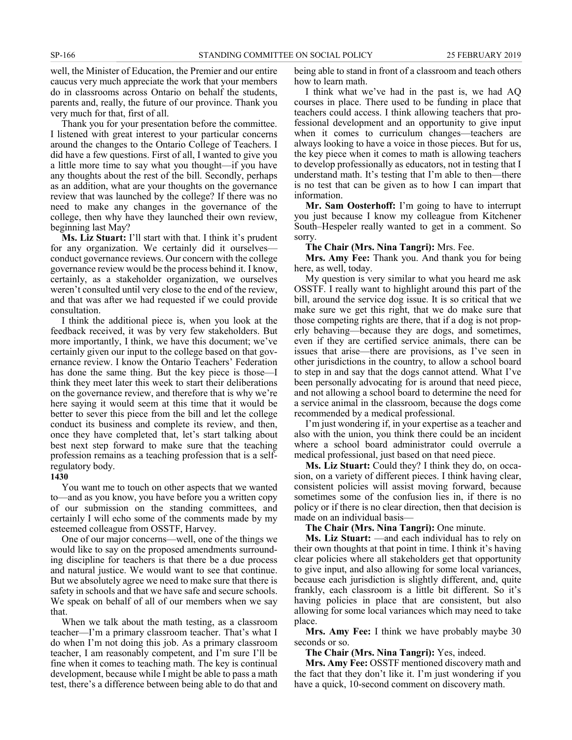well, the Minister of Education, the Premier and our entire caucus very much appreciate the work that your members do in classrooms across Ontario on behalf the students, parents and, really, the future of our province. Thank you very much for that, first of all.

Thank you for your presentation before the committee. I listened with great interest to your particular concerns around the changes to the Ontario College of Teachers. I did have a few questions. First of all, I wanted to give you a little more time to say what you thought—if you have any thoughts about the rest of the bill. Secondly, perhaps as an addition, what are your thoughts on the governance review that was launched by the college? If there was no need to make any changes in the governance of the college, then why have they launched their own review, beginning last May?

**Ms. Liz Stuart:** I'll start with that. I think it's prudent for any organization. We certainly did it ourselves—conduct governance reviews. Our concern with the college governance review would be the process behind it. I know, certainly, as a stakeholder organization, we ourselves weren't consulted until very close to the end of the review, and that was after we had requested if we could provide consultation.

I think the additional piece is, when you look at the feedback received, it was by very few stakeholders. But more importantly, I think, we have this document; we've certainly given our input to the college based on that governance review. I know the Ontario Teachers' Federation has done the same thing. But the key piece is those—I think they meet later this week to start their deliberations on the governance review, and therefore that is why we're here saying it would seem at this time that it would be better to sever this piece from the bill and let the college conduct its business and complete its review, and then, once they have completed that, let's start talking about best next step forward to make sure that the teaching profession remains as a teaching profession that is a self-regulatory body.

**1430**

You want me to touch on other aspects that we wanted to—and as you know, you have before you a written copy of our submission on the standing committees, and certainly I will echo some of the comments made by my esteemed colleague from OSSTF, Harvey.

One of our major concerns—well, one of the things we would like to say on the proposed amendments surrounding discipline for teachers is that there be a due process and natural justice. We would want to see that continue. But we absolutely agree we need to make sure that there is safety in schools and that we have safe and secure schools. We speak on behalf of all of our members when we say that.

When we talk about the math testing, as a classroom teacher—I'm a primary classroom teacher. That's what I do when I'm not doing this job. As a primary classroom teacher, I am reasonably competent, and I'm sure I'll be fine when it comes to teaching math. The key is continual development, because while I might be able to pass a math test, there's a difference between being able to do that and being able to stand in front of a classroom and teach others how to learn math.

I think what we've had in the past is, we had AQ courses in place. There used to be funding in place that teachers could access. I think allowing teachers that professional development and an opportunity to give input when it comes to curriculum changes—teachers are always looking to have a voice in those pieces. But for us, the key piece when it comes to math is allowing teachers to develop professionally as educators, not in testing that I understand math. It's testing that I'm able to then—there is no test that can be given as to how I can impart that information.

**Mr. Sam Oosterhoff:** I'm going to have to interrupt you just because I know my colleague from Kitchener South–Hespeler really wanted to get in a comment. So sorry.

**The Chair (Mrs. Nina Tangri):** Mrs. Fee.

**Mrs. Amy Fee:** Thank you. And thank you for being here, as well, today.

My question is very similar to what you heard me ask OSSTF. I really want to highlight around this part of the bill, around the service dog issue. It is so critical that we make sure we get this right, that we do make sure that those competing rights are there, that if a dog is not properly behaving—because they are dogs, and sometimes, even if they are certified service animals, there can be issues that arise—there are provisions, as I've seen in other jurisdictions in the country, to allow a school board to step in and say that the dogs cannot attend. What I've been personally advocating for is around that need piece, and not allowing a school board to determine the need for a service animal in the classroom, because the dogs come recommended by a medical professional.

I'm just wondering if, in your expertise as a teacher and also with the union, you think there could be an incident where a school board administrator could overrule a medical professional, just based on that need piece.

**Ms. Liz Stuart:** Could they? I think they do, on occasion, on a variety of different pieces. I think having clear, consistent policies will assist moving forward, because sometimes some of the confusion lies in, if there is no policy or if there is no clear direction, then that decision is made on an individual basis—

**The Chair (Mrs. Nina Tangri):** One minute.

**Ms. Liz Stuart:** —and each individual has to rely on their own thoughts at that point in time. I think it's having clear policies where all stakeholders get that opportunity to give input, and also allowing for some local variances, because each jurisdiction is slightly different, and, quite frankly, each classroom is a little bit different. So it's having policies in place that are consistent, but also allowing for some local variances which may need to take place.

**Mrs. Amy Fee:** I think we have probably maybe 30 seconds or so.

**The Chair (Mrs. Nina Tangri):** Yes, indeed.

**Mrs. Amy Fee:** OSSTF mentioned discovery math and the fact that they don't like it. I'm just wondering if you have a quick, 10-second comment on discovery math.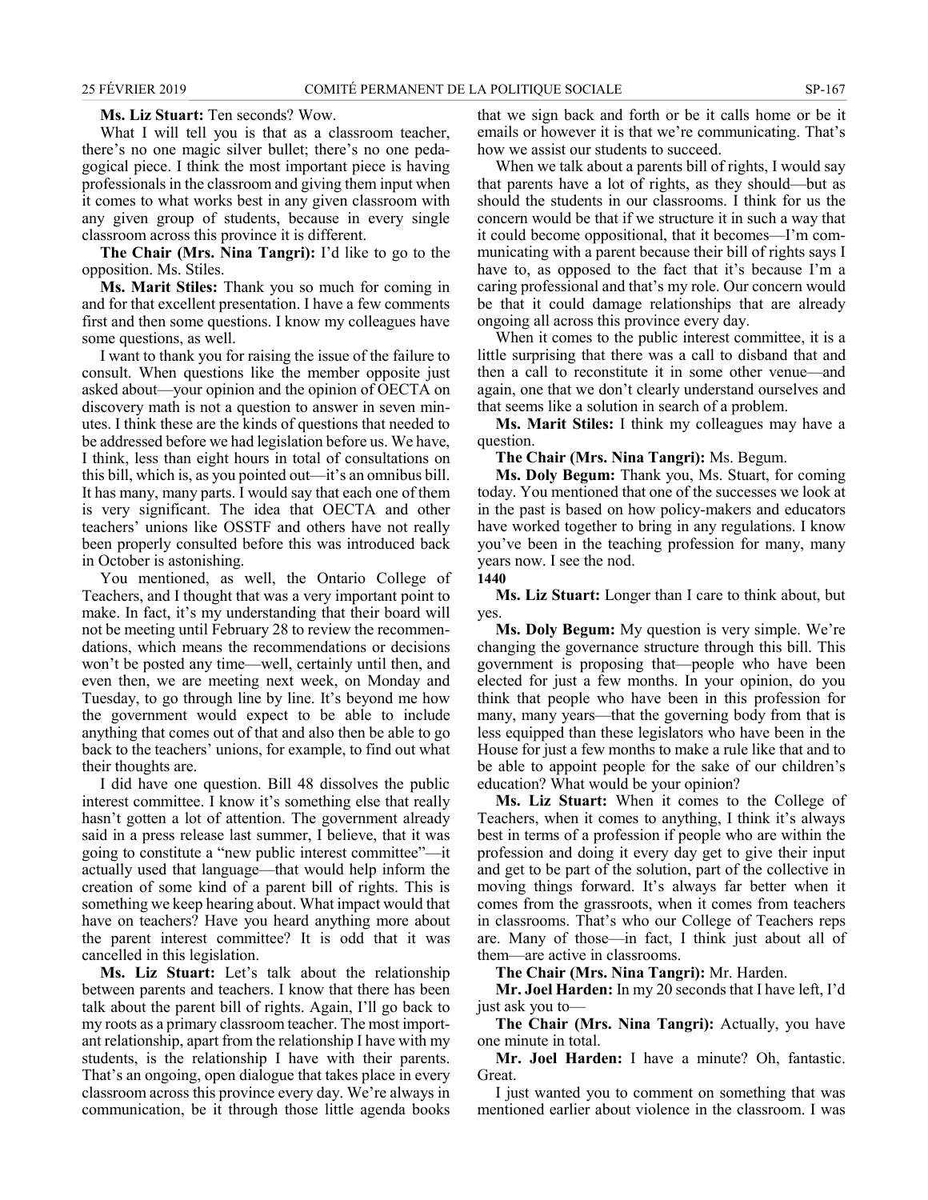**Ms. Liz Stuart:** Ten seconds? Wow.

What I will tell you is that as a classroom teacher, there's no one magic silver bullet; there's no one pedagogical piece. I think the most important piece is having professionals in the classroom and giving them input when it comes to what works best in any given classroom with any given group of students, because in every single classroom across this province it is different.

**The Chair (Mrs. Nina Tangri):** I'd like to go to the opposition. Ms. Stiles.

**Ms. Marit Stiles:** Thank you so much for coming in and for that excellent presentation. I have a few comments first and then some questions. I know my colleagues have some questions, as well.

I want to thank you for raising the issue of the failure to consult. When questions like the member opposite just asked about—your opinion and the opinion of OECTA on discovery math is not a question to answer in seven minutes. I think these are the kinds of questions that needed to be addressed before we had legislation before us. We have, I think, less than eight hours in total of consultations on this bill, which is, as you pointed out—it's an omnibus bill. It has many, many parts. I would say that each one of them is very significant. The idea that OECTA and other teachers' unions like OSSTF and others have not really been properly consulted before this was introduced back in October is astonishing.

You mentioned, as well, the Ontario College of Teachers, and I thought that was a very important point to make. In fact, it's my understanding that their board will not be meeting until February 28 to review the recommendations, which means the recommendations or decisions won't be posted any time—well, certainly until then, and even then, we are meeting next week, on Monday and Tuesday, to go through line by line. It's beyond me how the government would expect to be able to include anything that comes out of that and also then be able to go back to the teachers' unions, for example, to find out what their thoughts are.

I did have one question. Bill 48 dissolves the public interest committee. I know it's something else that really hasn't gotten a lot of attention. The government already said in a press release last summer, I believe, that it was going to constitute a "new public interest committee"—it actually used that language—that would help inform the creation of some kind of a parent bill of rights. This is something we keep hearing about. What impact would that have on teachers? Have you heard anything more about the parent interest committee? It is odd that it was cancelled in this legislation.

**Ms. Liz Stuart:** Let's talk about the relationship between parents and teachers. I know that there has been talk about the parent bill of rights. Again, I'll go back to my roots as a primary classroom teacher. The most important relationship, apart from the relationship I have with my students, is the relationship I have with their parents. That's an ongoing, open dialogue that takes place in every classroom across this province every day. We're always in communication, be it through those little agenda books that we sign back and forth or be it calls home or be it emails or however it is that we're communicating. That's how we assist our students to succeed.

When we talk about a parents bill of rights, I would say that parents have a lot of rights, as they should—but as should the students in our classrooms. I think for us the concern would be that if we structure it in such a way that it could become oppositional, that it becomes—I'm communicating with a parent because their bill of rights says I have to, as opposed to the fact that it's because I'm a caring professional and that's my role. Our concern would be that it could damage relationships that are already ongoing all across this province every day.

When it comes to the public interest committee, it is a little surprising that there was a call to disband that and then a call to reconstitute it in some other venue—and again, one that we don't clearly understand ourselves and that seems like a solution in search of a problem.

**Ms. Marit Stiles:** I think my colleagues may have a question.

**The Chair (Mrs. Nina Tangri):** Ms. Begum.

**Ms. Doly Begum:** Thank you, Ms. Stuart, for coming today. You mentioned that one of the successes we look at in the past is based on how policy-makers and educators have worked together to bring in any regulations. I know you've been in the teaching profession for many, many years now. I see the nod.

**1440**

**Ms. Liz Stuart:** Longer than I care to think about, but yes.

**Ms. Doly Begum:** My question is very simple. We're changing the governance structure through this bill. This government is proposing that—people who have been elected for just a few months. In your opinion, do you think that people who have been in this profession for many, many years—that the governing body from that is less equipped than these legislators who have been in the House for just a few months to make a rule like that and to be able to appoint people for the sake of our children's education? What would be your opinion?

**Ms. Liz Stuart:** When it comes to the College of Teachers, when it comes to anything, I think it's always best in terms of a profession if people who are within the profession and doing it every day get to give their input and get to be part of the solution, part of the collective in moving things forward. It's always far better when it comes from the grassroots, when it comes from teachers in classrooms. That's who our College of Teachers reps are. Many of those—in fact, I think just about all of them—are active in classrooms.

**The Chair (Mrs. Nina Tangri):** Mr. Harden.

**Mr. Joel Harden:** In my 20 seconds that I have left, I'd just ask you to—

**The Chair (Mrs. Nina Tangri):** Actually, you have one minute in total.

**Mr. Joel Harden:** I have a minute? Oh, fantastic. Great.

I just wanted you to comment on something that was mentioned earlier about violence in the classroom. I was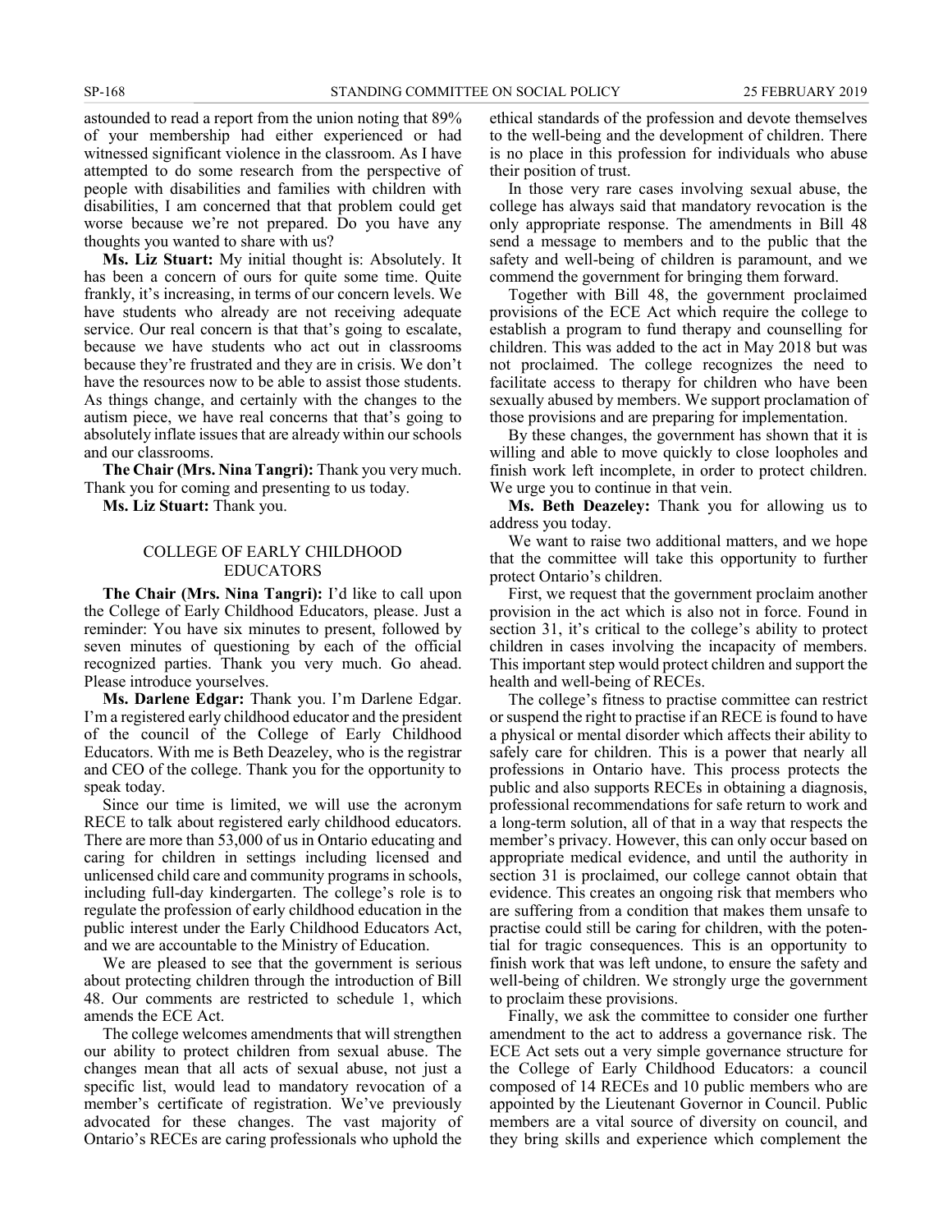astounded to read a report from the union noting that 89% of your membership had either experienced or had witnessed significant violence in the classroom. As I have attempted to do some research from the perspective of people with disabilities and families with children with disabilities, I am concerned that that problem could get worse because we're not prepared. Do you have any thoughts you wanted to share with us?

**Ms. Liz Stuart:** My initial thought is: Absolutely. It has been a concern of ours for quite some time. Quite frankly, it's increasing, in terms of our concern levels. We have students who already are not receiving adequate service. Our real concern is that that's going to escalate, because we have students who act out in classrooms because they're frustrated and they are in crisis. We don't have the resources now to be able to assist those students. As things change, and certainly with the changes to the autism piece, we have real concerns that that's going to absolutely inflate issues that are already within our schools and our classrooms.

**The Chair (Mrs. Nina Tangri):** Thank you very much. Thank you for coming and presenting to us today.

**Ms. Liz Stuart:** Thank you.

## COLLEGE OF EARLY CHILDHOOD EDUCATORS

**The Chair (Mrs. Nina Tangri):** I'd like to call upon the College of Early Childhood Educators, please. Just a reminder: You have six minutes to present, followed by seven minutes of questioning by each of the official recognized parties. Thank you very much. Go ahead. Please introduce yourselves.

**Ms. Darlene Edgar:** Thank you. I'm Darlene Edgar. I'm a registered early childhood educator and the president of the council of the College of Early Childhood Educators. With me is Beth Deazeley, who is the registrar and CEO of the college. Thank you for the opportunity to speak today.

Since our time is limited, we will use the acronym RECE to talk about registered early childhood educators. There are more than 53,000 of us in Ontario educating and caring for children in settings including licensed and unlicensed child care and community programs in schools, including full-day kindergarten. The college's role is to regulate the profession of early childhood education in the public interest under the Early Childhood Educators Act, and we are accountable to the Ministry of Education.

We are pleased to see that the government is serious about protecting children through the introduction of Bill 48. Our comments are restricted to schedule 1, which amends the ECE Act.

The college welcomes amendments that will strengthen our ability to protect children from sexual abuse. The changes mean that all acts of sexual abuse, not just a specific list, would lead to mandatory revocation of a member's certificate of registration. We've previously advocated for these changes. The vast majority of Ontario's RECEs are caring professionals who uphold the ethical standards of the profession and devote themselves to the well-being and the development of children. There is no place in this profession for individuals who abuse their position of trust.

In those very rare cases involving sexual abuse, the college has always said that mandatory revocation is the only appropriate response. The amendments in Bill 48 send a message to members and to the public that the safety and well-being of children is paramount, and we commend the government for bringing them forward.

Together with Bill 48, the government proclaimed provisions of the ECE Act which require the college to establish a program to fund therapy and counselling for children. This was added to the act in May 2018 but was not proclaimed. The college recognizes the need to facilitate access to therapy for children who have been sexually abused by members. We support proclamation of those provisions and are preparing for implementation.

By these changes, the government has shown that it is willing and able to move quickly to close loopholes and finish work left incomplete, in order to protect children. We urge you to continue in that vein.

**Ms. Beth Deazeley:** Thank you for allowing us to address you today.

We want to raise two additional matters, and we hope that the committee will take this opportunity to further protect Ontario's children.

First, we request that the government proclaim another provision in the act which is also not in force. Found in section 31, it's critical to the college's ability to protect children in cases involving the incapacity of members. This important step would protect children and support the health and well-being of RECEs.

The college's fitness to practise committee can restrict or suspend the right to practise if an RECE is found to have a physical or mental disorder which affects their ability to safely care for children. This is a power that nearly all professions in Ontario have. This process protects the public and also supports RECEs in obtaining a diagnosis, professional recommendations for safe return to work and a long-term solution, all of that in a way that respects the member's privacy. However, this can only occur based on appropriate medical evidence, and until the authority in section 31 is proclaimed, our college cannot obtain that evidence. This creates an ongoing risk that members who are suffering from a condition that makes them unsafe to practise could still be caring for children, with the potential for tragic consequences. This is an opportunity to finish work that was left undone, to ensure the safety and well-being of children. We strongly urge the government to proclaim these provisions.

Finally, we ask the committee to consider one further amendment to the act to address a governance risk. The ECE Act sets out a very simple governance structure for the College of Early Childhood Educators: a council composed of 14 RECEs and 10 public members who are appointed by the Lieutenant Governor in Council. Public members are a vital source of diversity on council, and they bring skills and experience which complement the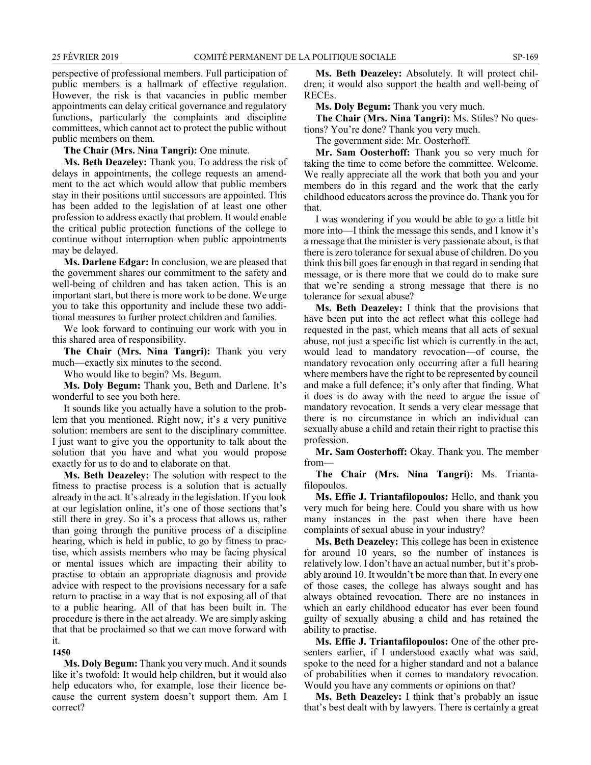perspective of professional members. Full participation of public members is a hallmark of effective regulation. However, the risk is that vacancies in public member appointments can delay critical governance and regulatory functions, particularly the complaints and discipline committees, which cannot act to protect the public without public members on them.

**The Chair (Mrs. Nina Tangri):** One minute.

**Ms. Beth Deazeley:** Thank you. To address the risk of delays in appointments, the college requests an amendment to the act which would allow that public members stay in their positions until successors are appointed. This has been added to the legislation of at least one other profession to address exactly that problem. It would enable the critical public protection functions of the college to continue without interruption when public appointments may be delayed.

**Ms. Darlene Edgar:** In conclusion, we are pleased that the government shares our commitment to the safety and well-being of children and has taken action. This is an important start, but there is more work to be done. We urge you to take this opportunity and include these two additional measures to further protect children and families.

We look forward to continuing our work with you in this shared area of responsibility.

**The Chair (Mrs. Nina Tangri):** Thank you very much—exactly six minutes to the second.

Who would like to begin? Ms. Begum.

**Ms. Doly Begum:** Thank you, Beth and Darlene. It's wonderful to see you both here.

It sounds like you actually have a solution to the problem that you mentioned. Right now, it's a very punitive solution: members are sent to the disciplinary committee. I just want to give you the opportunity to talk about the solution that you have and what you would propose exactly for us to do and to elaborate on that.

**Ms. Beth Deazeley:** The solution with respect to the fitness to practise process is a solution that is actually already in the act. It's already in the legislation. If you look at our legislation online, it's one of those sections that's still there in grey. So it's a process that allows us, rather than going through the punitive process of a discipline hearing, which is held in public, to go by fitness to practise, which assists members who may be facing physical or mental issues which are impacting their ability to practise to obtain an appropriate diagnosis and provide advice with respect to the provisions necessary for a safe return to practise in a way that is not exposing all of that to a public hearing. All of that has been built in. The procedure is there in the act already. We are simply asking that that be proclaimed so that we can move forward with it.

**1450**

**Ms. Doly Begum:** Thank you very much. And it sounds like it's twofold: It would help children, but it would also help educators who, for example, lose their licence because the current system doesn't support them. Am I correct?

**Ms. Beth Deazeley:** Absolutely. It will protect children; it would also support the health and well-being of RECEs.

**Ms. Doly Begum:** Thank you very much.

**The Chair (Mrs. Nina Tangri):** Ms. Stiles? No questions? You're done? Thank you very much.

The government side: Mr. Oosterhoff.

**Mr. Sam Oosterhoff:** Thank you so very much for taking the time to come before the committee. Welcome. We really appreciate all the work that both you and your members do in this regard and the work that the early childhood educators across the province do. Thank you for that.

I was wondering if you would be able to go a little bit more into—I think the message this sends, and I know it's a message that the minister is very passionate about, is that there is zero tolerance for sexual abuse of children. Do you think this bill goes far enough in that regard in sending that message, or is there more that we could do to make sure that we're sending a strong message that there is no tolerance for sexual abuse?

**Ms. Beth Deazeley:** I think that the provisions that have been put into the act reflect what this college had requested in the past, which means that all acts of sexual abuse, not just a specific list which is currently in the act, would lead to mandatory revocation—of course, the mandatory revocation only occurring after a full hearing where members have the right to be represented by council and make a full defence; it's only after that finding. What it does is do away with the need to argue the issue of mandatory revocation. It sends a very clear message that there is no circumstance in which an individual can sexually abuse a child and retain their right to practise this profession.

**Mr. Sam Oosterhoff:** Okay. Thank you. The member from—

**The Chair (Mrs. Nina Tangri):** Ms. Triantafilopoulos.

**Ms. Effie J. Triantafilopoulos:** Hello, and thank you very much for being here. Could you share with us how many instances in the past when there have been complaints of sexual abuse in your industry?

**Ms. Beth Deazeley:** This college has been in existence for around 10 years, so the number of instances is relatively low. I don't have an actual number, but it's probably around 10. It wouldn't be more than that. In every one of those cases, the college has always sought and has always obtained revocation. There are no instances in which an early childhood educator has ever been found guilty of sexually abusing a child and has retained the ability to practise.

**Ms. Effie J. Triantafilopoulos:** One of the other presenters earlier, if I understood exactly what was said, spoke to the need for a higher standard and not a balance of probabilities when it comes to mandatory revocation. Would you have any comments or opinions on that?

**Ms. Beth Deazeley:** I think that's probably an issue that's best dealt with by lawyers. There is certainly a great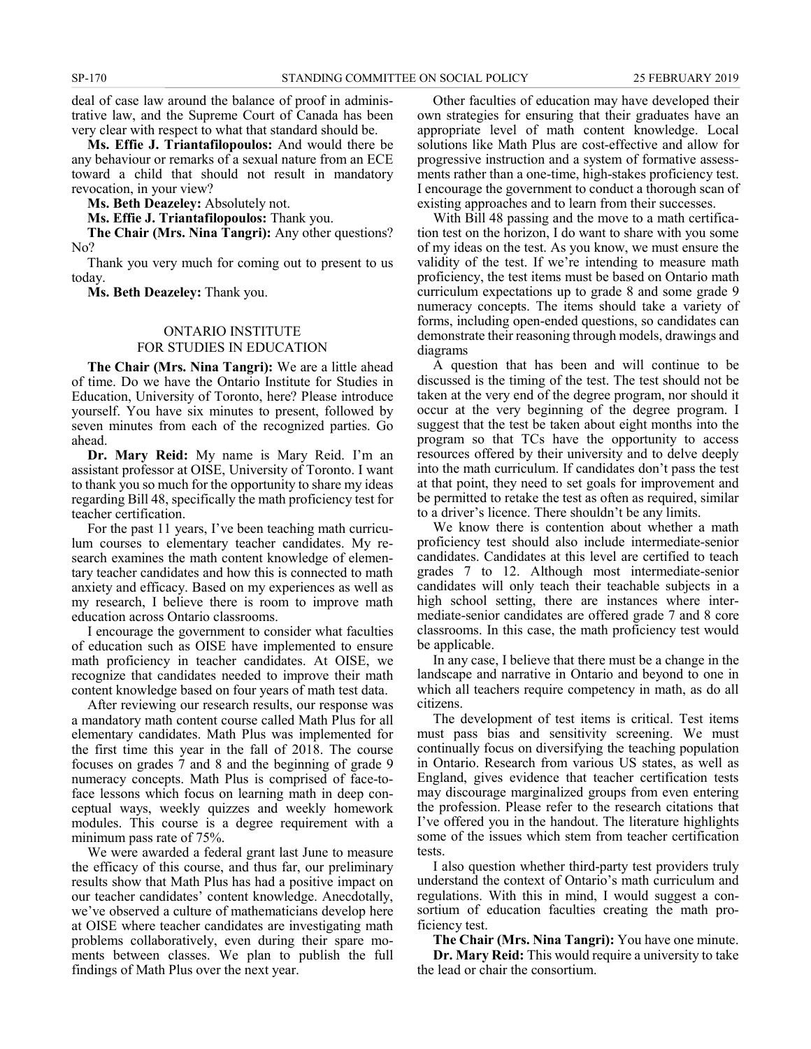deal of case law around the balance of proof in administrative law, and the Supreme Court of Canada has been very clear with respect to what that standard should be.

**Ms. Effie J. Triantafilopoulos:** And would there be any behaviour or remarks of a sexual nature from an ECE toward a child that should not result in mandatory revocation, in your view?

**Ms. Beth Deazeley:** Absolutely not.

**Ms. Effie J. Triantafilopoulos:** Thank you.

**The Chair (Mrs. Nina Tangri):** Any other questions? No?

Thank you very much for coming out to present to us today.

**Ms. Beth Deazeley:** Thank you.

## ONTARIO INSTITUTE FOR STUDIES IN EDUCATION

**The Chair (Mrs. Nina Tangri):** We are a little ahead of time. Do we have the Ontario Institute for Studies in Education, University of Toronto, here? Please introduce yourself. You have six minutes to present, followed by seven minutes from each of the recognized parties. Go ahead.

**Dr. Mary Reid:** My name is Mary Reid. I'm an assistant professor at OISE, University of Toronto. I want to thank you so much for the opportunity to share my ideas regarding Bill 48, specifically the math proficiency test for teacher certification.

For the past 11 years, I've been teaching math curriculum courses to elementary teacher candidates. My research examines the math content knowledge of elementary teacher candidates and how this is connected to math anxiety and efficacy. Based on my experiences as well as my research, I believe there is room to improve math education across Ontario classrooms.

I encourage the government to consider what faculties of education such as OISE have implemented to ensure math proficiency in teacher candidates. At OISE, we recognize that candidates needed to improve their math content knowledge based on four years of math test data.

After reviewing our research results, our response was a mandatory math content course called Math Plus for all elementary candidates. Math Plus was implemented for the first time this year in the fall of 2018. The course focuses on grades 7 and 8 and the beginning of grade 9 numeracy concepts. Math Plus is comprised of face-to-face lessons which focus on learning math in deep conceptual ways, weekly quizzes and weekly homework modules. This course is a degree requirement with a minimum pass rate of 75%.

We were awarded a federal grant last June to measure the efficacy of this course, and thus far, our preliminary results show that Math Plus has had a positive impact on our teacher candidates' content knowledge. Anecdotally, we've observed a culture of mathematicians develop here at OISE where teacher candidates are investigating math problems collaboratively, even during their spare moments between classes. We plan to publish the full findings of Math Plus over the next year.

Other faculties of education may have developed their own strategies for ensuring that their graduates have an appropriate level of math content knowledge. Local solutions like Math Plus are cost-effective and allow for progressive instruction and a system of formative assessments rather than a one-time, high-stakes proficiency test. I encourage the government to conduct a thorough scan of existing approaches and to learn from their successes.

With Bill 48 passing and the move to a math certification test on the horizon, I do want to share with you some of my ideas on the test. As you know, we must ensure the validity of the test. If we're intending to measure math proficiency, the test items must be based on Ontario math curriculum expectations up to grade 8 and some grade 9 numeracy concepts. The items should take a variety of forms, including open-ended questions, so candidates can demonstrate their reasoning through models, drawings and diagrams

A question that has been and will continue to be discussed is the timing of the test. The test should not be taken at the very end of the degree program, nor should it occur at the very beginning of the degree program. I suggest that the test be taken about eight months into the program so that TCs have the opportunity to access resources offered by their university and to delve deeply into the math curriculum. If candidates don't pass the test at that point, they need to set goals for improvement and be permitted to retake the test as often as required, similar to a driver's licence. There shouldn't be any limits.

We know there is contention about whether a math proficiency test should also include intermediate-senior candidates. Candidates at this level are certified to teach grades 7 to 12. Although most intermediate-senior candidates will only teach their teachable subjects in a high school setting, there are instances where intermediate-senior candidates are offered grade 7 and 8 core classrooms. In this case, the math proficiency test would be applicable.

In any case, I believe that there must be a change in the landscape and narrative in Ontario and beyond to one in which all teachers require competency in math, as do all citizens.

The development of test items is critical. Test items must pass bias and sensitivity screening. We must continually focus on diversifying the teaching population in Ontario. Research from various US states, as well as England, gives evidence that teacher certification tests may discourage marginalized groups from even entering the profession. Please refer to the research citations that I've offered you in the handout. The literature highlights some of the issues which stem from teacher certification tests.

I also question whether third-party test providers truly understand the context of Ontario's math curriculum and regulations. With this in mind, I would suggest a consortium of education faculties creating the math proficiency test.

**The Chair (Mrs. Nina Tangri):** You have one minute.

**Dr. Mary Reid:** This would require a university to take the lead or chair the consortium.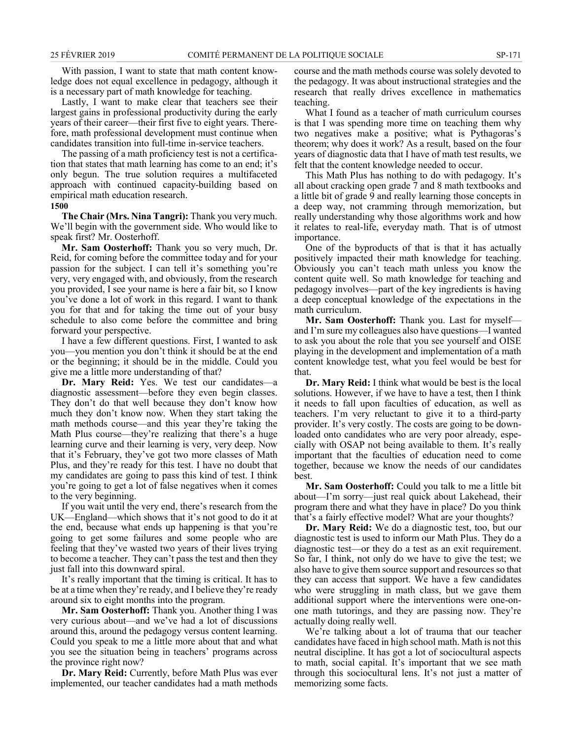With passion, I want to state that math content knowledge does not equal excellence in pedagogy, although it is a necessary part of math knowledge for teaching.

Lastly, I want to make clear that teachers see their largest gains in professional productivity during the early years of their career—their first five to eight years. Therefore, math professional development must continue when candidates transition into full-time in-service teachers.

The passing of a math proficiency test is not a certification that states that math learning has come to an end; it's only begun. The true solution requires a multifaceted approach with continued capacity-building based on empirical math education research.

**1500**

**The Chair (Mrs. Nina Tangri):** Thank you very much. We'll begin with the government side. Who would like to speak first? Mr. Oosterhoff.

**Mr. Sam Oosterhoff:** Thank you so very much, Dr. Reid, for coming before the committee today and for your passion for the subject. I can tell it's something you're very, very engaged with, and obviously, from the research you provided, I see your name is here a fair bit, so I know you've done a lot of work in this regard. I want to thank you for that and for taking the time out of your busy schedule to also come before the committee and bring forward your perspective.

I have a few different questions. First, I wanted to ask you—you mention you don't think it should be at the end or the beginning; it should be in the middle. Could you give me a little more understanding of that?

**Dr. Mary Reid:** Yes. We test our candidates—a diagnostic assessment—before they even begin classes. They don't do that well because they don't know how much they don't know now. When they start taking the math methods course—and this year they're taking the Math Plus course—they're realizing that there's a huge learning curve and their learning is very, very deep. Now that it's February, they've got two more classes of Math Plus, and they're ready for this test. I have no doubt that my candidates are going to pass this kind of test. I think you're going to get a lot of false negatives when it comes to the very beginning.

If you wait until the very end, there's research from the UK—England—which shows that it's not good to do it at the end, because what ends up happening is that you're going to get some failures and some people who are feeling that they've wasted two years of their lives trying to become a teacher. They can't pass the test and then they just fall into this downward spiral.

It's really important that the timing is critical. It has to be at a time when they're ready, and I believe they're ready around six to eight months into the program.

**Mr. Sam Oosterhoff:** Thank you. Another thing I was very curious about—and we've had a lot of discussions around this, around the pedagogy versus content learning. Could you speak to me a little more about that and what you see the situation being in teachers' programs across the province right now?

**Dr. Mary Reid:** Currently, before Math Plus was ever implemented, our teacher candidates had a math methods course and the math methods course was solely devoted to the pedagogy. It was about instructional strategies and the research that really drives excellence in mathematics teaching.

What I found as a teacher of math curriculum courses is that I was spending more time on teaching them why two negatives make a positive; what is Pythagoras's theorem; why does it work? As a result, based on the four years of diagnostic data that I have of math test results, we felt that the content knowledge needed to occur.

This Math Plus has nothing to do with pedagogy. It's all about cracking open grade 7 and 8 math textbooks and a little bit of grade 9 and really learning those concepts in a deep way, not cramming through memorization, but really understanding why those algorithms work and how it relates to real-life, everyday math. That is of utmost importance.

One of the byproducts of that is that it has actually positively impacted their math knowledge for teaching. Obviously you can't teach math unless you know the content quite well. So math knowledge for teaching and pedagogy involves—part of the key ingredients is having a deep conceptual knowledge of the expectations in the math curriculum.

**Mr. Sam Oosterhoff:** Thank you. Last for myself—and I'm sure my colleagues also have questions—I wanted to ask you about the role that you see yourself and OISE playing in the development and implementation of a math content knowledge test, what you feel would be best for that.

**Dr. Mary Reid:** I think what would be best is the local solutions. However, if we have to have a test, then I think it needs to fall upon faculties of education, as well as teachers. I'm very reluctant to give it to a third-party provider. It's very costly. The costs are going to be downloaded onto candidates who are very poor already, especially with OSAP not being available to them. It's really important that the faculties of education need to come together, because we know the needs of our candidates best.

**Mr. Sam Oosterhoff:** Could you talk to me a little bit about—I'm sorry—just real quick about Lakehead, their program there and what they have in place? Do you think that's a fairly effective model? What are your thoughts?

**Dr. Mary Reid:** We do a diagnostic test, too, but our diagnostic test is used to inform our Math Plus. They do a diagnostic test—or they do a test as an exit requirement. So far, I think, not only do we have to give the test; we also have to give them source support and resources so that they can access that support. We have a few candidates who were struggling in math class, but we gave them additional support where the interventions were one-on-one math tutorings, and they are passing now. They're actually doing really well.

We're talking about a lot of trauma that our teacher candidates have faced in high school math. Math is not this neutral discipline. It has got a lot of sociocultural aspects to math, social capital. It's important that we see math through this sociocultural lens. It's not just a matter of memorizing some facts.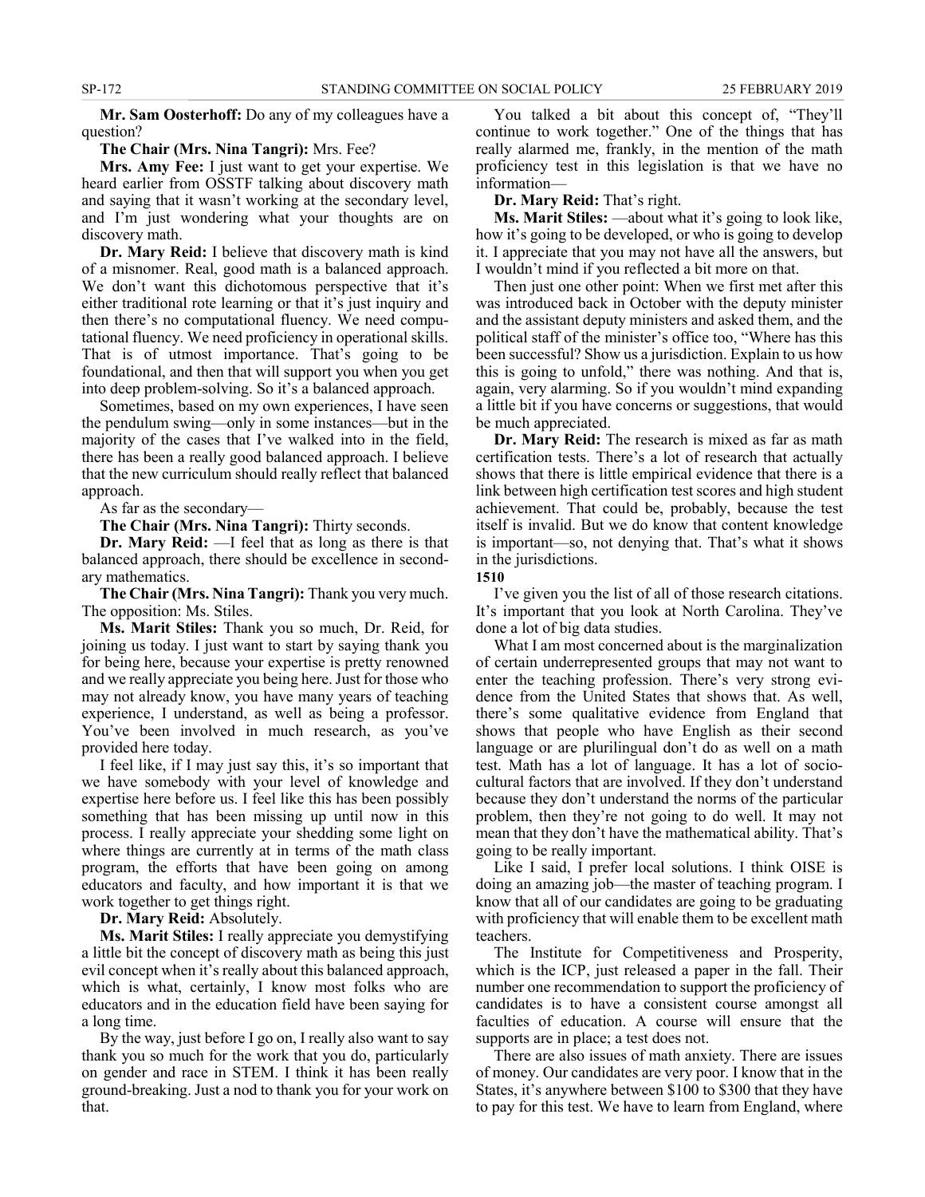**Mr. Sam Oosterhoff:** Do any of my colleagues have a question?

**The Chair (Mrs. Nina Tangri):** Mrs. Fee?

**Mrs. Amy Fee:** I just want to get your expertise. We heard earlier from OSSTF talking about discovery math and saying that it wasn't working at the secondary level, and I'm just wondering what your thoughts are on discovery math.

**Dr. Mary Reid:** I believe that discovery math is kind of a misnomer. Real, good math is a balanced approach. We don't want this dichotomous perspective that it's either traditional rote learning or that it's just inquiry and then there's no computational fluency. We need computational fluency. We need proficiency in operational skills. That is of utmost importance. That's going to be foundational, and then that will support you when you get into deep problem-solving. So it's a balanced approach.

Sometimes, based on my own experiences, I have seen the pendulum swing—only in some instances—but in the majority of the cases that I've walked into in the field, there has been a really good balanced approach. I believe that the new curriculum should really reflect that balanced approach.

As far as the secondary—

**The Chair (Mrs. Nina Tangri):** Thirty seconds.

**Dr. Mary Reid:** —I feel that as long as there is that balanced approach, there should be excellence in secondary mathematics.

**The Chair (Mrs. Nina Tangri):** Thank you very much. The opposition: Ms. Stiles.

**Ms. Marit Stiles:** Thank you so much, Dr. Reid, for joining us today. I just want to start by saying thank you for being here, because your expertise is pretty renowned and we really appreciate you being here. Just for those who may not already know, you have many years of teaching experience, I understand, as well as being a professor. You've been involved in much research, as you've provided here today.

I feel like, if I may just say this, it's so important that we have somebody with your level of knowledge and expertise here before us. I feel like this has been possibly something that has been missing up until now in this process. I really appreciate your shedding some light on where things are currently at in terms of the math class program, the efforts that have been going on among educators and faculty, and how important it is that we work together to get things right.

**Dr. Mary Reid:** Absolutely.

**Ms. Marit Stiles:** I really appreciate you demystifying a little bit the concept of discovery math as being this just evil concept when it's really about this balanced approach, which is what, certainly, I know most folks who are educators and in the education field have been saying for a long time.

By the way, just before I go on, I really also want to say thank you so much for the work that you do, particularly on gender and race in STEM. I think it has been really ground-breaking. Just a nod to thank you for your work on that.

You talked a bit about this concept of, "They'll continue to work together." One of the things that has really alarmed me, frankly, in the mention of the math proficiency test in this legislation is that we have no information—

**Dr. Mary Reid:** That's right.

**Ms. Marit Stiles:** —about what it's going to look like, how it's going to be developed, or who is going to develop it. I appreciate that you may not have all the answers, but I wouldn't mind if you reflected a bit more on that.

Then just one other point: When we first met after this was introduced back in October with the deputy minister and the assistant deputy ministers and asked them, and the political staff of the minister's office too, "Where has this been successful? Show us a jurisdiction. Explain to us how this is going to unfold," there was nothing. And that is, again, very alarming. So if you wouldn't mind expanding a little bit if you have concerns or suggestions, that would be much appreciated.

**Dr. Mary Reid:** The research is mixed as far as math certification tests. There's a lot of research that actually shows that there is little empirical evidence that there is a link between high certification test scores and high student achievement. That could be, probably, because the test itself is invalid. But we do know that content knowledge is important—so, not denying that. That's what it shows in the jurisdictions.

**1510**

I've given you the list of all of those research citations. It's important that you look at North Carolina. They've done a lot of big data studies.

What I am most concerned about is the marginalization of certain underrepresented groups that may not want to enter the teaching profession. There's very strong evidence from the United States that shows that. As well, there's some qualitative evidence from England that shows that people who have English as their second language or are plurilingual don't do as well on a math test. Math has a lot of language. It has a lot of sociocultural factors that are involved. If they don't understand because they don't understand the norms of the particular problem, then they're not going to do well. It may not mean that they don't have the mathematical ability. That's going to be really important.

Like I said, I prefer local solutions. I think OISE is doing an amazing job—the master of teaching program. I know that all of our candidates are going to be graduating with proficiency that will enable them to be excellent math teachers.

The Institute for Competitiveness and Prosperity, which is the ICP, just released a paper in the fall. Their number one recommendation to support the proficiency of candidates is to have a consistent course amongst all faculties of education. A course will ensure that the supports are in place; a test does not.

There are also issues of math anxiety. There are issues of money. Our candidates are very poor. I know that in the States, it's anywhere between $100 to $300 that they have to pay for this test. We have to learn from England, where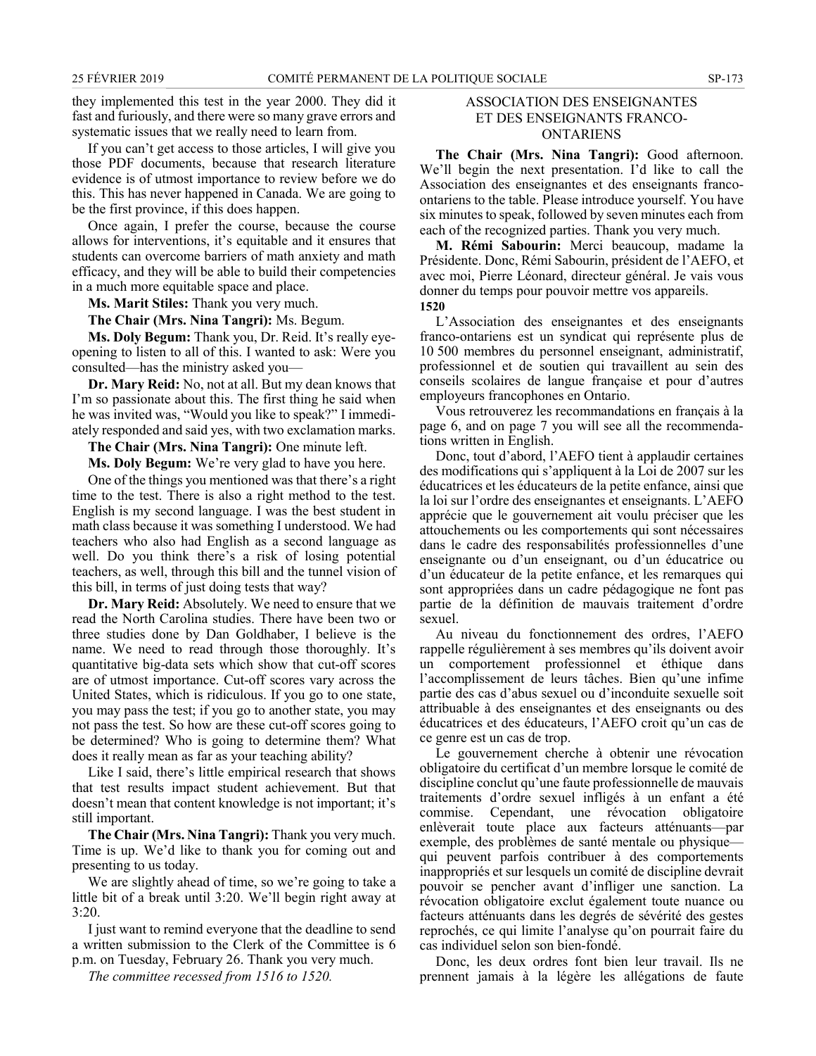they implemented this test in the year 2000. They did it fast and furiously, and there were so many grave errors and systematic issues that we really need to learn from.

If you can't get access to those articles, I will give you those PDF documents, because that research literature evidence is of utmost importance to review before we do this. This has never happened in Canada. We are going to be the first province, if this does happen.

Once again, I prefer the course, because the course allows for interventions, it's equitable and it ensures that students can overcome barriers of math anxiety and math efficacy, and they will be able to build their competencies in a much more equitable space and place.

**Ms. Marit Stiles:** Thank you very much.

**The Chair (Mrs. Nina Tangri):** Ms. Begum.

**Ms. Doly Begum:** Thank you, Dr. Reid. It's really eye-opening to listen to all of this. I wanted to ask: Were you consulted—has the ministry asked you—

**Dr. Mary Reid:** No, not at all. But my dean knows that I'm so passionate about this. The first thing he said when he was invited was, "Would you like to speak?" I immediately responded and said yes, with two exclamation marks.

**The Chair (Mrs. Nina Tangri):** One minute left.

**Ms. Doly Begum:** We're very glad to have you here.

One of the things you mentioned was that there's a right time to the test. There is also a right method to the test. English is my second language. I was the best student in math class because it was something I understood. We had teachers who also had English as a second language as well. Do you think there's a risk of losing potential teachers, as well, through this bill and the tunnel vision of this bill, in terms of just doing tests that way?

**Dr. Mary Reid:** Absolutely. We need to ensure that we read the North Carolina studies. There have been two or three studies done by Dan Goldhaber, I believe is the name. We need to read through those thoroughly. It's quantitative big-data sets which show that cut-off scores are of utmost importance. Cut-off scores vary across the United States, which is ridiculous. If you go to one state, you may pass the test; if you go to another state, you may not pass the test. So how are these cut-off scores going to be determined? Who is going to determine them? What does it really mean as far as your teaching ability?

Like I said, there's little empirical research that shows that test results impact student achievement. But that doesn't mean that content knowledge is not important; it's still important.

**The Chair (Mrs. Nina Tangri):** Thank you very much. Time is up. We'd like to thank you for coming out and presenting to us today.

We are slightly ahead of time, so we're going to take a little bit of a break until 3:20. We'll begin right away at 3:20.

I just want to remind everyone that the deadline to send a written submission to the Clerk of the Committee is 6 p.m. on Tuesday, February 26. Thank you very much.

*The committee recessed from 1516 to 1520.*

## ASSOCIATION DES ENSEIGNANTES ET DES ENSEIGNANTS FRANCO-ONTARIENS

**The Chair (Mrs. Nina Tangri):** Good afternoon. We'll begin the next presentation. I'd like to call the Association des enseignantes et des enseignants franco-ontariens to the table. Please introduce yourself. You have six minutes to speak, followed by seven minutes each from each of the recognized parties. Thank you very much.

**M. Rémi Sabourin:** Merci beaucoup, madame la Présidente. Donc, Rémi Sabourin, président de l'AEFO, et avec moi, Pierre Léonard, directeur général. Je vais vous donner du temps pour pouvoir mettre vos appareils.

**1520**

L'Association des enseignantes et des enseignants franco-ontariens est un syndicat qui représente plus de 10 500 membres du personnel enseignant, administratif, professionnel et de soutien qui travaillent au sein des conseils scolaires de langue française et pour d'autres employeurs francophones en Ontario.

Vous retrouverez les recommandations en français à la page 6, and on page 7 you will see all the recommendations written in English.

Donc, tout d'abord, l'AEFO tient à applaudir certaines des modifications qui s'appliquent à la Loi de 2007 sur les éducatrices et les éducateurs de la petite enfance, ainsi que la loi sur l'ordre des enseignantes et enseignants. L'AEFO apprécie que le gouvernement ait voulu préciser que les attouchements ou les comportements qui sont nécessaires dans le cadre des responsabilités professionnelles d'une enseignante ou d'un enseignant, ou d'une éducatrice ou d'un éducateur de la petite enfance, et les remarques qui sont appropriées dans un cadre pédagogique ne font pas partie de la définition de mauvais traitement d'ordre sexuel.

Au niveau du fonctionnement des ordres, l'AEFO rappelle régulièrement à ses membres qu'ils doivent avoir un comportement professionnel et éthique dans l'accomplissement de leurs tâches. Bien qu'une infime partie des cas d'abus sexuel ou d'inconduite sexuelle soit attribuable à des enseignantes et des enseignants ou des éducatrices et des éducateurs, l'AEFO croit qu'un cas de ce genre est un cas de trop.

Le gouvernement cherche à obtenir une révocation obligatoire du certificat d'un membre lorsque le comité de discipline conclut qu'une faute professionnelle de mauvais traitements d'ordre sexuel infligés à un enfant a été commise. Cependant, une révocation obligatoire enlèverait toute place aux facteurs atténuants—par exemple, des problèmes de santé mentale ou physique—qui peuvent parfois contribuer à des comportements inappropriés et sur lesquels un comité de discipline devrait pouvoir se pencher avant d'infliger une sanction. La révocation obligatoire exclut également toute nuance ou facteurs atténuants dans les degrés de sévérité des gestes reprochés, ce qui limite l'analyse qu'on pourrait faire du cas individuel selon son bien-fondé.

Donc, les deux ordres font bien leur travail. Ils ne prennent jamais à la légère les allégations de faute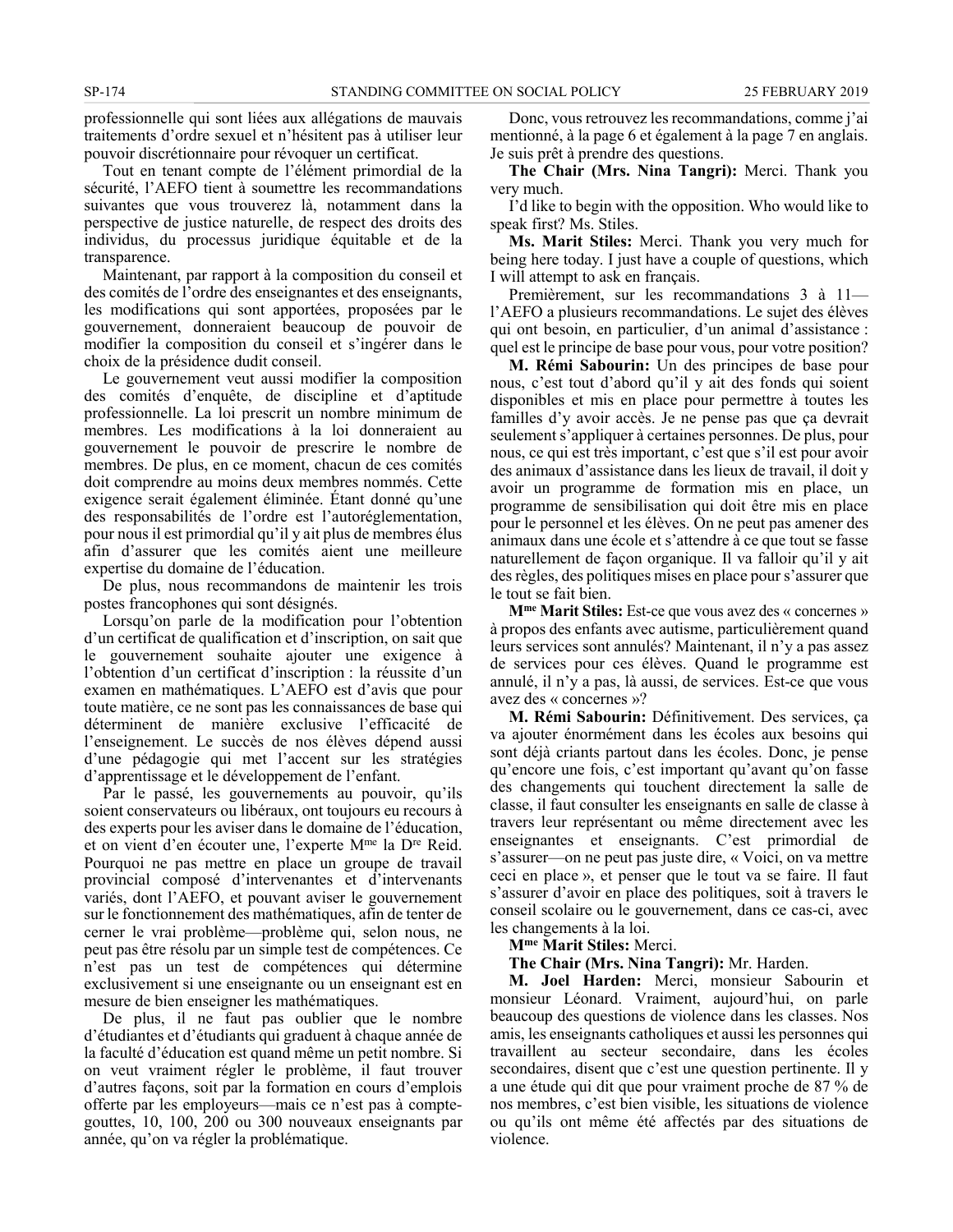professionnelle qui sont liées aux allégations de mauvais traitements d'ordre sexuel et n'hésitent pas à utiliser leur pouvoir discrétionnaire pour révoquer un certificat.

Tout en tenant compte de l'élément primordial de la sécurité, l'AEFO tient à soumettre les recommandations suivantes que vous trouverez là, notamment dans la perspective de justice naturelle, de respect des droits des individus, du processus juridique équitable et de la transparence.

Maintenant, par rapport à la composition du conseil et des comités de l'ordre des enseignantes et des enseignants, les modifications qui sont apportées, proposées par le gouvernement, donneraient beaucoup de pouvoir de modifier la composition du conseil et s'ingérer dans le choix de la présidence dudit conseil.

Le gouvernement veut aussi modifier la composition des comités d'enquête, de discipline et d'aptitude professionnelle. La loi prescrit un nombre minimum de membres. Les modifications à la loi donneraient au gouvernement le pouvoir de prescrire le nombre de membres. De plus, en ce moment, chacun de ces comités doit comprendre au moins deux membres nommés. Cette exigence serait également éliminée. Étant donné qu'une des responsabilités de l'ordre est l'autoréglementation, pour nous il est primordial qu'il y ait plus de membres élus afin d'assurer que les comités aient une meilleure expertise du domaine de l'éducation.

De plus, nous recommandons de maintenir les trois postes francophones qui sont désignés.

Lorsqu'on parle de la modification pour l'obtention d'un certificat de qualification et d'inscription, on sait que le gouvernement souhaite ajouter une exigence à l'obtention d'un certificat d'inscription : la réussite d'un examen en mathématiques. L'AEFO est d'avis que pour toute matière, ce ne sont pas les connaissances de base qui déterminent de manière exclusive l'efficacité de l'enseignement. Le succès de nos élèves dépend aussi d'une pédagogie qui met l'accent sur les stratégies d'apprentissage et le développement de l'enfant.

Par le passé, les gouvernements au pouvoir, qu'ils soient conservateurs ou libéraux, ont toujours eu recours à des experts pour les aviser dans le domaine de l'éducation, et on vient d'en écouter une, l'experte M[me] la D[re] Reid. Pourquoi ne pas mettre en place un groupe de travail provincial composé d'intervenantes et d'intervenants variés, dont l'AEFO, et pouvant aviser le gouvernement sur le fonctionnement des mathématiques, afin de tenter de cerner le vrai problème—problème qui, selon nous, ne peut pas être résolu par un simple test de compétences. Ce n'est pas un test de compétences qui détermine exclusivement si une enseignante ou un enseignant est en mesure de bien enseigner les mathématiques.

De plus, il ne faut pas oublier que le nombre d'étudiantes et d'étudiants qui graduent à chaque année de la faculté d'éducation est quand même un petit nombre. Si on veut vraiment régler le problème, il faut trouver d'autres façons, soit par la formation en cours d'emploi offerte par les employeurs—mais ce n'est pas à compte-gouttes, 10, 100, 200 ou 300 nouveaux enseignants par année, qu'on va régler la problématique.

Donc, vous retrouvez les recommandations, comme j'ai mentionné, à la page 6 et également à la page 7 en anglais. Je suis prêt à prendre des questions.

**The Chair (Mrs. Nina Tangri):** Merci. Thank you very much.

I'd like to begin with the opposition. Who would like to speak first? Ms. Stiles.

**Ms. Marit Stiles:** Merci. Thank you very much for being here today. I just have a couple of questions, which I will attempt to ask en français.

Premièrement, sur les recommandations 3 à 11—l'AEFO a plusieurs recommandations. Le sujet des élèves qui ont besoin, en particulier, d'un animal d'assistance : quel est le principe de base pour vous, pour votre position?

**M. Rémi Sabourin:** Un des principes de base pour nous, c'est tout d'abord qu'il y ait des fonds qui soient disponibles et mis en place pour permettre à toutes les familles d'y avoir accès. Je ne pense pas que ça devrait seulement s'appliquer à certaines personnes. De plus, pour nous, ce qui est très important, c'est que s'il est pour avoir des animaux d'assistance dans les lieux de travail, il doit y avoir un programme de formation mis en place, un programme de sensibilisation qui doit être mis en place pour le personnel et les élèves. On ne peut pas amener des animaux dans une école et s'attendre à ce que tout se fasse naturellement de façon organique. Il va falloir qu'il y ait des règles, des politiques mises en place pour s'assurer que le tout se fait bien.

**M[me] Marit Stiles:** Est-ce que vous avez des « concernes » à propos des enfants avec autisme, particulièrement quand leurs services sont annulés? Maintenant, il n'y a pas assez de services pour ces élèves. Quand le programme est annulé, il n'y a pas, là aussi, de services. Est-ce que vous avez des « concernes »?

**M. Rémi Sabourin:** Définitivement. Des services, ça va ajouter énormément dans les écoles aux besoins qui sont déjà criants partout dans les écoles. Donc, je pense qu'encore une fois, c'est important qu'avant qu'on fasse des changements qui touchent directement la salle de classe, il faut consulter les enseignants en salle de classe à travers leur représentant ou même directement avec les enseignantes et enseignants. C'est primordial de s'assurer—on ne peut pas juste dire, « Voici, on va mettre ceci en place », et penser que le tout va se faire. Il faut s'assurer d'avoir en place des politiques, soit à travers le conseil scolaire ou le gouvernement, dans ce cas-ci, avec les changements à la loi.

**M[me] Marit Stiles:** Merci.

**The Chair (Mrs. Nina Tangri):** Mr. Harden.

**M. Joel Harden:** Merci, monsieur Sabourin et monsieur Léonard. Vraiment, aujourd'hui, on parle beaucoup des questions de violence dans les classes. Nos amis, les enseignants catholiques et aussi les personnes qui travaillent au secteur secondaire, dans les écoles secondaires, disent que c'est une question pertinente. Il y a une étude qui dit que pour vraiment proche de 87 % de nos membres, c'est bien visible, les situations de violence ou qu'ils ont même été affectés par des situations de violence.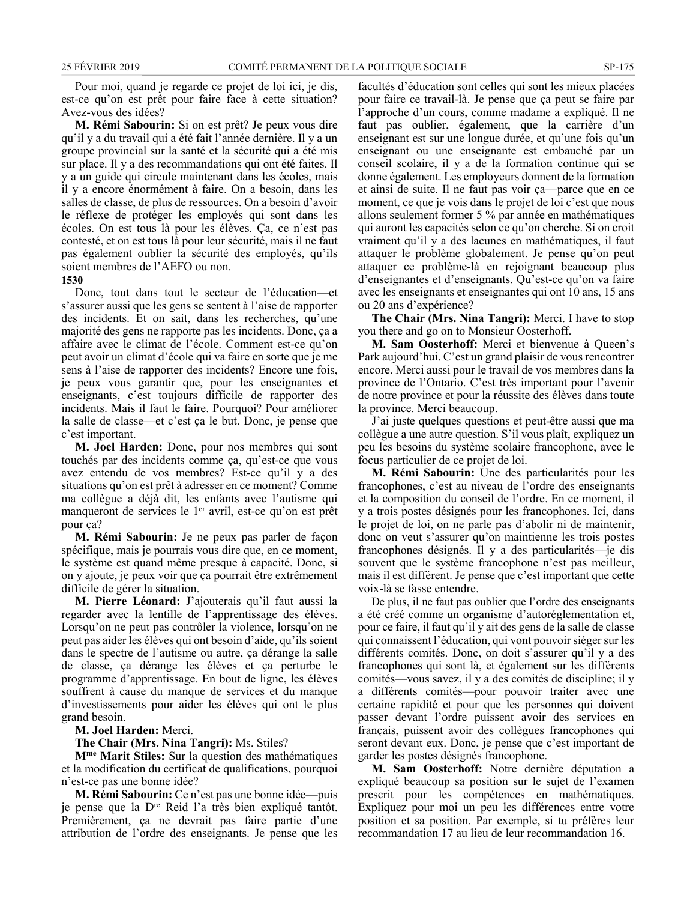Pour moi, quand je regarde ce projet de loi ici, je dis, est-ce qu'on est prêt pour faire face à cette situation? Avez-vous des idées?

**M. Rémi Sabourin:** Si on est prêt? Je peux vous dire qu'il y a du travail qui a été fait l'année dernière. Il y a un groupe provincial sur la santé et la sécurité qui a été mis sur place. Il y a des recommandations qui ont été faites. Il y a un guide qui circule maintenant dans les écoles, mais il y a encore énormément à faire. On a besoin, dans les salles de classe, de plus de ressources. On a besoin d'avoir le réflexe de protéger les employés qui sont dans les écoles. On est tous là pour les élèves. Ça, ce n'est pas contesté, et on est tous là pour leur sécurité, mais il ne faut pas également oublier la sécurité des employés, qu'ils soient membres de l'AEFO ou non.

**1530**

Donc, tout dans tout le secteur de l'éducation—et s'assurer aussi que les gens se sentent à l'aise de rapporter des incidents. Et on sait, dans les recherches, qu'une majorité des gens ne rapporte pas les incidents. Donc, ça a affaire avec le climat de l'école. Comment est-ce qu'on peut avoir un climat d'école qui va faire en sorte que je me sens à l'aise de rapporter des incidents? Encore une fois, je peux vous garantir que, pour les enseignantes et enseignants, c'est toujours difficile de rapporter des incidents. Mais il faut le faire. Pourquoi? Pour améliorer la salle de classe—et c'est ça le but. Donc, je pense que c'est important.

**M. Joel Harden:** Donc, pour nos membres qui sont touchés par des incidents comme ça, qu'est-ce que vous avez entendu de vos membres? Est-ce qu'il y a des situations qu'on est prêt à adresser en ce moment? Comme ma collègue a déjà dit, les enfants avec l'autisme qui manqueront de services le 1er avril, est-ce qu'on est prêt pour ça?

**M. Rémi Sabourin:** Je ne peux pas parler de façon spécifique, mais je pourrais vous dire que, en ce moment, le système est quand même presque à capacité. Donc, si on y ajoute, je peux voir que ça pourrait être extrêmement difficile de gérer la situation.

**M. Pierre Léonard:** J'ajouterais qu'il faut aussi la regarder avec la lentille de l'apprentissage des élèves. Lorsqu'on ne peut pas contrôler la violence, lorsqu'on ne peut pas aider les élèves qui ont besoin d'aide, qu'ils soient dans le spectre de l'autisme ou autre, ça dérange la salle de classe, ça dérange les élèves et ça perturbe le programme d'apprentissage. En bout de ligne, les élèves souffrent à cause du manque de services et du manque d'investissements pour aider les élèves qui ont le plus grand besoin.

**M. Joel Harden:** Merci.

**The Chair (Mrs. Nina Tangri):** Ms. Stiles?

**Mme Marit Stiles:** Sur la question des mathématiques et la modification du certificat de qualifications, pourquoi n'est-ce pas une bonne idée?

**M. Rémi Sabourin:** Ce n'est pas une bonne idée—puis je pense que la Dre Reid l'a très bien expliqué tantôt. Premièrement, ça ne devrait pas faire partie d'une attribution de l'ordre des enseignants. Je pense que les facultés d'éducation sont celles qui sont les mieux placées pour faire ce travail-là. Je pense que ça peut se faire par l'approche d'un cours, comme madame a expliqué. Il ne faut pas oublier, également, que la carrière d'un enseignant est sur une longue durée, et qu'une fois qu'un enseignant ou une enseignante est embauché par un conseil scolaire, il y a de la formation continue qui se donne également. Les employeurs donnent de la formation et ainsi de suite. Il ne faut pas voir ça—parce que en ce moment, ce que je vois dans le projet de loi c'est que nous allons seulement former 5 % par année en mathématiques qui auront les capacités selon ce qu'on cherche. Si on croit vraiment qu'il y a des lacunes en mathématiques, il faut attaquer le problème globalement. Je pense qu'on peut attaquer ce problème-là en rejoignant beaucoup plus d'enseignantes et d'enseignants. Qu'est-ce qu'on va faire avec les enseignants et enseignantes qui ont 10 ans, 15 ans ou 20 ans d'expérience?

**The Chair (Mrs. Nina Tangri):** Merci. I have to stop you there and go on to Monsieur Oosterhoff.

**M. Sam Oosterhoff:** Merci et bienvenue à Queen's Park aujourd'hui. C'est un grand plaisir de vous rencontrer encore. Merci aussi pour le travail de vos membres dans la province de l'Ontario. C'est très important pour l'avenir de notre province et pour la réussite des élèves dans toute la province. Merci beaucoup.

J'ai juste quelques questions et peut-être aussi que ma collègue a une autre question. S'il vous plaît, expliquez un peu les besoins du système scolaire francophone, avec le focus particulier de ce projet de loi.

**M. Rémi Sabourin:** Une des particularités pour les francophones, c'est au niveau de l'ordre des enseignants et la composition du conseil de l'ordre. En ce moment, il y a trois postes désignés pour les francophones. Ici, dans le projet de loi, on ne parle pas d'abolir ni de maintenir, donc on veut s'assurer qu'on maintienne les trois postes francophones désignés. Il y a des particularités—je dis souvent que le système francophone n'est pas meilleur, mais il est différent. Je pense que c'est important que cette voix-là se fasse entendre.

De plus, il ne faut pas oublier que l'ordre des enseignants a été créé comme un organisme d'autoréglementation et, pour ce faire, il faut qu'il y ait des gens de la salle de classe qui connaissent l'éducation, qui vont pouvoir siéger sur les différents comités. Donc, on doit s'assurer qu'il y a des francophones qui sont là, et également sur les différents comités—vous savez, il y a des comités de discipline; il y a différents comités—pour pouvoir traiter avec une certaine rapidité et pour que les personnes qui doivent passer devant l'ordre puissent avoir des services en français, puissent avoir des collègues francophones qui seront devant eux. Donc, je pense que c'est important de garder les postes désignés francophone.

**M. Sam Oosterhoff:** Notre dernière députation a expliqué beaucoup sa position sur le sujet de l'examen prescrit pour les compétences en mathématiques. Expliquez pour moi un peu les différences entre votre position et sa position. Par exemple, si tu préfères leur recommandation 17 au lieu de leur recommandation 16.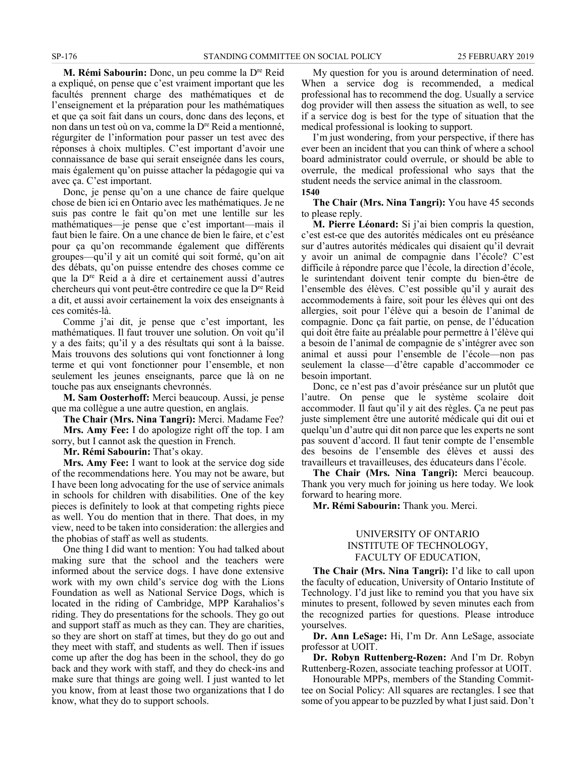**M. Rémi Sabourin:** Donc, un peu comme la Dre Reid a expliqué, on pense que c'est vraiment important que les facultés prennent charge des mathématiques et de l'enseignement et la préparation pour les mathématiques et que ça soit fait dans un cours, donc dans des leçons, et non dans un test où on va, comme la Dre Reid a mentionné, régurgiter de l'information pour passer un test avec des réponses à choix multiples. C'est important d'avoir une connaissance de base qui serait enseignée dans les cours, mais également qu'on puisse attacher la pédagogie qui va avec ça. C'est important.

Donc, je pense qu'on a une chance de faire quelque chose de bien ici en Ontario avec les mathématiques. Je ne suis pas contre le fait qu'on met une lentille sur les mathématiques—je pense que c'est important—mais il faut bien le faire. On a une chance de bien le faire, et c'est pour ça qu'on recommande également que différents groupes—qu'il y ait un comité qui soit formé, qu'on ait des débats, qu'on puisse entendre des choses comme ce que la Dre Reid a à dire et certainement aussi d'autres chercheurs qui vont peut-être contredire ce que la Dre Reid a dit, et aussi avoir certainement la voix des enseignants à ces comités-là.

Comme j'ai dit, je pense que c'est important, les mathématiques. Il faut trouver une solution. On voit qu'il y a des faits; qu'il y a des résultats qui sont à la baisse. Mais trouvons des solutions qui vont fonctionner à long terme et qui vont fonctionner pour l'ensemble, et non seulement les jeunes enseignants, parce que là on ne touche pas aux enseignants chevronnés.

**M. Sam Oosterhoff:** Merci beaucoup. Aussi, je pense que ma collègue a une autre question, en anglais.

**The Chair (Mrs. Nina Tangri):** Merci. Madame Fee?

**Mrs. Amy Fee:** I do apologize right off the top. I am sorry, but I cannot ask the question in French.

**Mr. Rémi Sabourin:** That's okay.

**Mrs. Amy Fee:** I want to look at the service dog side of the recommendations here. You may not be aware, but I have been long advocating for the use of service animals in schools for children with disabilities. One of the key pieces is definitely to look at that competing rights piece as well. You do mention that in there. That does, in my view, need to be taken into consideration: the allergies and the phobias of staff as well as students.

One thing I did want to mention: You had talked about making sure that the school and the teachers were informed about the service dogs. I have done extensive work with my own child's service dog with the Lions Foundation as well as National Service Dogs, which is located in the riding of Cambridge, MPP Karahalios's riding. They do presentations for the schools. They go out and support staff as much as they can. They are charities, so they are short on staff at times, but they do go out and they meet with staff, and students as well. Then if issues come up after the dog has been in the school, they do go back and they work with staff, and they do check-ins and make sure that things are going well. I just wanted to let you know, from at least those two organizations that I do know, what they do to support schools.

My question for you is around determination of need. When a service dog is recommended, a medical professional has to recommend the dog. Usually a service dog provider will then assess the situation as well, to see if a service dog is best for the type of situation that the medical professional is looking to support.

I'm just wondering, from your perspective, if there has ever been an incident that you can think of where a school board administrator could overrule, or should be able to overrule, the medical professional who says that the student needs the service animal in the classroom.

1540

**The Chair (Mrs. Nina Tangri):** You have 45 seconds to please reply.

**M. Pierre Léonard:** Si j'ai bien compris la question, c'est est-ce que des autorités médicales ont eu préséance sur d'autres autorités médicales qui disaient qu'il devrait y avoir un animal de compagnie dans l'école? C'est difficile à répondre parce que l'école, la direction d'école, le surintendant doivent tenir compte du bien-être de l'ensemble des élèves. C'est possible qu'il y aurait des accommodements à faire, soit pour les élèves qui ont des allergies, soit pour l'élève qui a besoin de l'animal de compagnie. Donc ça fait partie, on pense, de l'éducation qui doit être faite au préalable pour permettre à l'élève qui a besoin de l'animal de compagnie de s'intégrer avec son animal et aussi pour l'ensemble de l'école—non pas seulement la classe—d'être capable d'accommoder ce besoin important.

Donc, ce n'est pas d'avoir préséance sur un plutôt que l'autre. On pense que le système scolaire doit accommoder. Il faut qu'il y ait des règles. Ça ne peut pas juste simplement être une autorité médicale qui dit oui et quelqu'un d'autre qui dit non parce que les experts ne sont pas souvent d'accord. Il faut tenir compte de l'ensemble des besoins de l'ensemble des élèves et aussi des travailleurs et travailleuses, des éducateurs dans l'école.

**The Chair (Mrs. Nina Tangri):** Merci beaucoup. Thank you very much for joining us here today. We look forward to hearing more.

**Mr. Rémi Sabourin:** Thank you. Merci.

## UNIVERSITY OF ONTARIO INSTITUTE OF TECHNOLOGY, FACULTY OF EDUCATION,

**The Chair (Mrs. Nina Tangri):** I'd like to call upon the faculty of education, University of Ontario Institute of Technology. I'd just like to remind you that you have six minutes to present, followed by seven minutes each from the recognized parties for questions. Please introduce yourselves.

**Dr. Ann LeSage:** Hi, I'm Dr. Ann LeSage, associate professor at UOIT.

**Dr. Robyn Ruttenberg-Rozen:** And I'm Dr. Robyn Ruttenberg-Rozen, associate teaching professor at UOIT.

Honourable MPPs, members of the Standing Committee on Social Policy: All squares are rectangles. I see that some of you appear to be puzzled by what I just said. Don't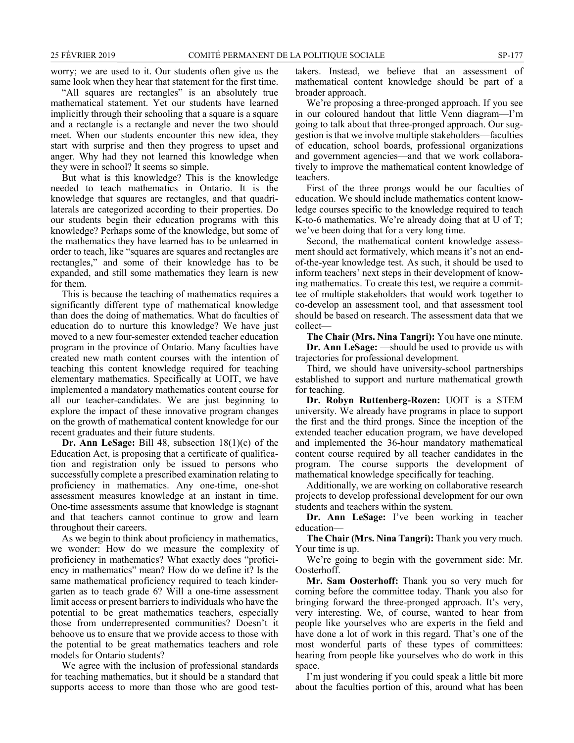worry; we are used to it. Our students often give us the same look when they hear that statement for the first time.

"All squares are rectangles" is an absolutely true mathematical statement. Yet our students have learned implicitly through their schooling that a square is a square and a rectangle is a rectangle and never the two should meet. When our students encounter this new idea, they start with surprise and then they progress to upset and anger. Why had they not learned this knowledge when they were in school? It seems so simple.

But what is this knowledge? This is the knowledge needed to teach mathematics in Ontario. It is the knowledge that squares are rectangles, and that quadrilaterals are categorized according to their properties. Do our students begin their education programs with this knowledge? Perhaps some of the knowledge, but some of the mathematics they have learned has to be unlearned in order to teach, like "squares are squares and rectangles are rectangles," and some of their knowledge has to be expanded, and still some mathematics they learn is new for them.

This is because the teaching of mathematics requires a significantly different type of mathematical knowledge than does the doing of mathematics. What do faculties of education do to nurture this knowledge? We have just moved to a new four-semester extended teacher education program in the province of Ontario. Many faculties have created new math content courses with the intention of teaching this content knowledge required for teaching elementary mathematics. Specifically at UOIT, we have implemented a mandatory mathematics content course for all our teacher-candidates. We are just beginning to explore the impact of these innovative program changes on the growth of mathematical content knowledge for our recent graduates and their future students.

**Dr. Ann LeSage:** Bill 48, subsection 18(1)(c) of the Education Act, is proposing that a certificate of qualification and registration only be issued to persons who successfully complete a prescribed examination relating to proficiency in mathematics. Any one-time, one-shot assessment measures knowledge at an instant in time. One-time assessments assume that knowledge is stagnant and that teachers cannot continue to grow and learn throughout their careers.

As we begin to think about proficiency in mathematics, we wonder: How do we measure the complexity of proficiency in mathematics? What exactly does "proficiency in mathematics" mean? How do we define it? Is the same mathematical proficiency required to teach kindergarten as to teach grade 6? Will a one-time assessment limit access or present barriers to individuals who have the potential to be great mathematics teachers, especially those from underrepresented communities? Doesn't it behoove us to ensure that we provide access to those with the potential to be great mathematics teachers and role models for Ontario students?

We agree with the inclusion of professional standards for teaching mathematics, but it should be a standard that supports access to more than those who are good test-takers. Instead, we believe that an assessment of mathematical content knowledge should be part of a broader approach.

We're proposing a three-pronged approach. If you see in our coloured handout that little Venn diagram—I'm going to talk about that three-pronged approach. Our suggestion is that we involve multiple stakeholders—faculties of education, school boards, professional organizations and government agencies—and that we work collaboratively to improve the mathematical content knowledge of teachers.

First of the three prongs would be our faculties of education. We should include mathematics content knowledge courses specific to the knowledge required to teach K-to-6 mathematics. We're already doing that at U of T; we've been doing that for a very long time.

Second, the mathematical content knowledge assessment should act formatively, which means it's not an end-of-the-year knowledge test. As such, it should be used to inform teachers' next steps in their development of knowing mathematics. To create this test, we require a committee of multiple stakeholders that would work together to co-develop an assessment tool, and that assessment tool should be based on research. The assessment data that we collect—

**The Chair (Mrs. Nina Tangri):** You have one minute.

**Dr. Ann LeSage:** —should be used to provide us with trajectories for professional development.

Third, we should have university-school partnerships established to support and nurture mathematical growth for teaching.

**Dr. Robyn Ruttenberg-Rozen:** UOIT is a STEM university. We already have programs in place to support the first and the third prongs. Since the inception of the extended teacher education program, we have developed and implemented the 36-hour mandatory mathematical content course required by all teacher candidates in the program. The course supports the development of mathematical knowledge specifically for teaching.

Additionally, we are working on collaborative research projects to develop professional development for our own students and teachers within the system.

**Dr. Ann LeSage:** I've been working in teacher education—

**The Chair (Mrs. Nina Tangri):** Thank you very much. Your time is up.

We're going to begin with the government side: Mr. Oosterhoff.

**Mr. Sam Oosterhoff:** Thank you so very much for coming before the committee today. Thank you also for bringing forward the three-pronged approach. It's very, very interesting. We, of course, wanted to hear from people like yourselves who are experts in the field and have done a lot of work in this regard. That's one of the most wonderful parts of these types of committees: hearing from people like yourselves who do work in this space.

I'm just wondering if you could speak a little bit more about the faculties portion of this, around what has been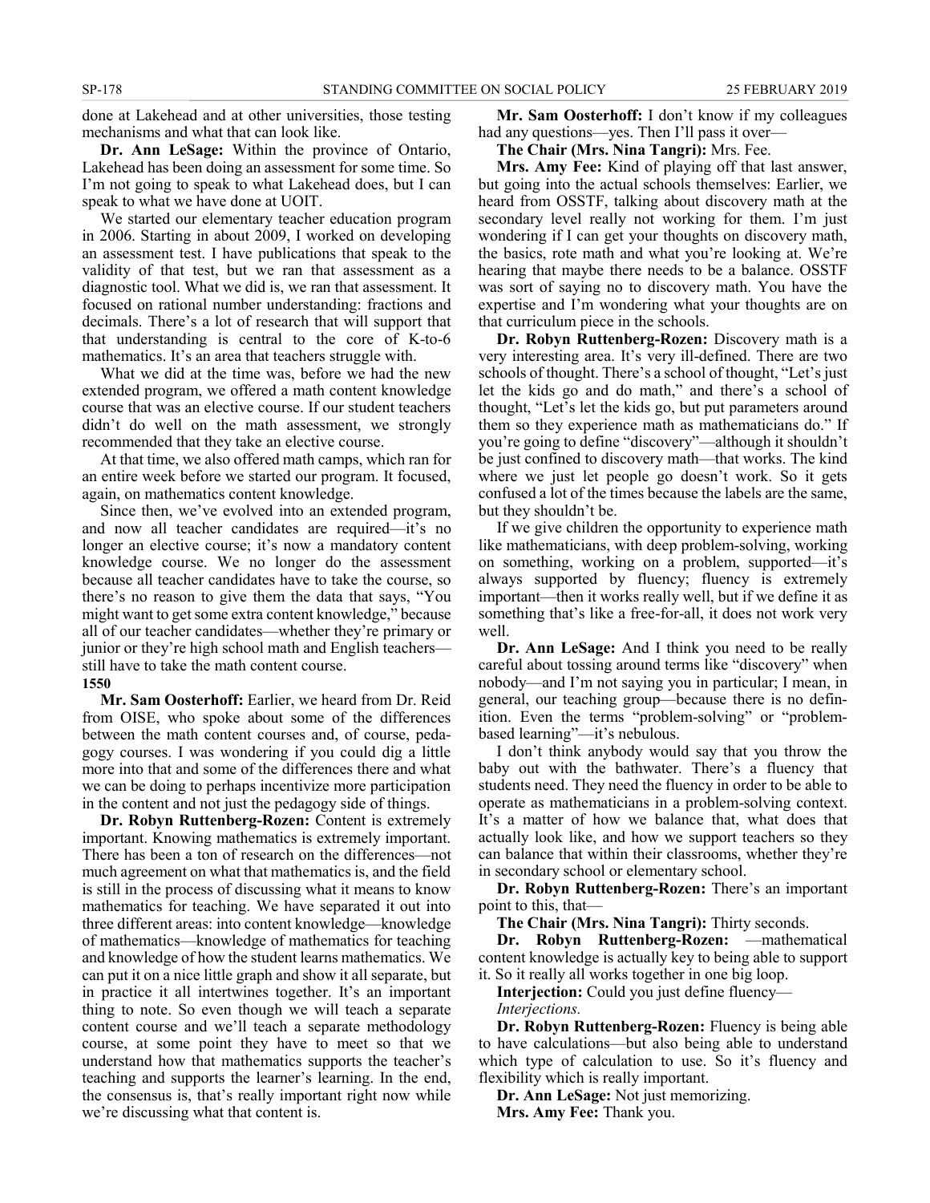done at Lakehead and at other universities, those testing mechanisms and what that can look like.

**Dr. Ann LeSage:** Within the province of Ontario, Lakehead has been doing an assessment for some time. So I'm not going to speak to what Lakehead does, but I can speak to what we have done at UOIT.

We started our elementary teacher education program in 2006. Starting in about 2009, I worked on developing an assessment test. I have publications that speak to the validity of that test, but we ran that assessment as a diagnostic tool. What we did is, we ran that assessment. It focused on rational number understanding: fractions and decimals. There's a lot of research that will support that that understanding is central to the core of K-to-6 mathematics. It's an area that teachers struggle with.

What we did at the time was, before we had the new extended program, we offered a math content knowledge course that was an elective course. If our student teachers didn't do well on the math assessment, we strongly recommended that they take an elective course.

At that time, we also offered math camps, which ran for an entire week before we started our program. It focused, again, on mathematics content knowledge.

Since then, we've evolved into an extended program, and now all teacher candidates are required—it's no longer an elective course; it's now a mandatory content knowledge course. We no longer do the assessment because all teacher candidates have to take the course, so there's no reason to give them the data that says, "You might want to get some extra content knowledge," because all of our teacher candidates—whether they're primary or junior or they're high school math and English teachers—still have to take the math content course.

**1550**

**Mr. Sam Oosterhoff:** Earlier, we heard from Dr. Reid from OISE, who spoke about some of the differences between the math content courses and, of course, pedagogy courses. I was wondering if you could dig a little more into that and some of the differences there and what we can be doing to perhaps incentivize more participation in the content and not just the pedagogy side of things.

**Dr. Robyn Ruttenberg-Rozen:** Content is extremely important. Knowing mathematics is extremely important. There has been a ton of research on the differences—not much agreement on what that mathematics is, and the field is still in the process of discussing what it means to know mathematics for teaching. We have separated it out into three different areas: into content knowledge—knowledge of mathematics—knowledge of mathematics for teaching and knowledge of how the student learns mathematics. We can put it on a nice little graph and show it all separate, but in practice it all intertwines together. It's an important thing to note. So even though we will teach a separate content course and we'll teach a separate methodology course, at some point they have to meet so that we understand how that mathematics supports the teacher's teaching and supports the learner's learning. In the end, the consensus is, that's really important right now while we're discussing what that content is.

**Mr. Sam Oosterhoff:** I don't know if my colleagues had any questions—yes. Then I'll pass it over—

**The Chair (Mrs. Nina Tangri):** Mrs. Fee.

**Mrs. Amy Fee:** Kind of playing off that last answer, but going into the actual schools themselves: Earlier, we heard from OSSTF, talking about discovery math at the secondary level really not working for them. I'm just wondering if I can get your thoughts on discovery math, the basics, rote math and what you're looking at. We're hearing that maybe there needs to be a balance. OSSTF was sort of saying no to discovery math. You have the expertise and I'm wondering what your thoughts are on that curriculum piece in the schools.

**Dr. Robyn Ruttenberg-Rozen:** Discovery math is a very interesting area. It's very ill-defined. There are two schools of thought. There's a school of thought, "Let's just let the kids go and do math," and there's a school of thought, "Let's let the kids go, but put parameters around them so they experience math as mathematicians do." If you're going to define "discovery"—although it shouldn't be just confined to discovery math—that works. The kind where we just let people go doesn't work. So it gets confused a lot of the times because the labels are the same, but they shouldn't be.

If we give children the opportunity to experience math like mathematicians, with deep problem-solving, working on something, working on a problem, supported—it's always supported by fluency; fluency is extremely important—then it works really well, but if we define it as something that's like a free-for-all, it does not work very well.

**Dr. Ann LeSage:** And I think you need to be really careful about tossing around terms like "discovery" when nobody—and I'm not saying you in particular; I mean, in general, our teaching group—because there is no definition. Even the terms "problem-solving" or "problem-based learning"—it's nebulous.

I don't think anybody would say that you throw the baby out with the bathwater. There's a fluency that students need. They need the fluency in order to be able to operate as mathematicians in a problem-solving context. It's a matter of how we balance that, what does that actually look like, and how we support teachers so they can balance that within their classrooms, whether they're in secondary school or elementary school.

**Dr. Robyn Ruttenberg-Rozen:** There's an important point to this, that—

**The Chair (Mrs. Nina Tangri):** Thirty seconds.

**Dr. Robyn Ruttenberg-Rozen:** —mathematical content knowledge is actually key to being able to support it. So it really all works together in one big loop.

**Interjection:** Could you just define fluency—

*Interjections.*

**Dr. Robyn Ruttenberg-Rozen:** Fluency is being able to have calculations—but also being able to understand which type of calculation to use. So it's fluency and flexibility which is really important.

**Dr. Ann LeSage:** Not just memorizing.

**Mrs. Amy Fee:** Thank you.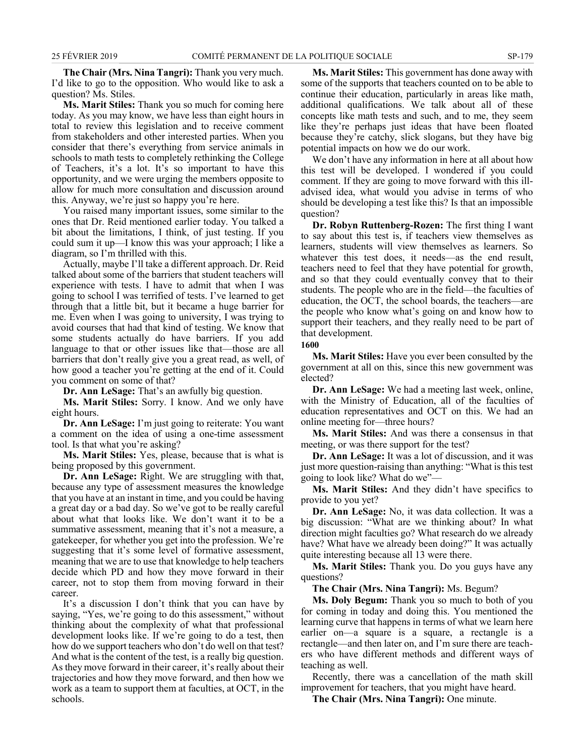**The Chair (Mrs. Nina Tangri):** Thank you very much. I'd like to go to the opposition. Who would like to ask a question? Ms. Stiles.

**Ms. Marit Stiles:** Thank you so much for coming here today. As you may know, we have less than eight hours in total to review this legislation and to receive comment from stakeholders and other interested parties. When you consider that there's everything from service animals in schools to math tests to completely rethinking the College of Teachers, it's a lot. It's so important to have this opportunity, and we were urging the members opposite to allow for much more consultation and discussion around this. Anyway, we're just so happy you're here.

You raised many important issues, some similar to the ones that Dr. Reid mentioned earlier today. You talked a bit about the limitations, I think, of just testing. If you could sum it up—I know this was your approach; I like a diagram, so I'm thrilled with this.

Actually, maybe I'll take a different approach. Dr. Reid talked about some of the barriers that student teachers will experience with tests. I have to admit that when I was going to school I was terrified of tests. I've learned to get through that a little bit, but it became a huge barrier for me. Even when I was going to university, I was trying to avoid courses that had that kind of testing. We know that some students actually do have barriers. If you add language to that or other issues like that—those are all barriers that don't really give you a great read, as well, of how good a teacher you're getting at the end of it. Could you comment on some of that?

**Dr. Ann LeSage:** That's an awfully big question.

**Ms. Marit Stiles:** Sorry. I know. And we only have eight hours.

**Dr. Ann LeSage:** I'm just going to reiterate: You want a comment on the idea of using a one-time assessment tool. Is that what you're asking?

**Ms. Marit Stiles:** Yes, please, because that is what is being proposed by this government.

**Dr. Ann LeSage:** Right. We are struggling with that, because any type of assessment measures the knowledge that you have at an instant in time, and you could be having a great day or a bad day. So we've got to be really careful about what that looks like. We don't want it to be a summative assessment, meaning that it's not a measure, a gatekeeper, for whether you get into the profession. We're suggesting that it's some level of formative assessment, meaning that we are to use that knowledge to help teachers decide which PD and how they move forward in their career, not to stop them from moving forward in their career.

It's a discussion I don't think that you can have by saying, "Yes, we're going to do this assessment," without thinking about the complexity of what that professional development looks like. If we're going to do a test, then how do we support teachers who don't do well on that test? And what is the content of the test, is a really big question. As they move forward in their career, it's really about their trajectories and how they move forward, and then how we work as a team to support them at faculties, at OCT, in the schools.

**Ms. Marit Stiles:** This government has done away with some of the supports that teachers counted on to be able to continue their education, particularly in areas like math, additional qualifications. We talk about all of these concepts like math tests and such, and to me, they seem like they're perhaps just ideas that have been floated because they're catchy, slick slogans, but they have big potential impacts on how we do our work.

We don't have any information in here at all about how this test will be developed. I wondered if you could comment. If they are going to move forward with this ill-advised idea, what would you advise in terms of who should be developing a test like this? Is that an impossible question?

**Dr. Robyn Ruttenberg-Rozen:** The first thing I want to say about this test is, if teachers view themselves as learners, students will view themselves as learners. So whatever this test does, it needs—as the end result, teachers need to feel that they have potential for growth, and so that they could eventually convey that to their students. The people who are in the field—the faculties of education, the OCT, the school boards, the teachers—are the people who know what's going on and know how to support their teachers, and they really need to be part of that development.

**1600**

**Ms. Marit Stiles:** Have you ever been consulted by the government at all on this, since this new government was elected?

**Dr. Ann LeSage:** We had a meeting last week, online, with the Ministry of Education, all of the faculties of education representatives and OCT on this. We had an online meeting for—three hours?

**Ms. Marit Stiles:** And was there a consensus in that meeting, or was there support for the test?

**Dr. Ann LeSage:** It was a lot of discussion, and it was just more question-raising than anything: "What is this test going to look like? What do we"—

**Ms. Marit Stiles:** And they didn't have specifics to provide to you yet?

**Dr. Ann LeSage:** No, it was data collection. It was a big discussion: "What are we thinking about? In what direction might faculties go? What research do we already have? What have we already been doing?" It was actually quite interesting because all 13 were there.

**Ms. Marit Stiles:** Thank you. Do you guys have any questions?

**The Chair (Mrs. Nina Tangri):** Ms. Begum?

**Ms. Doly Begum:** Thank you so much to both of you for coming in today and doing this. You mentioned the learning curve that happens in terms of what we learn here earlier on—a square is a square, a rectangle is a rectangle—and then later on, and I'm sure there are teachers who have different methods and different ways of teaching as well.

Recently, there was a cancellation of the math skill improvement for teachers, that you might have heard.

**The Chair (Mrs. Nina Tangri):** One minute.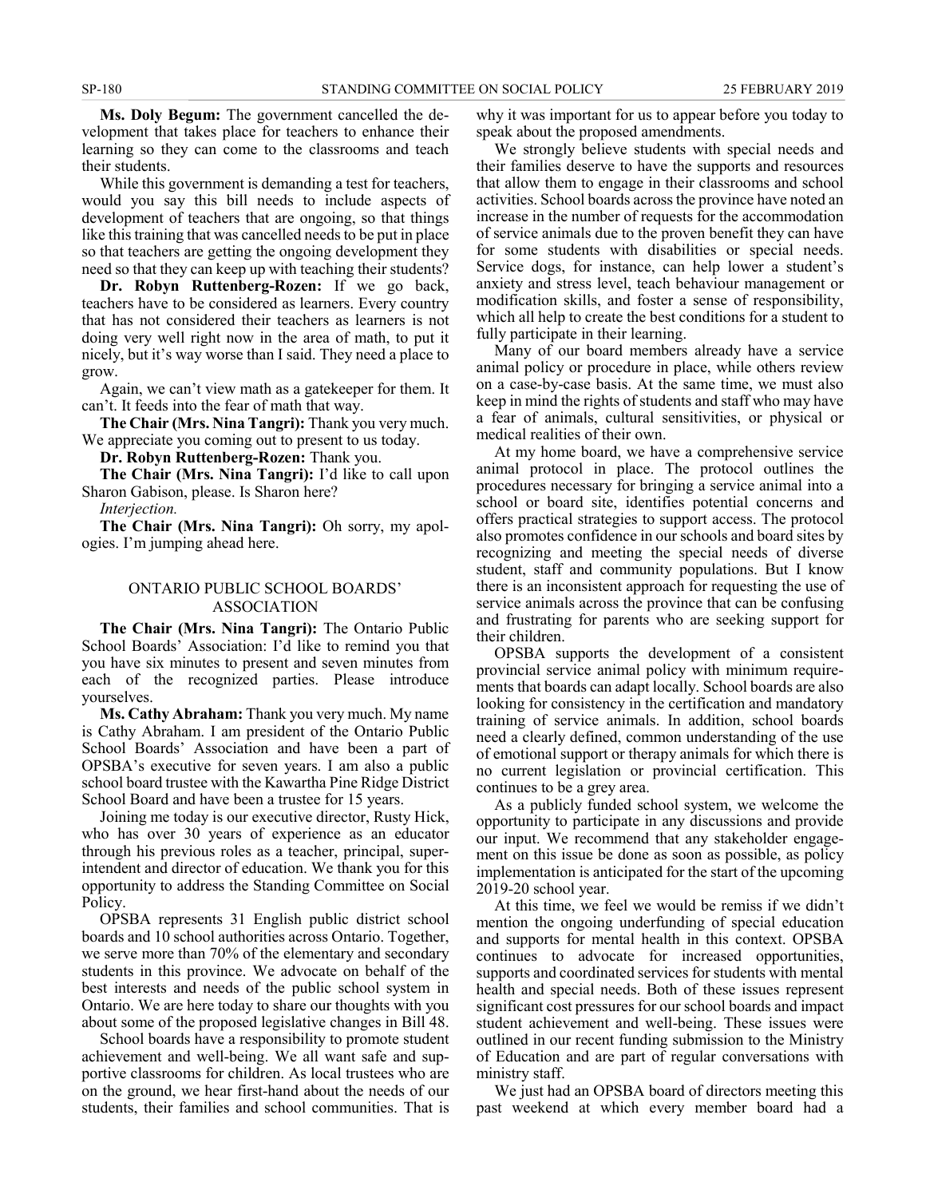**Ms. Doly Begum:** The government cancelled the development that takes place for teachers to enhance their learning so they can come to the classrooms and teach their students.

While this government is demanding a test for teachers, would you say this bill needs to include aspects of development of teachers that are ongoing, so that things like this training that was cancelled needs to be put in place so that teachers are getting the ongoing development they need so that they can keep up with teaching their students?

**Dr. Robyn Ruttenberg-Rozen:** If we go back, teachers have to be considered as learners. Every country that has not considered their teachers as learners is not doing very well right now in the area of math, to put it nicely, but it's way worse than I said. They need a place to grow.

Again, we can't view math as a gatekeeper for them. It can't. It feeds into the fear of math that way.

**The Chair (Mrs. Nina Tangri):** Thank you very much. We appreciate you coming out to present to us today.

**Dr. Robyn Ruttenberg-Rozen:** Thank you.

**The Chair (Mrs. Nina Tangri):** I'd like to call upon Sharon Gabison, please. Is Sharon here?

*Interjection.*

**The Chair (Mrs. Nina Tangri):** Oh sorry, my apologies. I'm jumping ahead here.

## ONTARIO PUBLIC SCHOOL BOARDS' ASSOCIATION

**The Chair (Mrs. Nina Tangri):** The Ontario Public School Boards' Association: I'd like to remind you that you have six minutes to present and seven minutes from each of the recognized parties. Please introduce yourselves.

**Ms. Cathy Abraham:** Thank you very much. My name is Cathy Abraham. I am president of the Ontario Public School Boards' Association and have been a part of OPSBA's executive for seven years. I am also a public school board trustee with the Kawartha Pine Ridge District School Board and have been a trustee for 15 years.

Joining me today is our executive director, Rusty Hick, who has over 30 years of experience as an educator through his previous roles as a teacher, principal, superintendent and director of education. We thank you for this opportunity to address the Standing Committee on Social Policy.

OPSBA represents 31 English public district school boards and 10 school authorities across Ontario. Together, we serve more than 70% of the elementary and secondary students in this province. We advocate on behalf of the best interests and needs of the public school system in Ontario. We are here today to share our thoughts with you about some of the proposed legislative changes in Bill 48.

School boards have a responsibility to promote student achievement and well-being. We all want safe and supportive classrooms for children. As local trustees who are on the ground, we hear first-hand about the needs of our students, their families and school communities. That is why it was important for us to appear before you today to speak about the proposed amendments.

We strongly believe students with special needs and their families deserve to have the supports and resources that allow them to engage in their classrooms and school activities. School boards across the province have noted an increase in the number of requests for the accommodation of service animals due to the proven benefit they can have for some students with disabilities or special needs. Service dogs, for instance, can help lower a student's anxiety and stress level, teach behaviour management or modification skills, and foster a sense of responsibility, which all help to create the best conditions for a student to fully participate in their learning.

Many of our board members already have a service animal policy or procedure in place, while others review on a case-by-case basis. At the same time, we must also keep in mind the rights of students and staff who may have a fear of animals, cultural sensitivities, or physical or medical realities of their own.

At my home board, we have a comprehensive service animal protocol in place. The protocol outlines the procedures necessary for bringing a service animal into a school or board site, identifies potential concerns and offers practical strategies to support access. The protocol also promotes confidence in our schools and board sites by recognizing and meeting the special needs of diverse student, staff and community populations. But I know there is an inconsistent approach for requesting the use of service animals across the province that can be confusing and frustrating for parents who are seeking support for their children.

OPSBA supports the development of a consistent provincial service animal policy with minimum requirements that boards can adapt locally. School boards are also looking for consistency in the certification and mandatory training of service animals. In addition, school boards need a clearly defined, common understanding of the use of emotional support or therapy animals for which there is no current legislation or provincial certification. This continues to be a grey area.

As a publicly funded school system, we welcome the opportunity to participate in any discussions and provide our input. We recommend that any stakeholder engagement on this issue be done as soon as possible, as policy implementation is anticipated for the start of the upcoming 2019-20 school year.

At this time, we feel we would be remiss if we didn't mention the ongoing underfunding of special education and supports for mental health in this context. OPSBA continues to advocate for increased opportunities, supports and coordinated services for students with mental health and special needs. Both of these issues represent significant cost pressures for our school boards and impact student achievement and well-being. These issues were outlined in our recent funding submission to the Ministry of Education and are part of regular conversations with ministry staff.

We just had an OPSBA board of directors meeting this past weekend at which every member board had a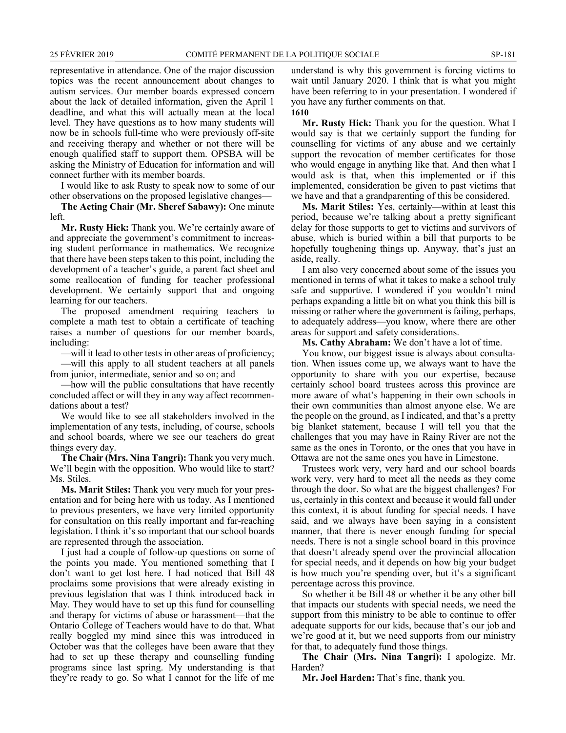representative in attendance. One of the major discussion topics was the recent announcement about changes to autism services. Our member boards expressed concern about the lack of detailed information, given the April 1 deadline, and what this will actually mean at the local level. They have questions as to how many students will now be in schools full-time who were previously off-site and receiving therapy and whether or not there will be enough qualified staff to support them. OPSBA will be asking the Ministry of Education for information and will connect further with its member boards.

I would like to ask Rusty to speak now to some of our other observations on the proposed legislative changes—

**The Acting Chair (Mr. Sheref Sabawy):** One minute left.

**Mr. Rusty Hick:** Thank you. We're certainly aware of and appreciate the government's commitment to increasing student performance in mathematics. We recognize that there have been steps taken to this point, including the development of a teacher's guide, a parent fact sheet and some reallocation of funding for teacher professional development. We certainly support that and ongoing learning for our teachers.

The proposed amendment requiring teachers to complete a math test to obtain a certificate of teaching raises a number of questions for our member boards, including:

—will it lead to other tests in other areas of proficiency;

—will this apply to all student teachers at all panels from junior, intermediate, senior and so on; and

—how will the public consultations that have recently concluded affect or will they in any way affect recommendations about a test?

We would like to see all stakeholders involved in the implementation of any tests, including, of course, schools and school boards, where we see our teachers do great things every day.

**The Chair (Mrs. Nina Tangri):** Thank you very much. We'll begin with the opposition. Who would like to start? Ms. Stiles.

**Ms. Marit Stiles:** Thank you very much for your presentation and for being here with us today. As I mentioned to previous presenters, we have very limited opportunity for consultation on this really important and far-reaching legislation. I think it's so important that our school boards are represented through the association.

I just had a couple of follow-up questions on some of the points you made. You mentioned something that I don't want to get lost here. I had noticed that Bill 48 proclaims some provisions that were already existing in previous legislation that was I think introduced back in May. They would have to set up this fund for counselling and therapy for victims of abuse or harassment—that the Ontario College of Teachers would have to do that. What really boggled my mind since this was introduced in October was that the colleges have been aware that they had to set up these therapy and counselling funding programs since last spring. My understanding is that they're ready to go. So what I cannot for the life of me understand is why this government is forcing victims to wait until January 2020. I think that is what you might have been referring to in your presentation. I wondered if you have any further comments on that.

**1610**

**Mr. Rusty Hick:** Thank you for the question. What I would say is that we certainly support the funding for counselling for victims of any abuse and we certainly support the revocation of member certificates for those who would engage in anything like that. And then what I would ask is that, when this implemented or if this implemented, consideration be given to past victims that we have and that a grandparenting of this be considered.

**Ms. Marit Stiles:** Yes, certainly—within at least this period, because we're talking about a pretty significant delay for those supports to get to victims and survivors of abuse, which is buried within a bill that purports to be hopefully toughening things up. Anyway, that's just an aside, really.

I am also very concerned about some of the issues you mentioned in terms of what it takes to make a school truly safe and supportive. I wondered if you wouldn't mind perhaps expanding a little bit on what you think this bill is missing or rather where the government is failing, perhaps, to adequately address—you know, where there are other areas for support and safety considerations.

**Ms. Cathy Abraham:** We don't have a lot of time.

You know, our biggest issue is always about consultation. When issues come up, we always want to have the opportunity to share with you our expertise, because certainly school board trustees across this province are more aware of what's happening in their own schools in their own communities than almost anyone else. We are the people on the ground, as I indicated, and that's a pretty big blanket statement, because I will tell you that the challenges that you may have in Rainy River are not the same as the ones in Toronto, or the ones that you have in Ottawa are not the same ones you have in Limestone.

Trustees work very, very hard and our school boards work very, very hard to meet all the needs as they come through the door. So what are the biggest challenges? For us, certainly in this context and because it would fall under this context, it is about funding for special needs. I have said, and we always have been saying in a consistent manner, that there is never enough funding for special needs. There is not a single school board in this province that doesn't already spend over the provincial allocation for special needs, and it depends on how big your budget is how much you're spending over, but it's a significant percentage across this province.

So whether it be Bill 48 or whether it be any other bill that impacts our students with special needs, we need the support from this ministry to be able to continue to offer adequate supports for our kids, because that's our job and we're good at it, but we need supports from our ministry for that, to adequately fund those things.

**The Chair (Mrs. Nina Tangri):** I apologize. Mr. Harden?

**Mr. Joel Harden:** That's fine, thank you.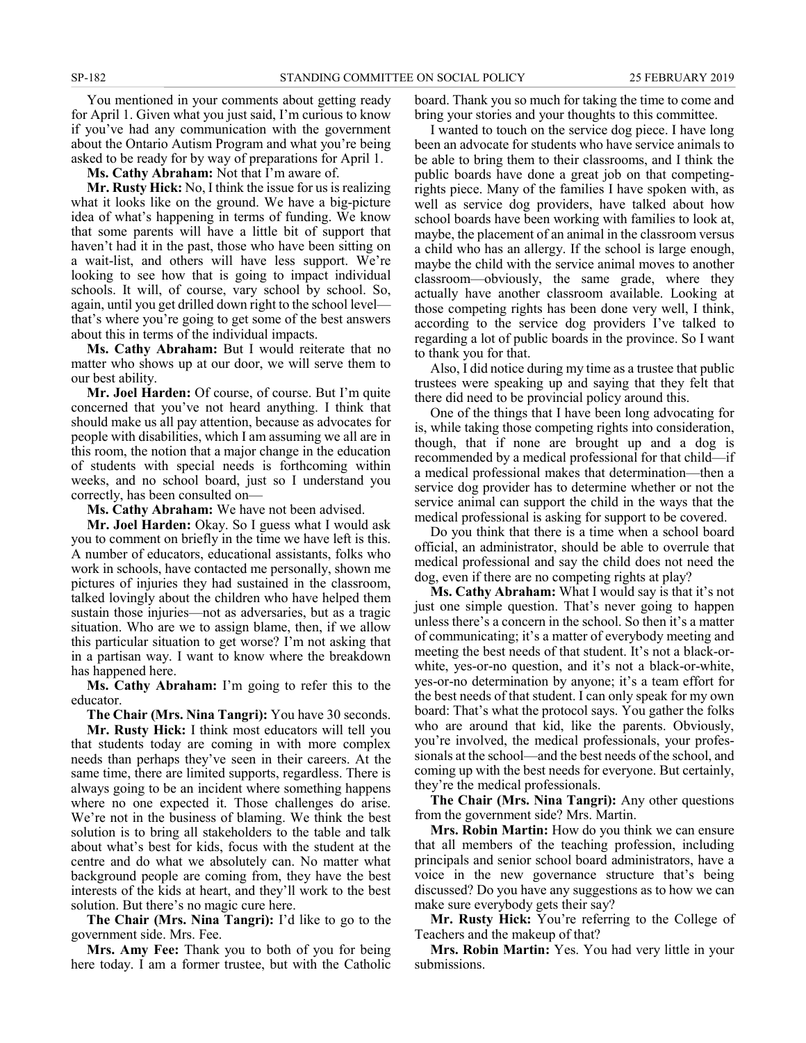You mentioned in your comments about getting ready for April 1. Given what you just said, I'm curious to know if you've had any communication with the government about the Ontario Autism Program and what you're being asked to be ready for by way of preparations for April 1.

**Ms. Cathy Abraham:** Not that I'm aware of.

**Mr. Rusty Hick:** No, I think the issue for us is realizing what it looks like on the ground. We have a big-picture idea of what's happening in terms of funding. We know that some parents will have a little bit of support that haven't had it in the past, those who have been sitting on a wait-list, and others will have less support. We're looking to see how that is going to impact individual schools. It will, of course, vary school by school. So, again, until you get drilled down right to the school level—that's where you're going to get some of the best answers about this in terms of the individual impacts.

**Ms. Cathy Abraham:** But I would reiterate that no matter who shows up at our door, we will serve them to our best ability.

**Mr. Joel Harden:** Of course, of course. But I'm quite concerned that you've not heard anything. I think that should make us all pay attention, because as advocates for people with disabilities, which I am assuming we all are in this room, the notion that a major change in the education of students with special needs is forthcoming within weeks, and no school board, just so I understand you correctly, has been consulted on—

**Ms. Cathy Abraham:** We have not been advised.

**Mr. Joel Harden:** Okay. So I guess what I would ask you to comment on briefly in the time we have left is this. A number of educators, educational assistants, folks who work in schools, have contacted me personally, shown me pictures of injuries they had sustained in the classroom, talked lovingly about the children who have helped them sustain those injuries—not as adversaries, but as a tragic situation. Who are we to assign blame, then, if we allow this particular situation to get worse? I'm not asking that in a partisan way. I want to know where the breakdown has happened here.

**Ms. Cathy Abraham:** I'm going to refer this to the educator.

**The Chair (Mrs. Nina Tangri):** You have 30 seconds.

**Mr. Rusty Hick:** I think most educators will tell you that students today are coming in with more complex needs than perhaps they've seen in their careers. At the same time, there are limited supports, regardless. There is always going to be an incident where something happens where no one expected it. Those challenges do arise. We're not in the business of blaming. We think the best solution is to bring all stakeholders to the table and talk about what's best for kids, focus with the student at the centre and do what we absolutely can. No matter what background people are coming from, they have the best interests of the kids at heart, and they'll work to the best solution. But there's no magic cure here.

**The Chair (Mrs. Nina Tangri):** I'd like to go to the government side. Mrs. Fee.

**Mrs. Amy Fee:** Thank you to both of you for being here today. I am a former trustee, but with the Catholic board. Thank you so much for taking the time to come and bring your stories and your thoughts to this committee.

I wanted to touch on the service dog piece. I have long been an advocate for students who have service animals to be able to bring them to their classrooms, and I think the public boards have done a great job on that competing-rights piece. Many of the families I have spoken with, as well as service dog providers, have talked about how school boards have been working with families to look at, maybe, the placement of an animal in the classroom versus a child who has an allergy. If the school is large enough, maybe the child with the service animal moves to another classroom—obviously, the same grade, where they actually have another classroom available. Looking at those competing rights has been done very well, I think, according to the service dog providers I've talked to regarding a lot of public boards in the province. So I want to thank you for that.

Also, I did notice during my time as a trustee that public trustees were speaking up and saying that they felt that there did need to be provincial policy around this.

One of the things that I have been long advocating for is, while taking those competing rights into consideration, though, that if none are brought up and a dog is recommended by a medical professional for that child—if a medical professional makes that determination—then a service dog provider has to determine whether or not the service animal can support the child in the ways that the medical professional is asking for support to be covered.

Do you think that there is a time when a school board official, an administrator, should be able to overrule that medical professional and say the child does not need the dog, even if there are no competing rights at play?

**Ms. Cathy Abraham:** What I would say is that it's not just one simple question. That's never going to happen unless there's a concern in the school. So then it's a matter of communicating; it's a matter of everybody meeting and meeting the best needs of that student. It's not a black-or-white, yes-or-no question, and it's not a black-or-white, yes-or-no determination by anyone; it's a team effort for the best needs of that student. I can only speak for my own board: That's what the protocol says. You gather the folks who are around that kid, like the parents. Obviously, you're involved, the medical professionals, your professionals at the school—and the best needs of the school, and coming up with the best needs for everyone. But certainly, they're the medical professionals.

**The Chair (Mrs. Nina Tangri):** Any other questions from the government side? Mrs. Martin.

**Mrs. Robin Martin:** How do you think we can ensure that all members of the teaching profession, including principals and senior school board administrators, have a voice in the new governance structure that's being discussed? Do you have any suggestions as to how we can make sure everybody gets their say?

**Mr. Rusty Hick:** You're referring to the College of Teachers and the makeup of that?

**Mrs. Robin Martin:** Yes. You had very little in your submissions.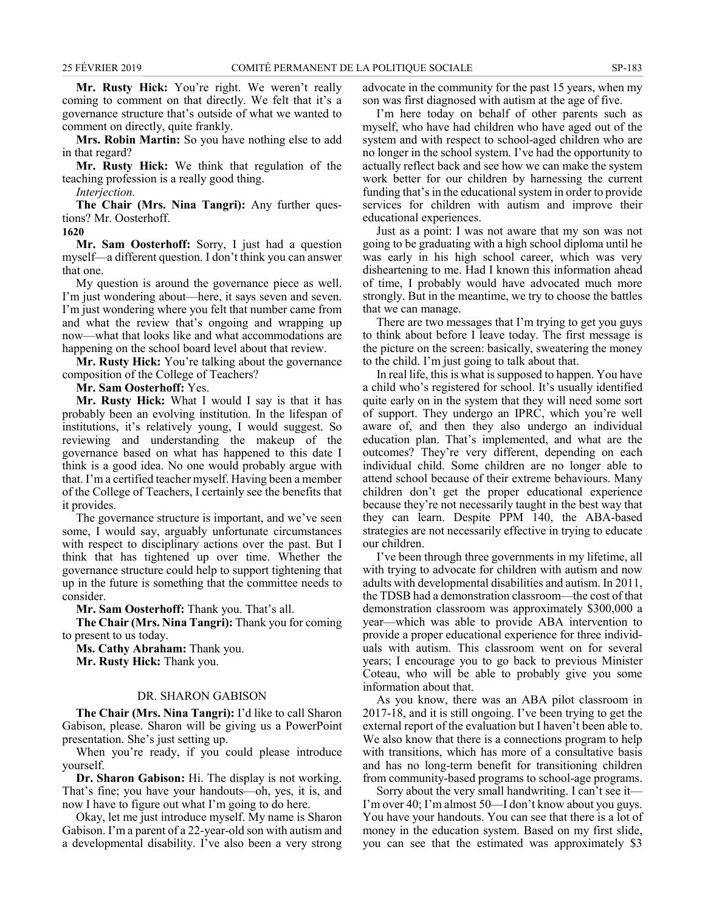**Mr. Rusty Hick:** You're right. We weren't really coming to comment on that directly. We felt that it's a governance structure that's outside of what we wanted to comment on directly, quite frankly.

**Mrs. Robin Martin:** So you have nothing else to add in that regard?

**Mr. Rusty Hick:** We think that regulation of the teaching profession is a really good thing.

*Interjection.*

**The Chair (Mrs. Nina Tangri):** Any further questions? Mr. Oosterhoff.

**1620**

**Mr. Sam Oosterhoff:** Sorry, I just had a question myself—a different question. I don't think you can answer that one.

My question is around the governance piece as well. I'm just wondering about—here, it says seven and seven. I'm just wondering where you felt that number came from and what the review that's ongoing and wrapping up now—what that looks like and what accommodations are happening on the school board level about that review.

**Mr. Rusty Hick:** You're talking about the governance composition of the College of Teachers?

**Mr. Sam Oosterhoff:** Yes.

**Mr. Rusty Hick:** What I would I say is that it has probably been an evolving institution. In the lifespan of institutions, it's relatively young, I would suggest. So reviewing and understanding the makeup of the governance based on what has happened to this date I think is a good idea. No one would probably argue with that. I'm a certified teacher myself. Having been a member of the College of Teachers, I certainly see the benefits that it provides.

The governance structure is important, and we've seen some, I would say, arguably unfortunate circumstances with respect to disciplinary actions over the past. But I think that has tightened up over time. Whether the governance structure could help to support tightening that up in the future is something that the committee needs to consider.

**Mr. Sam Oosterhoff:** Thank you. That's all.

**The Chair (Mrs. Nina Tangri):** Thank you for coming to present to us today.

**Ms. Cathy Abraham:** Thank you.

**Mr. Rusty Hick:** Thank you.

## DR. SHARON GABISON

**The Chair (Mrs. Nina Tangri):** I'd like to call Sharon Gabison, please. Sharon will be giving us a PowerPoint presentation. She's just setting up.

When you're ready, if you could please introduce yourself.

**Dr. Sharon Gabison:** Hi. The display is not working. That's fine; you have your handouts—oh, yes, it is, and now I have to figure out what I'm going to do here.

Okay, let me just introduce myself. My name is Sharon Gabison. I'm a parent of a 22-year-old son with autism and a developmental disability. I've also been a very strong advocate in the community for the past 15 years, when my son was first diagnosed with autism at the age of five.

I'm here today on behalf of other parents such as myself, who have had children who have aged out of the system and with respect to school-aged children who are no longer in the school system. I've had the opportunity to actually reflect back and see how we can make the system work better for our children by harnessing the current funding that's in the educational system in order to provide services for children with autism and improve their educational experiences.

Just as a point: I was not aware that my son was not going to be graduating with a high school diploma until he was early in his high school career, which was very disheartening to me. Had I known this information ahead of time, I probably would have advocated much more strongly. But in the meantime, we try to choose the battles that we can manage.

There are two messages that I'm trying to get you guys to think about before I leave today. The first message is the picture on the screen: basically, sweatering the money to the child. I'm just going to talk about that.

In real life, this is what is supposed to happen. You have a child who's registered for school. It's usually identified quite early on in the system that they will need some sort of support. They undergo an IPRC, which you're well aware of, and then they also undergo an individual education plan. That's implemented, and what are the outcomes? They're very different, depending on each individual child. Some children are no longer able to attend school because of their extreme behaviours. Many children don't get the proper educational experience because they're not necessarily taught in the best way that they can learn. Despite PPM 140, the ABA-based strategies are not necessarily effective in trying to educate our children.

I've been through three governments in my lifetime, all with trying to advocate for children with autism and now adults with developmental disabilities and autism. In 2011, the TDSB had a demonstration classroom—the cost of that demonstration classroom was approximately $300,000 a year—which was able to provide ABA intervention to provide a proper educational experience for three individuals with autism. This classroom went on for several years; I encourage you to go back to previous Minister Coteau, who will be able to probably give you some information about that.

As you know, there was an ABA pilot classroom in 2017-18, and it is still ongoing. I've been trying to get the external report of the evaluation but I haven't been able to. We also know that there is a connections program to help with transitions, which has more of a consultative basis and has no long-term benefit for transitioning children from community-based programs to school-age programs.

Sorry about the very small handwriting. I can't see it—I'm over 40; I'm almost 50—I don't know about you guys. You have your handouts. You can see that there is a lot of money in the education system. Based on my first slide, you can see that the estimated was approximately $3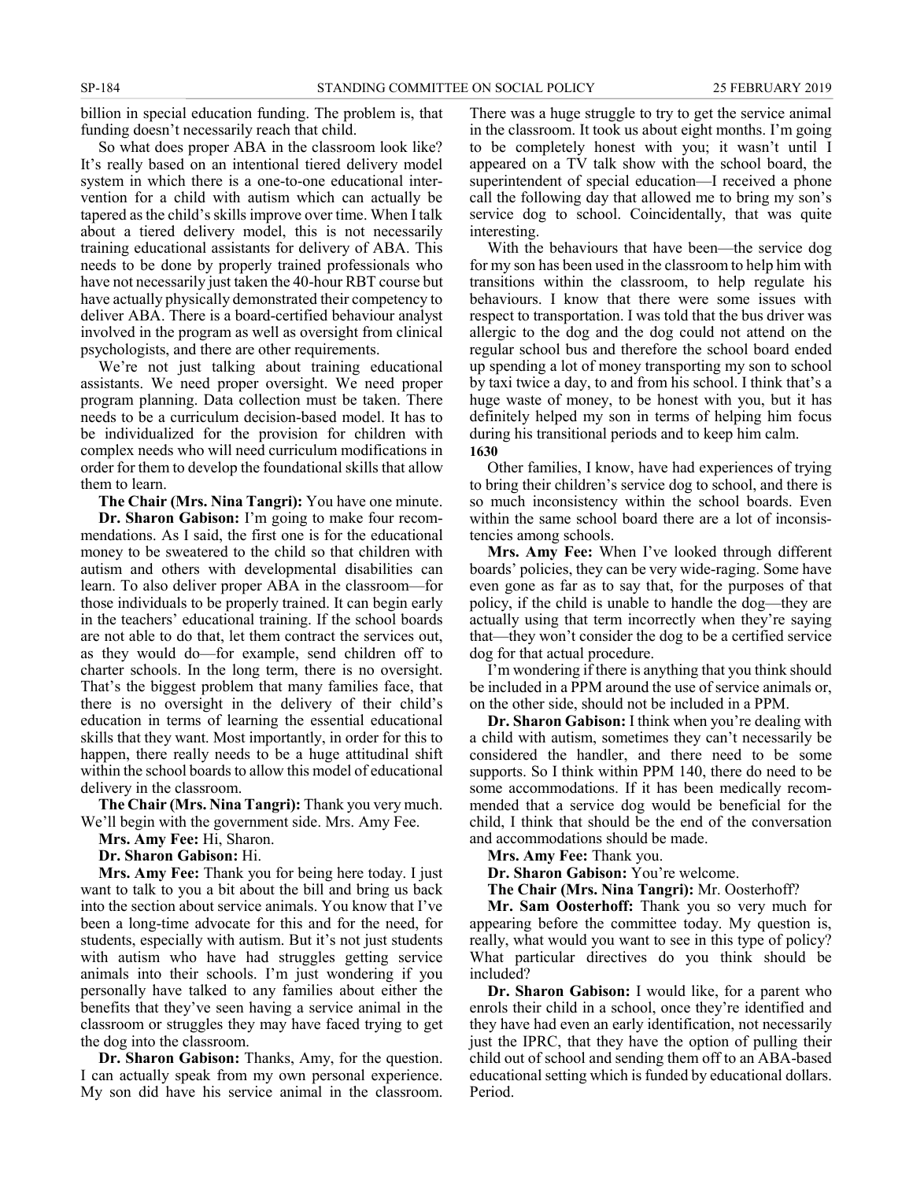billion in special education funding. The problem is, that funding doesn't necessarily reach that child.

So what does proper ABA in the classroom look like? It's really based on an intentional tiered delivery model system in which there is a one-to-one educational intervention for a child with autism which can actually be tapered as the child's skills improve over time. When I talk about a tiered delivery model, this is not necessarily training educational assistants for delivery of ABA. This needs to be done by properly trained professionals who have not necessarily just taken the 40-hour RBT course but have actually physically demonstrated their competency to deliver ABA. There is a board-certified behaviour analyst involved in the program as well as oversight from clinical psychologists, and there are other requirements.

We're not just talking about training educational assistants. We need proper oversight. We need proper program planning. Data collection must be taken. There needs to be a curriculum decision-based model. It has to be individualized for the provision for children with complex needs who will need curriculum modifications in order for them to develop the foundational skills that allow them to learn.

**The Chair (Mrs. Nina Tangri):** You have one minute.

**Dr. Sharon Gabison:** I'm going to make four recommendations. As I said, the first one is for the educational money to be sweatered to the child so that children with autism and others with developmental disabilities can learn. To also deliver proper ABA in the classroom—for those individuals to be properly trained. It can begin early in the teachers' educational training. If the school boards are not able to do that, let them contract the services out, as they would do—for example, send children off to charter schools. In the long term, there is no oversight. That's the biggest problem that many families face, that there is no oversight in the delivery of their child's education in terms of learning the essential educational skills that they want. Most importantly, in order for this to happen, there really needs to be a huge attitudinal shift within the school boards to allow this model of educational delivery in the classroom.

**The Chair (Mrs. Nina Tangri):** Thank you very much. We'll begin with the government side. Mrs. Amy Fee.

**Mrs. Amy Fee:** Hi, Sharon.

**Dr. Sharon Gabison:** Hi.

**Mrs. Amy Fee:** Thank you for being here today. I just want to talk to you a bit about the bill and bring us back into the section about service animals. You know that I've been a long-time advocate for this and for the need, for students, especially with autism. But it's not just students with autism who have had struggles getting service animals into their schools. I'm just wondering if you personally have talked to any families about either the benefits that they've seen having a service animal in the classroom or struggles they may have faced trying to get the dog into the classroom.

**Dr. Sharon Gabison:** Thanks, Amy, for the question. I can actually speak from my own personal experience. My son did have his service animal in the classroom. There was a huge struggle to try to get the service animal in the classroom. It took us about eight months. I'm going to be completely honest with you; it wasn't until I appeared on a TV talk show with the school board, the superintendent of special education—I received a phone call the following day that allowed me to bring my son's service dog to school. Coincidentally, that was quite interesting.

With the behaviours that have been—the service dog for my son has been used in the classroom to help him with transitions within the classroom, to help regulate his behaviours. I know that there were some issues with respect to transportation. I was told that the bus driver was allergic to the dog and the dog could not attend on the regular school bus and therefore the school board ended up spending a lot of money transporting my son to school by taxi twice a day, to and from his school. I think that's a huge waste of money, to be honest with you, but it has definitely helped my son in terms of helping him focus during his transitional periods and to keep him calm.

**1630**

Other families, I know, have had experiences of trying to bring their children's service dog to school, and there is so much inconsistency within the school boards. Even within the same school board there are a lot of inconsistencies among schools.

**Mrs. Amy Fee:** When I've looked through different boards' policies, they can be very wide-raging. Some have even gone as far as to say that, for the purposes of that policy, if the child is unable to handle the dog—they are actually using that term incorrectly when they're saying that—they won't consider the dog to be a certified service dog for that actual procedure.

I'm wondering if there is anything that you think should be included in a PPM around the use of service animals or, on the other side, should not be included in a PPM.

**Dr. Sharon Gabison:** I think when you're dealing with a child with autism, sometimes they can't necessarily be considered the handler, and there need to be some supports. So I think within PPM 140, there do need to be some accommodations. If it has been medically recommended that a service dog would be beneficial for the child, I think that should be the end of the conversation and accommodations should be made.

**Mrs. Amy Fee:** Thank you.

**Dr. Sharon Gabison:** You're welcome.

**The Chair (Mrs. Nina Tangri):** Mr. Oosterhoff?

**Mr. Sam Oosterhoff:** Thank you so very much for appearing before the committee today. My question is, really, what would you want to see in this type of policy? What particular directives do you think should be included?

**Dr. Sharon Gabison:** I would like, for a parent who enrols their child in a school, once they're identified and they have had even an early identification, not necessarily just the IPRC, that they have the option of pulling their child out of school and sending them off to an ABA-based educational setting which is funded by educational dollars. Period.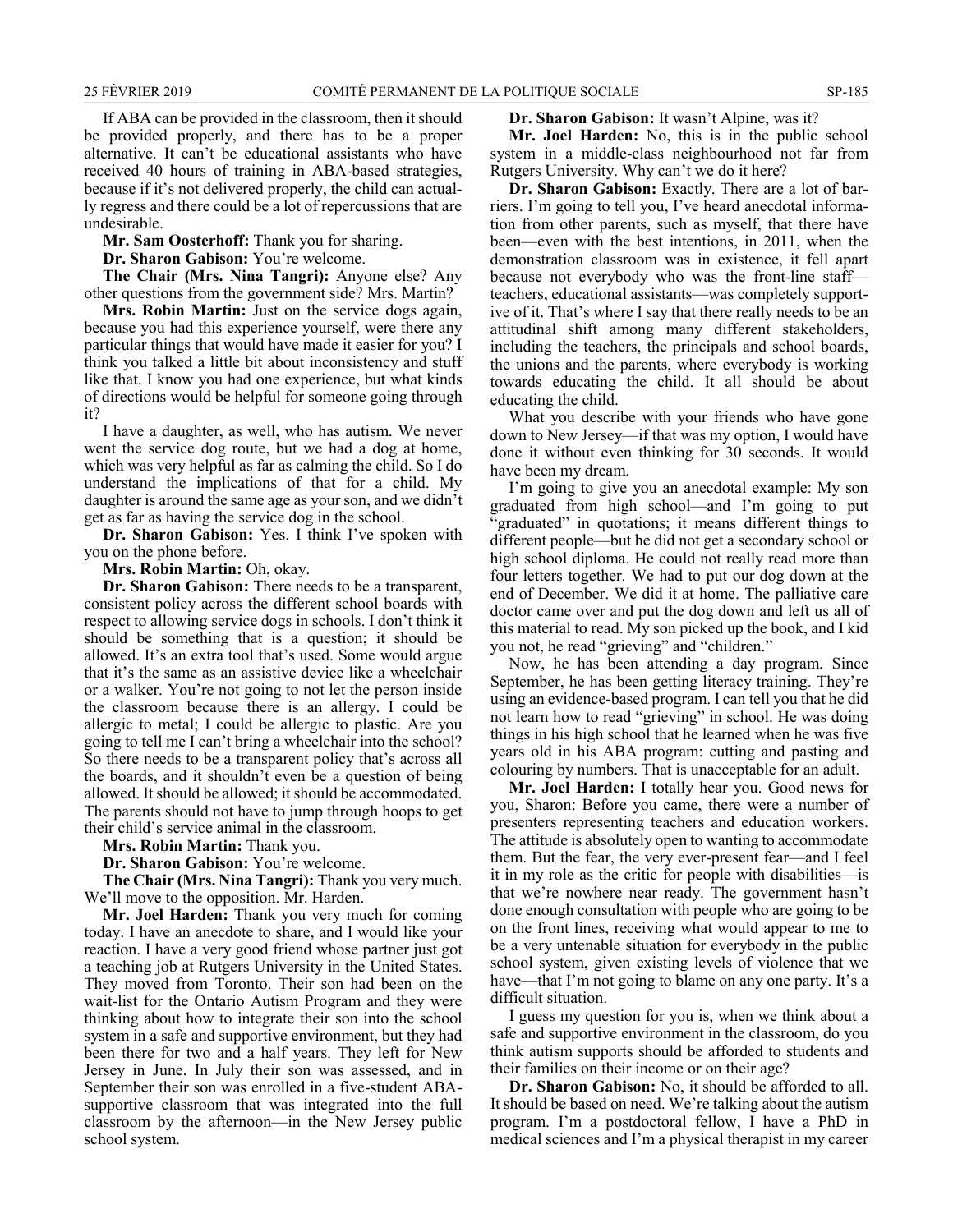If ABA can be provided in the classroom, then it should be provided properly, and there has to be a proper alternative. It can't be educational assistants who have received 40 hours of training in ABA-based strategies, because if it's not delivered properly, the child can actually regress and there could be a lot of repercussions that are undesirable.

**Mr. Sam Oosterhoff:** Thank you for sharing.

**Dr. Sharon Gabison:** You're welcome.

**The Chair (Mrs. Nina Tangri):** Anyone else? Any other questions from the government side? Mrs. Martin?

**Mrs. Robin Martin:** Just on the service dogs again, because you had this experience yourself, were there any particular things that would have made it easier for you? I think you talked a little bit about inconsistency and stuff like that. I know you had one experience, but what kinds of directions would be helpful for someone going through it?

I have a daughter, as well, who has autism. We never went the service dog route, but we had a dog at home, which was very helpful as far as calming the child. So I do understand the implications of that for a child. My daughter is around the same age as your son, and we didn't get as far as having the service dog in the school.

**Dr. Sharon Gabison:** Yes. I think I've spoken with you on the phone before.

**Mrs. Robin Martin:** Oh, okay.

**Dr. Sharon Gabison:** There needs to be a transparent, consistent policy across the different school boards with respect to allowing service dogs in schools. I don't think it should be something that is a question; it should be allowed. It's an extra tool that's used. Some would argue that it's the same as an assistive device like a wheelchair or a walker. You're not going to not let the person inside the classroom because there is an allergy. I could be allergic to metal; I could be allergic to plastic. Are you going to tell me I can't bring a wheelchair into the school? So there needs to be a transparent policy that's across all the boards, and it shouldn't even be a question of being allowed. It should be allowed; it should be accommodated. The parents should not have to jump through hoops to get their child's service animal in the classroom.

**Mrs. Robin Martin:** Thank you.

**Dr. Sharon Gabison:** You're welcome.

**The Chair (Mrs. Nina Tangri):** Thank you very much. We'll move to the opposition. Mr. Harden.

**Mr. Joel Harden:** Thank you very much for coming today. I have an anecdote to share, and I would like your reaction. I have a very good friend whose partner just got a teaching job at Rutgers University in the United States. They moved from Toronto. Their son had been on the wait-list for the Ontario Autism Program and they were thinking about how to integrate their son into the school system in a safe and supportive environment, but they had been there for two and a half years. They left for New Jersey in June. In July their son was assessed, and in September their son was enrolled in a five-student ABA-supportive classroom that was integrated into the full classroom by the afternoon—in the New Jersey public school system.

**Dr. Sharon Gabison:** It wasn't Alpine, was it?

**Mr. Joel Harden:** No, this is in the public school system in a middle-class neighbourhood not far from Rutgers University. Why can't we do it here?

**Dr. Sharon Gabison:** Exactly. There are a lot of barriers. I'm going to tell you, I've heard anecdotal information from other parents, such as myself, that there have been—even with the best intentions, in 2011, when the demonstration classroom was in existence, it fell apart because not everybody who was the front-line staff—teachers, educational assistants—was completely supportive of it. That's where I say that there really needs to be an attitudinal shift among many different stakeholders, including the teachers, the principals and school boards, the unions and the parents, where everybody is working towards educating the child. It all should be about educating the child.

What you describe with your friends who have gone down to New Jersey—if that was my option, I would have done it without even thinking for 30 seconds. It would have been my dream.

I'm going to give you an anecdotal example: My son graduated from high school—and I'm going to put "graduated" in quotations; it means different things to different people—but he did not get a secondary school or high school diploma. He could not really read more than four letters together. We had to put our dog down at the end of December. We did it at home. The palliative care doctor came over and put the dog down and left us all of this material to read. My son picked up the book, and I kid you not, he read "grieving" and "children."

Now, he has been attending a day program. Since September, he has been getting literacy training. They're using an evidence-based program. I can tell you that he did not learn how to read "grieving" in school. He was doing things in his high school that he learned when he was five years old in his ABA program: cutting and pasting and colouring by numbers. That is unacceptable for an adult.

**Mr. Joel Harden:** I totally hear you. Good news for you, Sharon: Before you came, there were a number of presenters representing teachers and education workers. The attitude is absolutely open to wanting to accommodate them. But the fear, the very ever-present fear—and I feel it in my role as the critic for people with disabilities—is that we're nowhere near ready. The government hasn't done enough consultation with people who are going to be on the front lines, receiving what would appear to me to be a very untenable situation for everybody in the public school system, given existing levels of violence that we have—that I'm not going to blame on any one party. It's a difficult situation.

I guess my question for you is, when we think about a safe and supportive environment in the classroom, do you think autism supports should be afforded to students and their families on their income or on their age?

**Dr. Sharon Gabison:** No, it should be afforded to all. It should be based on need. We're talking about the autism program. I'm a postdoctoral fellow, I have a PhD in medical sciences and I'm a physical therapist in my career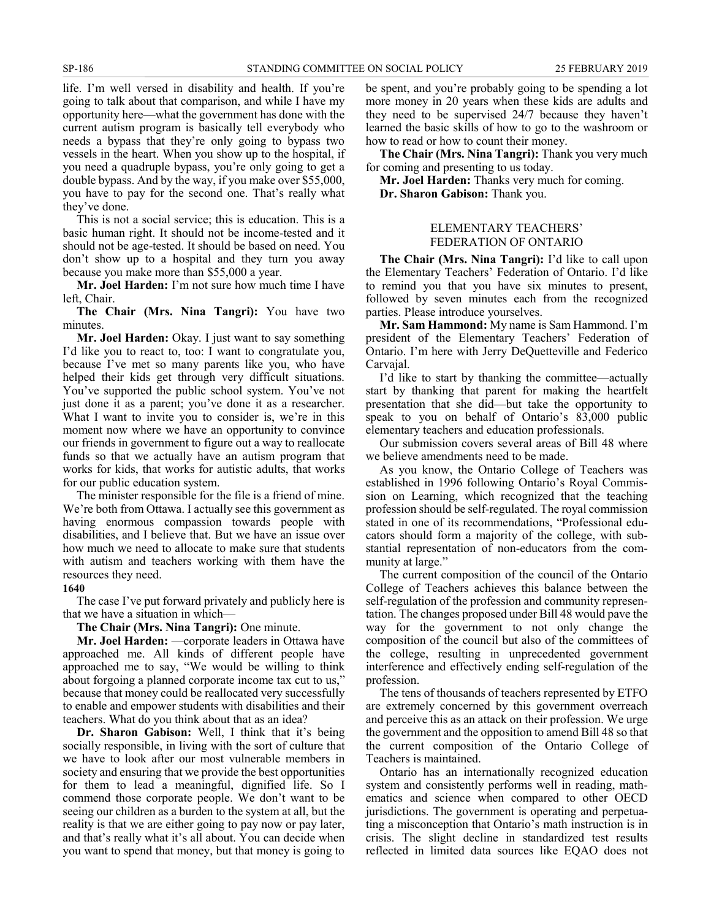life. I'm well versed in disability and health. If you're going to talk about that comparison, and while I have my opportunity here—what the government has done with the current autism program is basically tell everybody who needs a bypass that they're only going to bypass two vessels in the heart. When you show up to the hospital, if you need a quadruple bypass, you're only going to get a double bypass. And by the way, if you make over $55,000, you have to pay for the second one. That's really what they've done.

This is not a social service; this is education. This is a basic human right. It should not be income-tested and it should not be age-tested. It should be based on need. You don't show up to a hospital and they turn you away because you make more than $55,000 a year.

**Mr. Joel Harden:** I'm not sure how much time I have left, Chair.

**The Chair (Mrs. Nina Tangri):** You have two minutes.

**Mr. Joel Harden:** Okay. I just want to say something I'd like you to react to, too: I want to congratulate you, because I've met so many parents like you, who have helped their kids get through very difficult situations. You've supported the public school system. You've not just done it as a parent; you've done it as a researcher. What I want to invite you to consider is, we're in this moment now where we have an opportunity to convince our friends in government to figure out a way to reallocate funds so that we actually have an autism program that works for kids, that works for autistic adults, that works for our public education system.

The minister responsible for the file is a friend of mine. We're both from Ottawa. I actually see this government as having enormous compassion towards people with disabilities, and I believe that. But we have an issue over how much we need to allocate to make sure that students with autism and teachers working with them have the resources they need.

**1640**

The case I've put forward privately and publicly here is that we have a situation in which—

**The Chair (Mrs. Nina Tangri):** One minute.

**Mr. Joel Harden:** —corporate leaders in Ottawa have approached me. All kinds of different people have approached me to say, "We would be willing to think about forgoing a planned corporate income tax cut to us," because that money could be reallocated very successfully to enable and empower students with disabilities and their teachers. What do you think about that as an idea?

**Dr. Sharon Gabison:** Well, I think that it's being socially responsible, in living with the sort of culture that we have to look after our most vulnerable members in society and ensuring that we provide the best opportunities for them to lead a meaningful, dignified life. So I commend those corporate people. We don't want to be seeing our children as a burden to the system at all, but the reality is that we are either going to pay now or pay later, and that's really what it's all about. You can decide when you want to spend that money, but that money is going to be spent, and you're probably going to be spending a lot more money in 20 years when these kids are adults and they need to be supervised 24/7 because they haven't learned the basic skills of how to go to the washroom or how to read or how to count their money.

**The Chair (Mrs. Nina Tangri):** Thank you very much for coming and presenting to us today.

**Mr. Joel Harden:** Thanks very much for coming.

**Dr. Sharon Gabison:** Thank you.

## ELEMENTARY TEACHERS' FEDERATION OF ONTARIO

**The Chair (Mrs. Nina Tangri):** I'd like to call upon the Elementary Teachers' Federation of Ontario. I'd like to remind you that you have six minutes to present, followed by seven minutes each from the recognized parties. Please introduce yourselves.

**Mr. Sam Hammond:** My name is Sam Hammond. I'm president of the Elementary Teachers' Federation of Ontario. I'm here with Jerry DeQuetteville and Federico Carvajal.

I'd like to start by thanking the committee—actually start by thanking that parent for making the heartfelt presentation that she did—but take the opportunity to speak to you on behalf of Ontario's 83,000 public elementary teachers and education professionals.

Our submission covers several areas of Bill 48 where we believe amendments need to be made.

As you know, the Ontario College of Teachers was established in 1996 following Ontario's Royal Commission on Learning, which recognized that the teaching profession should be self-regulated. The royal commission stated in one of its recommendations, "Professional educators should form a majority of the college, with substantial representation of non-educators from the community at large."

The current composition of the council of the Ontario College of Teachers achieves this balance between the self-regulation of the profession and community representation. The changes proposed under Bill 48 would pave the way for the government to not only change the composition of the council but also of the committees of the college, resulting in unprecedented government interference and effectively ending self-regulation of the profession.

The tens of thousands of teachers represented by ETFO are extremely concerned by this government overreach and perceive this as an attack on their profession. We urge the government and the opposition to amend Bill 48 so that the current composition of the Ontario College of Teachers is maintained.

Ontario has an internationally recognized education system and consistently performs well in reading, mathematics and science when compared to other OECD jurisdictions. The government is operating and perpetuating a misconception that Ontario's math instruction is in crisis. The slight decline in standardized test results reflected in limited data sources like EQAO does not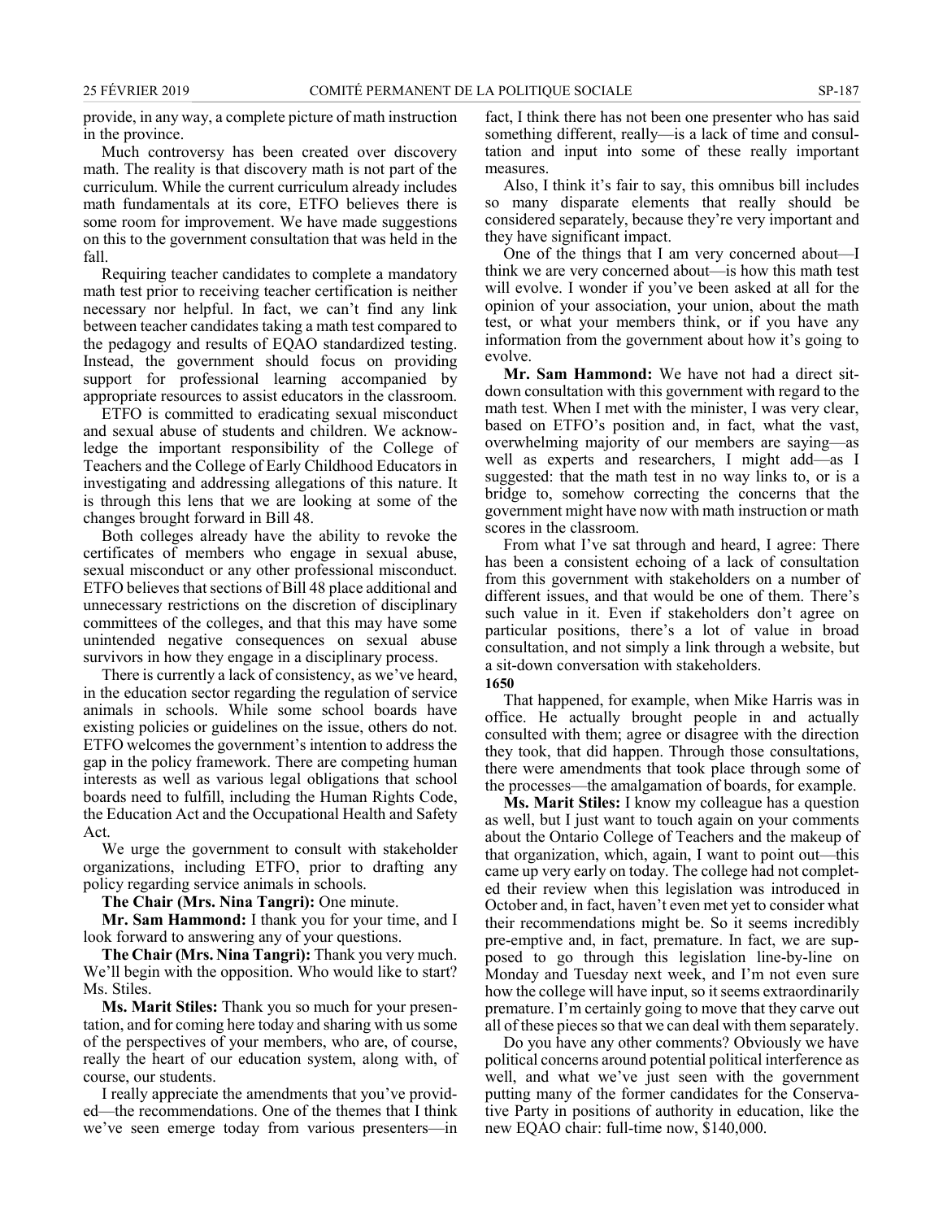provide, in any way, a complete picture of math instruction in the province.

Much controversy has been created over discovery math. The reality is that discovery math is not part of the curriculum. While the current curriculum already includes math fundamentals at its core, ETFO believes there is some room for improvement. We have made suggestions on this to the government consultation that was held in the fall.

Requiring teacher candidates to complete a mandatory math test prior to receiving teacher certification is neither necessary nor helpful. In fact, we can't find any link between teacher candidates taking a math test compared to the pedagogy and results of EQAO standardized testing. Instead, the government should focus on providing support for professional learning accompanied by appropriate resources to assist educators in the classroom.

ETFO is committed to eradicating sexual misconduct and sexual abuse of students and children. We acknowledge the important responsibility of the College of Teachers and the College of Early Childhood Educators in investigating and addressing allegations of this nature. It is through this lens that we are looking at some of the changes brought forward in Bill 48.

Both colleges already have the ability to revoke the certificates of members who engage in sexual abuse, sexual misconduct or any other professional misconduct. ETFO believes that sections of Bill 48 place additional and unnecessary restrictions on the discretion of disciplinary committees of the colleges, and that this may have some unintended negative consequences on sexual abuse survivors in how they engage in a disciplinary process.

There is currently a lack of consistency, as we've heard, in the education sector regarding the regulation of service animals in schools. While some school boards have existing policies or guidelines on the issue, others do not. ETFO welcomes the government's intention to address the gap in the policy framework. There are competing human interests as well as various legal obligations that school boards need to fulfill, including the Human Rights Code, the Education Act and the Occupational Health and Safety Act.

We urge the government to consult with stakeholder organizations, including ETFO, prior to drafting any policy regarding service animals in schools.

**The Chair (Mrs. Nina Tangri):** One minute.

**Mr. Sam Hammond:** I thank you for your time, and I look forward to answering any of your questions.

**The Chair (Mrs. Nina Tangri):** Thank you very much. We'll begin with the opposition. Who would like to start? Ms. Stiles.

**Ms. Marit Stiles:** Thank you so much for your presentation, and for coming here today and sharing with us some of the perspectives of your members, who are, of course, really the heart of our education system, along with, of course, our students.

I really appreciate the amendments that you've provided—the recommendations. One of the themes that I think we've seen emerge today from various presenters—in fact, I think there has not been one presenter who has said something different, really—is a lack of time and consultation and input into some of these really important measures.

Also, I think it's fair to say, this omnibus bill includes so many disparate elements that really should be considered separately, because they're very important and they have significant impact.

One of the things that I am very concerned about—I think we are very concerned about—is how this math test will evolve. I wonder if you've been asked at all for the opinion of your association, your union, about the math test, or what your members think, or if you have any information from the government about how it's going to evolve.

**Mr. Sam Hammond:** We have not had a direct sit-down consultation with this government with regard to the math test. When I met with the minister, I was very clear, based on ETFO's position and, in fact, what the vast, overwhelming majority of our members are saying—as well as experts and researchers, I might add—as I suggested: that the math test in no way links to, or is a bridge to, somehow correcting the concerns that the government might have now with math instruction or math scores in the classroom.

From what I've sat through and heard, I agree: There has been a consistent echoing of a lack of consultation from this government with stakeholders on a number of different issues, and that would be one of them. There's such value in it. Even if stakeholders don't agree on particular positions, there's a lot of value in broad consultation, and not simply a link through a website, but a sit-down conversation with stakeholders.

**1650**

That happened, for example, when Mike Harris was in office. He actually brought people in and actually consulted with them; agree or disagree with the direction they took, that did happen. Through those consultations, there were amendments that took place through some of the processes—the amalgamation of boards, for example.

**Ms. Marit Stiles:** I know my colleague has a question as well, but I just want to touch again on your comments about the Ontario College of Teachers and the makeup of that organization, which, again, I want to point out—this came up very early on today. The college had not completed their review when this legislation was introduced in October and, in fact, haven't even met yet to consider what their recommendations might be. So it seems incredibly pre-emptive and, in fact, premature. In fact, we are supposed to go through this legislation line-by-line on Monday and Tuesday next week, and I'm not even sure how the college will have input, so it seems extraordinarily premature. I'm certainly going to move that they carve out all of these pieces so that we can deal with them separately.

Do you have any other comments? Obviously we have political concerns around potential political interference as well, and what we've just seen with the government putting many of the former candidates for the Conservative Party in positions of authority in education, like the new EQAO chair: full-time now, $140,000.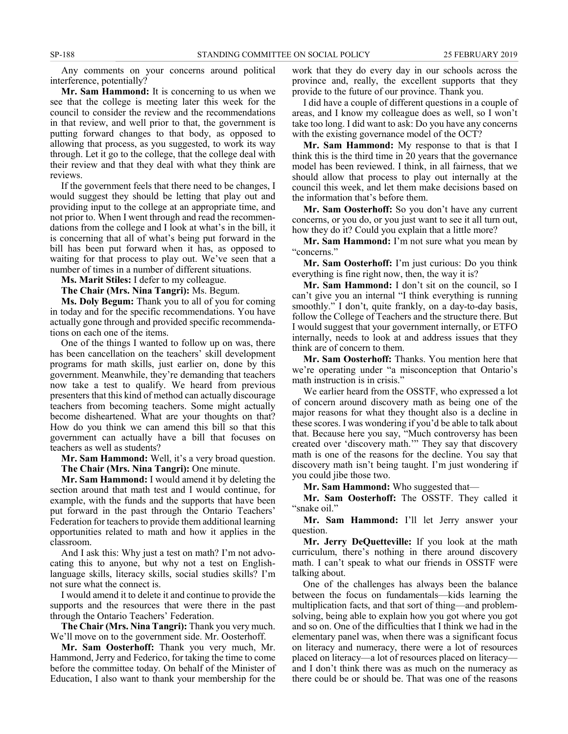Any comments on your concerns around political interference, potentially?

**Mr. Sam Hammond:** It is concerning to us when we see that the college is meeting later this week for the council to consider the review and the recommendations in that review, and well prior to that, the government is putting forward changes to that body, as opposed to allowing that process, as you suggested, to work its way through. Let it go to the college, that the college deal with their review and that they deal with what they think are reviews.

If the government feels that there need to be changes, I would suggest they should be letting that play out and providing input to the college at an appropriate time, and not prior to. When I went through and read the recommendations from the college and I look at what's in the bill, it is concerning that all of what's being put forward in the bill has been put forward when it has, as opposed to waiting for that process to play out. We've seen that a number of times in a number of different situations.

**Ms. Marit Stiles:** I defer to my colleague.

**The Chair (Mrs. Nina Tangri):** Ms. Begum.

**Ms. Doly Begum:** Thank you to all of you for coming in today and for the specific recommendations. You have actually gone through and provided specific recommendations on each one of the items.

One of the things I wanted to follow up on was, there has been cancellation on the teachers' skill development programs for math skills, just earlier on, done by this government. Meanwhile, they're demanding that teachers now take a test to qualify. We heard from previous presenters that this kind of method can actually discourage teachers from becoming teachers. Some might actually become disheartened. What are your thoughts on that? How do you think we can amend this bill so that this government can actually have a bill that focuses on teachers as well as students?

**Mr. Sam Hammond:** Well, it's a very broad question.

**The Chair (Mrs. Nina Tangri):** One minute.

**Mr. Sam Hammond:** I would amend it by deleting the section around that math test and I would continue, for example, with the funds and the supports that have been put forward in the past through the Ontario Teachers' Federation for teachers to provide them additional learning opportunities related to math and how it applies in the classroom.

And I ask this: Why just a test on math? I'm not advocating this to anyone, but why not a test on English-language skills, literacy skills, social studies skills? I'm not sure what the connect is.

I would amend it to delete it and continue to provide the supports and the resources that were there in the past through the Ontario Teachers' Federation.

**The Chair (Mrs. Nina Tangri):** Thank you very much. We'll move on to the government side. Mr. Oosterhoff.

**Mr. Sam Oosterhoff:** Thank you very much, Mr. Hammond, Jerry and Federico, for taking the time to come before the committee today. On behalf of the Minister of Education, I also want to thank your membership for the work that they do every day in our schools across the province and, really, the excellent supports that they provide to the future of our province. Thank you.

I did have a couple of different questions in a couple of areas, and I know my colleague does as well, so I won't take too long. I did want to ask: Do you have any concerns with the existing governance model of the OCT?

**Mr. Sam Hammond:** My response to that is that I think this is the third time in 20 years that the governance model has been reviewed. I think, in all fairness, that we should allow that process to play out internally at the council this week, and let them make decisions based on the information that's before them.

**Mr. Sam Oosterhoff:** So you don't have any current concerns, or you do, or you just want to see it all turn out, how they do it? Could you explain that a little more?

**Mr. Sam Hammond:** I'm not sure what you mean by "concerns."

**Mr. Sam Oosterhoff:** I'm just curious: Do you think everything is fine right now, then, the way it is?

**Mr. Sam Hammond:** I don't sit on the council, so I can't give you an internal "I think everything is running smoothly." I don't, quite frankly, on a day-to-day basis, follow the College of Teachers and the structure there. But I would suggest that your government internally, or ETFO internally, needs to look at and address issues that they think are of concern to them.

**Mr. Sam Oosterhoff:** Thanks. You mention here that we're operating under "a misconception that Ontario's math instruction is in crisis."

We earlier heard from the OSSTF, who expressed a lot of concern around discovery math as being one of the major reasons for what they thought also is a decline in these scores. I was wondering if you'd be able to talk about that. Because here you say, "Much controversy has been created over 'discovery math.'" They say that discovery math is one of the reasons for the decline. You say that discovery math isn't being taught. I'm just wondering if you could jibe those two.

**Mr. Sam Hammond:** Who suggested that—

**Mr. Sam Oosterhoff:** The OSSTF. They called it "snake oil."

**Mr. Sam Hammond:** I'll let Jerry answer your question.

**Mr. Jerry DeQuetteville:** If you look at the math curriculum, there's nothing in there around discovery math. I can't speak to what our friends in OSSTF were talking about.

One of the challenges has always been the balance between the focus on fundamentals—kids learning the multiplication facts, and that sort of thing—and problem-solving, being able to explain how you got where you got and so on. One of the difficulties that I think we had in the elementary panel was, when there was a significant focus on literacy and numeracy, there were a lot of resources placed on literacy—a lot of resources placed on literacy—and I don't think there was as much on the numeracy as there could be or should be. That was one of the reasons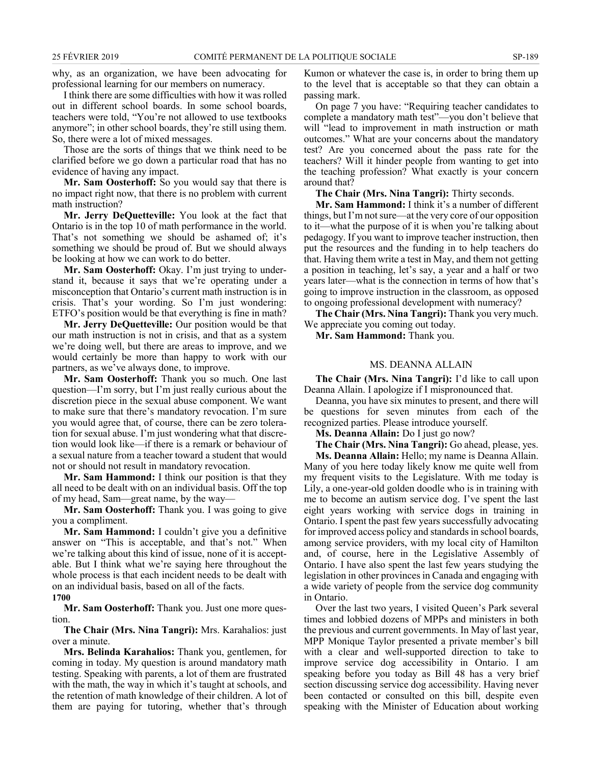why, as an organization, we have been advocating for professional learning for our members on numeracy.

I think there are some difficulties with how it was rolled out in different school boards. In some school boards, teachers were told, "You're not allowed to use textbooks anymore"; in other school boards, they're still using them. So, there were a lot of mixed messages.

Those are the sorts of things that we think need to be clarified before we go down a particular road that has no evidence of having any impact.

**Mr. Sam Oosterhoff:** So you would say that there is no impact right now, that there is no problem with current math instruction?

**Mr. Jerry DeQuetteville:** You look at the fact that Ontario is in the top 10 of math performance in the world. That's not something we should be ashamed of; it's something we should be proud of. But we should always be looking at how we can work to do better.

**Mr. Sam Oosterhoff:** Okay. I'm just trying to understand it, because it says that we're operating under a misconception that Ontario's current math instruction is in crisis. That's your wording. So I'm just wondering: ETFO's position would be that everything is fine in math?

**Mr. Jerry DeQuetteville:** Our position would be that our math instruction is not in crisis, and that as a system we're doing well, but there are areas to improve, and we would certainly be more than happy to work with our partners, as we've always done, to improve.

**Mr. Sam Oosterhoff:** Thank you so much. One last question—I'm sorry, but I'm just really curious about the discretion piece in the sexual abuse component. We want to make sure that there's mandatory revocation. I'm sure you would agree that, of course, there can be zero toleration for sexual abuse. I'm just wondering what that discretion would look like—if there is a remark or behaviour of a sexual nature from a teacher toward a student that would not or should not result in mandatory revocation.

**Mr. Sam Hammond:** I think our position is that they all need to be dealt with on an individual basis. Off the top of my head, Sam—great name, by the way—

**Mr. Sam Oosterhoff:** Thank you. I was going to give you a compliment.

**Mr. Sam Hammond:** I couldn't give you a definitive answer on "This is acceptable, and that's not." When we're talking about this kind of issue, none of it is acceptable. But I think what we're saying here throughout the whole process is that each incident needs to be dealt with on an individual basis, based on all of the facts.

**1700**

**Mr. Sam Oosterhoff:** Thank you. Just one more question.

**The Chair (Mrs. Nina Tangri):** Mrs. Karahalios: just over a minute.

**Mrs. Belinda Karahalios:** Thank you, gentlemen, for coming in today. My question is around mandatory math testing. Speaking with parents, a lot of them are frustrated with the math, the way in which it's taught at schools, and the retention of math knowledge of their children. A lot of them are paying for tutoring, whether that's through Kumon or whatever the case is, in order to bring them up to the level that is acceptable so that they can obtain a passing mark.

On page 7 you have: "Requiring teacher candidates to complete a mandatory math test"—you don't believe that will "lead to improvement in math instruction or math outcomes." What are your concerns about the mandatory test? Are you concerned about the pass rate for the teachers? Will it hinder people from wanting to get into the teaching profession? What exactly is your concern around that?

**The Chair (Mrs. Nina Tangri):** Thirty seconds.

**Mr. Sam Hammond:** I think it's a number of different things, but I'm not sure—at the very core of our opposition to it—what the purpose of it is when you're talking about pedagogy. If you want to improve teacher instruction, then put the resources and the funding in to help teachers do that. Having them write a test in May, and them not getting a position in teaching, let's say, a year and a half or two years later—what is the connection in terms of how that's going to improve instruction in the classroom, as opposed to ongoing professional development with numeracy?

**The Chair (Mrs. Nina Tangri):** Thank you very much. We appreciate you coming out today.

**Mr. Sam Hammond:** Thank you.

## MS. DEANNA ALLAIN

**The Chair (Mrs. Nina Tangri):** I'd like to call upon Deanna Allain. I apologize if I mispronounced that.

Deanna, you have six minutes to present, and there will be questions for seven minutes from each of the recognized parties. Please introduce yourself.

**Ms. Deanna Allain:** Do I just go now?

**The Chair (Mrs. Nina Tangri):** Go ahead, please, yes.

**Ms. Deanna Allain:** Hello; my name is Deanna Allain. Many of you here today likely know me quite well from my frequent visits to the Legislature. With me today is Lily, a one-year-old golden doodle who is in training with me to become an autism service dog. I've spent the last eight years working with service dogs in training in Ontario. I spent the past few years successfully advocating for improved access policy and standards in school boards, among service providers, with my local city of Hamilton and, of course, here in the Legislative Assembly of Ontario. I have also spent the last few years studying the legislation in other provinces in Canada and engaging with a wide variety of people from the service dog community in Ontario.

Over the last two years, I visited Queen's Park several times and lobbied dozens of MPPs and ministers in both the previous and current governments. In May of last year, MPP Monique Taylor presented a private member's bill with a clear and well-supported direction to take to improve service dog accessibility in Ontario. I am speaking before you today as Bill 48 has a very brief section discussing service dog accessibility. Having never been contacted or consulted on this bill, despite even speaking with the Minister of Education about working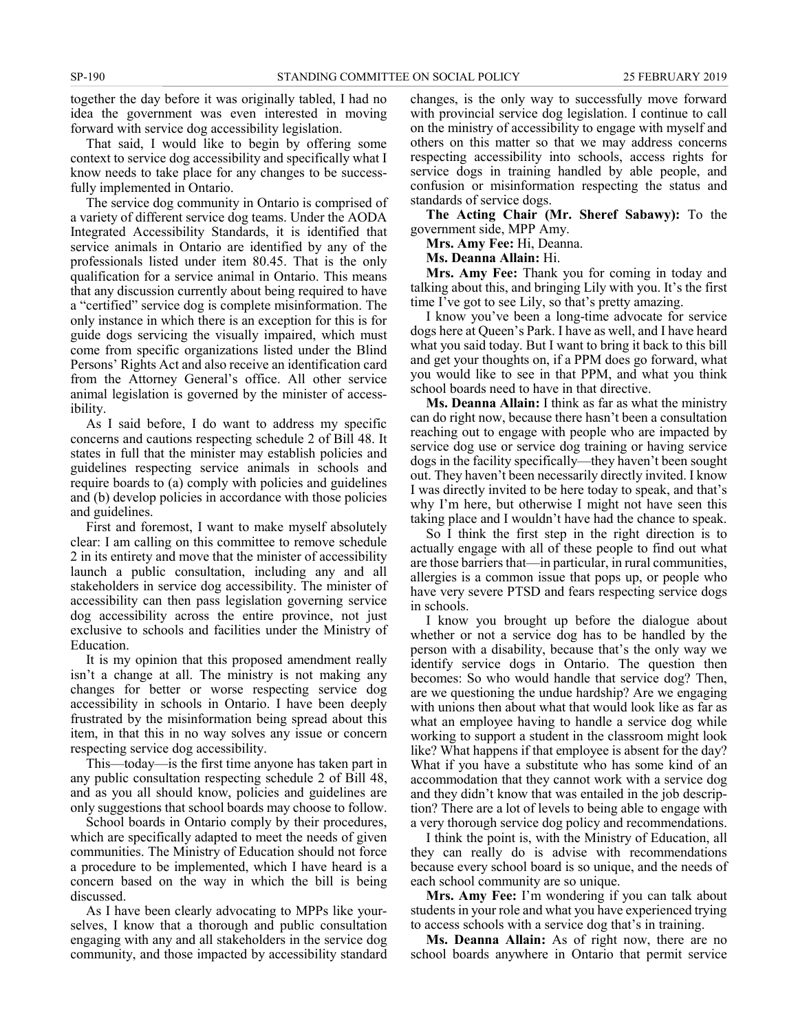together the day before it was originally tabled, I had no idea the government was even interested in moving forward with service dog accessibility legislation.

That said, I would like to begin by offering some context to service dog accessibility and specifically what I know needs to take place for any changes to be successfully implemented in Ontario.

The service dog community in Ontario is comprised of a variety of different service dog teams. Under the AODA Integrated Accessibility Standards, it is identified that service animals in Ontario are identified by any of the professionals listed under item 80.45. That is the only qualification for a service animal in Ontario. This means that any discussion currently about being required to have a "certified" service dog is complete misinformation. The only instance in which there is an exception for this is for guide dogs servicing the visually impaired, which must come from specific organizations listed under the Blind Persons' Rights Act and also receive an identification card from the Attorney General's office. All other service animal legislation is governed by the minister of accessibility.

As I said before, I do want to address my specific concerns and cautions respecting schedule 2 of Bill 48. It states in full that the minister may establish policies and guidelines respecting service animals in schools and require boards to (a) comply with policies and guidelines and (b) develop policies in accordance with those policies and guidelines.

First and foremost, I want to make myself absolutely clear: I am calling on this committee to remove schedule 2 in its entirety and move that the minister of accessibility launch a public consultation, including any and all stakeholders in service dog accessibility. The minister of accessibility can then pass legislation governing service dog accessibility across the entire province, not just exclusive to schools and facilities under the Ministry of Education.

It is my opinion that this proposed amendment really isn't a change at all. The ministry is not making any changes for better or worse respecting service dog accessibility in schools in Ontario. I have been deeply frustrated by the misinformation being spread about this item, in that this in no way solves any issue or concern respecting service dog accessibility.

This—today—is the first time anyone has taken part in any public consultation respecting schedule 2 of Bill 48, and as you all should know, policies and guidelines are only suggestions that school boards may choose to follow.

School boards in Ontario comply by their procedures, which are specifically adapted to meet the needs of given communities. The Ministry of Education should not force a procedure to be implemented, which I have heard is a concern based on the way in which the bill is being discussed.

As I have been clearly advocating to MPPs like yourselves, I know that a thorough and public consultation engaging with any and all stakeholders in the service dog community, and those impacted by accessibility standard changes, is the only way to successfully move forward with provincial service dog legislation. I continue to call on the ministry of accessibility to engage with myself and others on this matter so that we may address concerns respecting accessibility into schools, access rights for service dogs in training handled by able people, and confusion or misinformation respecting the status and standards of service dogs.

**The Acting Chair (Mr. Sheref Sabawy):** To the government side, MPP Amy.

**Mrs. Amy Fee:** Hi, Deanna.

**Ms. Deanna Allain:** Hi.

**Mrs. Amy Fee:** Thank you for coming in today and talking about this, and bringing Lily with you. It's the first time I've got to see Lily, so that's pretty amazing.

I know you've been a long-time advocate for service dogs here at Queen's Park. I have as well, and I have heard what you said today. But I want to bring it back to this bill and get your thoughts on, if a PPM does go forward, what you would like to see in that PPM, and what you think school boards need to have in that directive.

**Ms. Deanna Allain:** I think as far as what the ministry can do right now, because there hasn't been a consultation reaching out to engage with people who are impacted by service dog use or service dog training or having service dogs in the facility specifically—they haven't been sought out. They haven't been necessarily directly invited. I know I was directly invited to be here today to speak, and that's why I'm here, but otherwise I might not have seen this taking place and I wouldn't have had the chance to speak.

So I think the first step in the right direction is to actually engage with all of these people to find out what are those barriers that—in particular, in rural communities, allergies is a common issue that pops up, or people who have very severe PTSD and fears respecting service dogs in schools.

I know you brought up before the dialogue about whether or not a service dog has to be handled by the person with a disability, because that's the only way we identify service dogs in Ontario. The question then becomes: So who would handle that service dog? Then, are we questioning the undue hardship? Are we engaging with unions then about what that would look like as far as what an employee having to handle a service dog while working to support a student in the classroom might look like? What happens if that employee is absent for the day? What if you have a substitute who has some kind of an accommodation that they cannot work with a service dog and they didn't know that was entailed in the job description? There are a lot of levels to being able to engage with a very thorough service dog policy and recommendations.

I think the point is, with the Ministry of Education, all they can really do is advise with recommendations because every school board is so unique, and the needs of each school community are so unique.

**Mrs. Amy Fee:** I'm wondering if you can talk about students in your role and what you have experienced trying to access schools with a service dog that's in training.

**Ms. Deanna Allain:** As of right now, there are no school boards anywhere in Ontario that permit service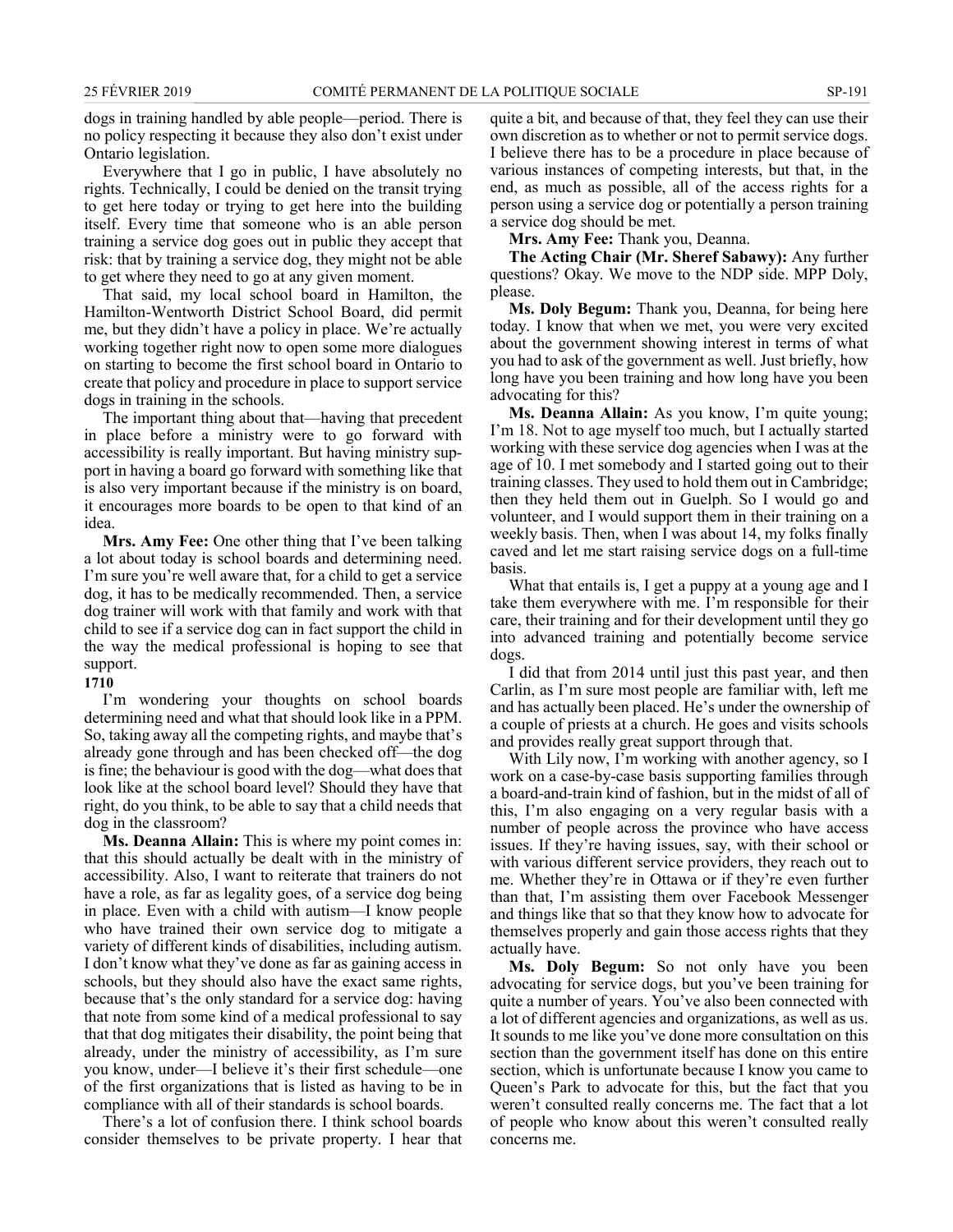dogs in training handled by able people—period. There is no policy respecting it because they also don't exist under Ontario legislation.

Everywhere that I go in public, I have absolutely no rights. Technically, I could be denied on the transit trying to get here today or trying to get here into the building itself. Every time that someone who is an able person training a service dog goes out in public they accept that risk: that by training a service dog, they might not be able to get where they need to go at any given moment.

That said, my local school board in Hamilton, the Hamilton-Wentworth District School Board, did permit me, but they didn't have a policy in place. We're actually working together right now to open some more dialogues on starting to become the first school board in Ontario to create that policy and procedure in place to support service dogs in training in the schools.

The important thing about that—having that precedent in place before a ministry were to go forward with accessibility is really important. But having ministry support in having a board go forward with something like that is also very important because if the ministry is on board, it encourages more boards to be open to that kind of an idea.

**Mrs. Amy Fee:** One other thing that I've been talking a lot about today is school boards and determining need. I'm sure you're well aware that, for a child to get a service dog, it has to be medically recommended. Then, a service dog trainer will work with that family and work with that child to see if a service dog can in fact support the child in the way the medical professional is hoping to see that support.

**1710**

I'm wondering your thoughts on school boards determining need and what that should look like in a PPM. So, taking away all the competing rights, and maybe that's already gone through and has been checked off—the dog is fine; the behaviour is good with the dog—what does that look like at the school board level? Should they have that right, do you think, to be able to say that a child needs that dog in the classroom?

**Ms. Deanna Allain:** This is where my point comes in: that this should actually be dealt with in the ministry of accessibility. Also, I want to reiterate that trainers do not have a role, as far as legality goes, of a service dog being in place. Even with a child with autism—I know people who have trained their own service dog to mitigate a variety of different kinds of disabilities, including autism. I don't know what they've done as far as gaining access in schools, but they should also have the exact same rights, because that's the only standard for a service dog: having that note from some kind of a medical professional to say that that dog mitigates their disability, the point being that already, under the ministry of accessibility, as I'm sure you know, under—I believe it's their first schedule—one of the first organizations that is listed as having to be in compliance with all of their standards is school boards.

There's a lot of confusion there. I think school boards consider themselves to be private property. I hear that quite a bit, and because of that, they feel they can use their own discretion as to whether or not to permit service dogs. I believe there has to be a procedure in place because of various instances of competing interests, but that, in the end, as much as possible, all of the access rights for a person using a service dog or potentially a person training a service dog should be met.

**Mrs. Amy Fee:** Thank you, Deanna.

**The Acting Chair (Mr. Sheref Sabawy):** Any further questions? Okay. We move to the NDP side. MPP Doly, please.

**Ms. Doly Begum:** Thank you, Deanna, for being here today. I know that when we met, you were very excited about the government showing interest in terms of what you had to ask of the government as well. Just briefly, how long have you been training and how long have you been advocating for this?

**Ms. Deanna Allain:** As you know, I'm quite young; I'm 18. Not to age myself too much, but I actually started working with these service dog agencies when I was at the age of 10. I met somebody and I started going out to their training classes. They used to hold them out in Cambridge; then they held them out in Guelph. So I would go and volunteer, and I would support them in their training on a weekly basis. Then, when I was about 14, my folks finally caved and let me start raising service dogs on a full-time basis.

What that entails is, I get a puppy at a young age and I take them everywhere with me. I'm responsible for their care, their training and for their development until they go into advanced training and potentially become service dogs.

I did that from 2014 until just this past year, and then Carlin, as I'm sure most people are familiar with, left me and has actually been placed. He's under the ownership of a couple of priests at a church. He goes and visits schools and provides really great support through that.

With Lily now, I'm working with another agency, so I work on a case-by-case basis supporting families through a board-and-train kind of fashion, but in the midst of all of this, I'm also engaging on a very regular basis with a number of people across the province who have access issues. If they're having issues, say, with their school or with various different service providers, they reach out to me. Whether they're in Ottawa or if they're even further than that, I'm assisting them over Facebook Messenger and things like that so that they know how to advocate for themselves properly and gain those access rights that they actually have.

**Ms. Doly Begum:** So not only have you been advocating for service dogs, but you've been training for quite a number of years. You've also been connected with a lot of different agencies and organizations, as well as us. It sounds to me like you've done more consultation on this section than the government itself has done on this entire section, which is unfortunate because I know you came to Queen's Park to advocate for this, but the fact that you weren't consulted really concerns me. The fact that a lot of people who know about this weren't consulted really concerns me.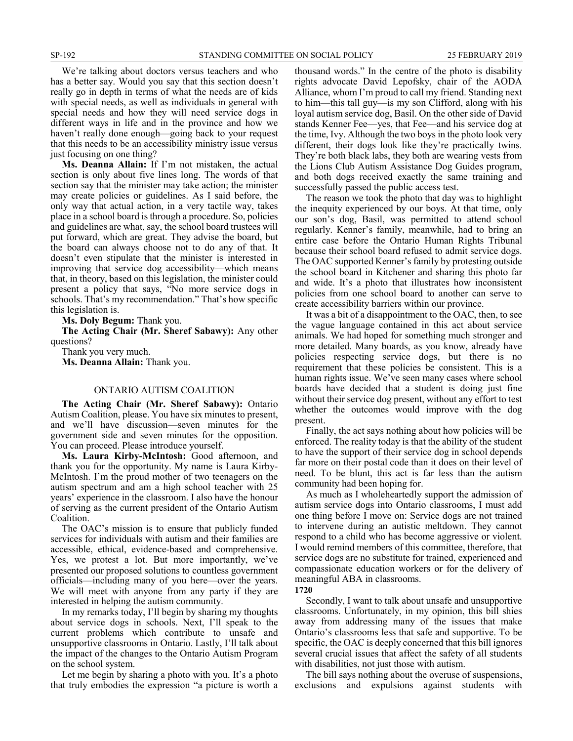We're talking about doctors versus teachers and who has a better say. Would you say that this section doesn't really go in depth in terms of what the needs are of kids with special needs, as well as individuals in general with special needs and how they will need service dogs in different ways in life and in the province and how we haven't really done enough—going back to your request that this needs to be an accessibility ministry issue versus just focusing on one thing?

**Ms. Deanna Allain:** If I'm not mistaken, the actual section is only about five lines long. The words of that section say that the minister may take action; the minister may create policies or guidelines. As I said before, the only way that actual action, in a very tactile way, takes place in a school board is through a procedure. So, policies and guidelines are what, say, the school board trustees will put forward, which are great. They advise the board, but the board can always choose not to do any of that. It doesn't even stipulate that the minister is interested in improving that service dog accessibility—which means that, in theory, based on this legislation, the minister could present a policy that says, "No more service dogs in schools. That's my recommendation." That's how specific this legislation is.

**Ms. Doly Begum:** Thank you.

**The Acting Chair (Mr. Sheref Sabawy):** Any other questions?

Thank you very much.

**Ms. Deanna Allain:** Thank you.

## ONTARIO AUTISM COALITION

**The Acting Chair (Mr. Sheref Sabawy):** Ontario Autism Coalition, please. You have six minutes to present, and we'll have discussion—seven minutes for the government side and seven minutes for the opposition. You can proceed. Please introduce yourself.

**Ms. Laura Kirby-McIntosh:** Good afternoon, and thank you for the opportunity. My name is Laura Kirby-McIntosh. I'm the proud mother of two teenagers on the autism spectrum and am a high school teacher with 25 years' experience in the classroom. I also have the honour of serving as the current president of the Ontario Autism Coalition.

The OAC's mission is to ensure that publicly funded services for individuals with autism and their families are accessible, ethical, evidence-based and comprehensive. Yes, we protest a lot. But more importantly, we've presented our proposed solutions to countless government officials—including many of you here—over the years. We will meet with anyone from any party if they are interested in helping the autism community.

In my remarks today, I'll begin by sharing my thoughts about service dogs in schools. Next, I'll speak to the current problems which contribute to unsafe and unsupportive classrooms in Ontario. Lastly, I'll talk about the impact of the changes to the Ontario Autism Program on the school system.

Let me begin by sharing a photo with you. It's a photo that truly embodies the expression "a picture is worth a thousand words." In the centre of the photo is disability rights advocate David Lepofsky, chair of the AODA Alliance, whom I'm proud to call my friend. Standing next to him—this tall guy—is my son Clifford, along with his loyal autism service dog, Basil. On the other side of David stands Kenner Fee—yes, that Fee—and his service dog at the time, Ivy. Although the two boys in the photo look very different, their dogs look like they're practically twins. They're both black labs, they both are wearing vests from the Lions Club Autism Assistance Dog Guides program, and both dogs received exactly the same training and successfully passed the public access test.

The reason we took the photo that day was to highlight the inequity experienced by our boys. At that time, only our son's dog, Basil, was permitted to attend school regularly. Kenner's family, meanwhile, had to bring an entire case before the Ontario Human Rights Tribunal because their school board refused to admit service dogs. The OAC supported Kenner's family by protesting outside the school board in Kitchener and sharing this photo far and wide. It's a photo that illustrates how inconsistent policies from one school board to another can serve to create accessibility barriers within our province.

It was a bit of a disappointment to the OAC, then, to see the vague language contained in this act about service animals. We had hoped for something much stronger and more detailed. Many boards, as you know, already have policies respecting service dogs, but there is no requirement that these policies be consistent. This is a human rights issue. We've seen many cases where school boards have decided that a student is doing just fine without their service dog present, without any effort to test whether the outcomes would improve with the dog present.

Finally, the act says nothing about how policies will be enforced. The reality today is that the ability of the student to have the support of their service dog in school depends far more on their postal code than it does on their level of need. To be blunt, this act is far less than the autism community had been hoping for.

As much as I wholeheartedly support the admission of autism service dogs into Ontario classrooms, I must add one thing before I move on: Service dogs are not trained to intervene during an autistic meltdown. They cannot respond to a child who has become aggressive or violent. I would remind members of this committee, therefore, that service dogs are no substitute for trained, experienced and compassionate education workers or for the delivery of meaningful ABA in classrooms.

**1720**

Secondly, I want to talk about unsafe and unsupportive classrooms. Unfortunately, in my opinion, this bill shies away from addressing many of the issues that make Ontario's classrooms less that safe and supportive. To be specific, the OAC is deeply concerned that this bill ignores several crucial issues that affect the safety of all students with disabilities, not just those with autism.

The bill says nothing about the overuse of suspensions, exclusions and expulsions against students with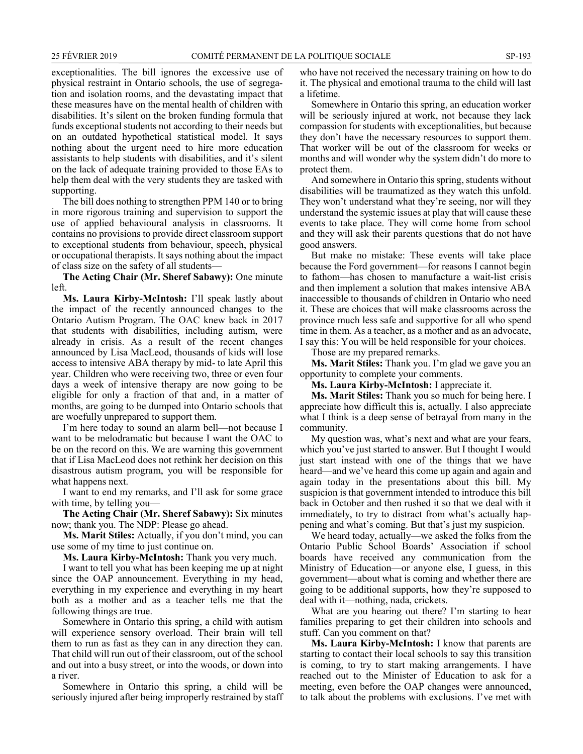exceptionalities. The bill ignores the excessive use of physical restraint in Ontario schools, the use of segregation and isolation rooms, and the devastating impact that these measures have on the mental health of children with disabilities. It's silent on the broken funding formula that funds exceptional students not according to their needs but on an outdated hypothetical statistical model. It says nothing about the urgent need to hire more education assistants to help students with disabilities, and it's silent on the lack of adequate training provided to those EAs to help them deal with the very students they are tasked with supporting.

The bill does nothing to strengthen PPM 140 or to bring in more rigorous training and supervision to support the use of applied behavioural analysis in classrooms. It contains no provisions to provide direct classroom support to exceptional students from behaviour, speech, physical or occupational therapists. It says nothing about the impact of class size on the safety of all students—

**The Acting Chair (Mr. Sheref Sabawy):** One minute left.

**Ms. Laura Kirby-McIntosh:** I'll speak lastly about the impact of the recently announced changes to the Ontario Autism Program. The OAC knew back in 2017 that students with disabilities, including autism, were already in crisis. As a result of the recent changes announced by Lisa MacLeod, thousands of kids will lose access to intensive ABA therapy by mid- to late April this year. Children who were receiving two, three or even four days a week of intensive therapy are now going to be eligible for only a fraction of that and, in a matter of months, are going to be dumped into Ontario schools that are woefully unprepared to support them.

I'm here today to sound an alarm bell—not because I want to be melodramatic but because I want the OAC to be on the record on this. We are warning this government that if Lisa MacLeod does not rethink her decision on this disastrous autism program, you will be responsible for what happens next.

I want to end my remarks, and I'll ask for some grace with time, by telling you—

**The Acting Chair (Mr. Sheref Sabawy):** Six minutes now; thank you. The NDP: Please go ahead.

**Ms. Marit Stiles:** Actually, if you don't mind, you can use some of my time to just continue on.

**Ms. Laura Kirby-McIntosh:** Thank you very much.

I want to tell you what has been keeping me up at night since the OAP announcement. Everything in my head, everything in my experience and everything in my heart both as a mother and as a teacher tells me that the following things are true.

Somewhere in Ontario this spring, a child with autism will experience sensory overload. Their brain will tell them to run as fast as they can in any direction they can. That child will run out of their classroom, out of the school and out into a busy street, or into the woods, or down into a river.

Somewhere in Ontario this spring, a child will be seriously injured after being improperly restrained by staff who have not received the necessary training on how to do it. The physical and emotional trauma to the child will last a lifetime.

Somewhere in Ontario this spring, an education worker will be seriously injured at work, not because they lack compassion for students with exceptionalities, but because they don't have the necessary resources to support them. That worker will be out of the classroom for weeks or months and will wonder why the system didn't do more to protect them.

And somewhere in Ontario this spring, students without disabilities will be traumatized as they watch this unfold. They won't understand what they're seeing, nor will they understand the systemic issues at play that will cause these events to take place. They will come home from school and they will ask their parents questions that do not have good answers.

But make no mistake: These events will take place because the Ford government—for reasons I cannot begin to fathom—has chosen to manufacture a wait-list crisis and then implement a solution that makes intensive ABA inaccessible to thousands of children in Ontario who need it. These are choices that will make classrooms across the province much less safe and supportive for all who spend time in them. As a teacher, as a mother and as an advocate, I say this: You will be held responsible for your choices.

Those are my prepared remarks.

**Ms. Marit Stiles:** Thank you. I'm glad we gave you an opportunity to complete your comments.

**Ms. Laura Kirby-McIntosh:** I appreciate it.

**Ms. Marit Stiles:** Thank you so much for being here. I appreciate how difficult this is, actually. I also appreciate what I think is a deep sense of betrayal from many in the community.

My question was, what's next and what are your fears, which you've just started to answer. But I thought I would just start instead with one of the things that we have heard—and we've heard this come up again and again and again today in the presentations about this bill. My suspicion is that government intended to introduce this bill back in October and then rushed it so that we deal with it immediately, to try to distract from what's actually happening and what's coming. But that's just my suspicion.

We heard today, actually—we asked the folks from the Ontario Public School Boards' Association if school boards have received any communication from the Ministry of Education—or anyone else, I guess, in this government—about what is coming and whether there are going to be additional supports, how they're supposed to deal with it—nothing, nada, crickets.

What are you hearing out there? I'm starting to hear families preparing to get their children into schools and stuff. Can you comment on that?

**Ms. Laura Kirby-McIntosh:** I know that parents are starting to contact their local schools to say this transition is coming, to try to start making arrangements. I have reached out to the Minister of Education to ask for a meeting, even before the OAP changes were announced, to talk about the problems with exclusions. I've met with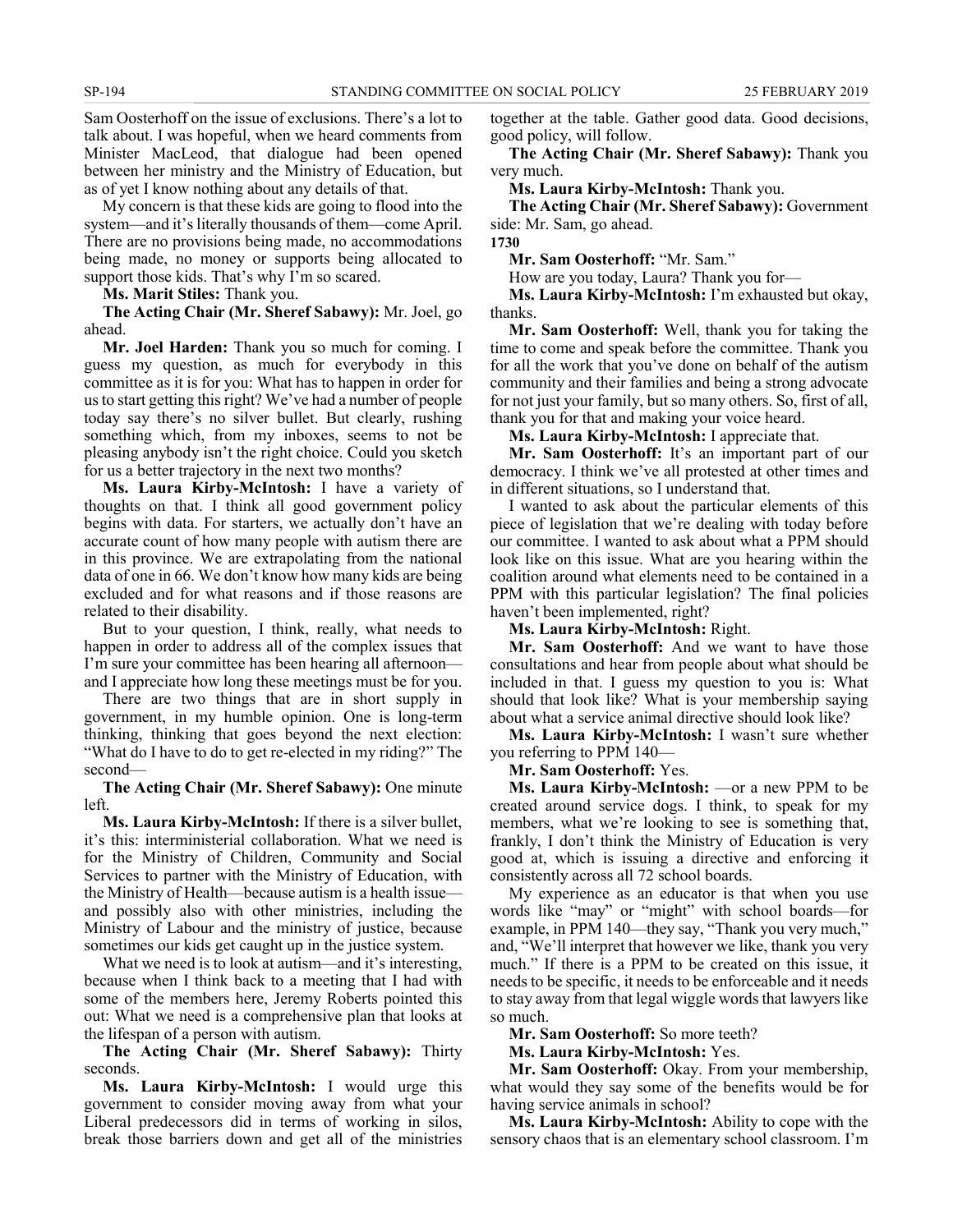Sam Oosterhoff on the issue of exclusions. There's a lot to talk about. I was hopeful, when we heard comments from Minister MacLeod, that dialogue had been opened between her ministry and the Ministry of Education, but as of yet I know nothing about any details of that.

My concern is that these kids are going to flood into the system—and it's literally thousands of them—come April. There are no provisions being made, no accommodations being made, no money or supports being allocated to support those kids. That's why I'm so scared.

**Ms. Marit Stiles:** Thank you.

**The Acting Chair (Mr. Sheref Sabawy):** Mr. Joel, go ahead.

**Mr. Joel Harden:** Thank you so much for coming. I guess my question, as much for everybody in this committee as it is for you: What has to happen in order for us to start getting this right? We've had a number of people today say there's no silver bullet. But clearly, rushing something which, from my inboxes, seems to not be pleasing anybody isn't the right choice. Could you sketch for us a better trajectory in the next two months?

**Ms. Laura Kirby-McIntosh:** I have a variety of thoughts on that. I think all good government policy begins with data. For starters, we actually don't have an accurate count of how many people with autism there are in this province. We are extrapolating from the national data of one in 66. We don't know how many kids are being excluded and for what reasons and if those reasons are related to their disability.

But to your question, I think, really, what needs to happen in order to address all of the complex issues that I'm sure your committee has been hearing all afternoon—and I appreciate how long these meetings must be for you.

There are two things that are in short supply in government, in my humble opinion. One is long-term thinking, thinking that goes beyond the next election: "What do I have to do to get re-elected in my riding?" The second—

**The Acting Chair (Mr. Sheref Sabawy):** One minute left.

**Ms. Laura Kirby-McIntosh:** If there is a silver bullet, it's this: interministerial collaboration. What we need is for the Ministry of Children, Community and Social Services to partner with the Ministry of Education, with the Ministry of Health—because autism is a health issue—and possibly also with other ministries, including the Ministry of Labour and the ministry of justice, because sometimes our kids get caught up in the justice system.

What we need is to look at autism—and it's interesting, because when I think back to a meeting that I had with some of the members here, Jeremy Roberts pointed this out: What we need is a comprehensive plan that looks at the lifespan of a person with autism.

**The Acting Chair (Mr. Sheref Sabawy):** Thirty seconds.

**Ms. Laura Kirby-McIntosh:** I would urge this government to consider moving away from what your Liberal predecessors did in terms of working in silos, break those barriers down and get all of the ministries together at the table. Gather good data. Good decisions, good policy, will follow.

**The Acting Chair (Mr. Sheref Sabawy):** Thank you very much.

**Ms. Laura Kirby-McIntosh:** Thank you.

**The Acting Chair (Mr. Sheref Sabawy):** Government side: Mr. Sam, go ahead.

**1730**

**Mr. Sam Oosterhoff:** "Mr. Sam."

How are you today, Laura? Thank you for—

**Ms. Laura Kirby-McIntosh:** I'm exhausted but okay, thanks.

**Mr. Sam Oosterhoff:** Well, thank you for taking the time to come and speak before the committee. Thank you for all the work that you've done on behalf of the autism community and their families and being a strong advocate for not just your family, but so many others. So, first of all, thank you for that and making your voice heard.

**Ms. Laura Kirby-McIntosh:** I appreciate that.

**Mr. Sam Oosterhoff:** It's an important part of our democracy. I think we've all protested at other times and in different situations, so I understand that.

I wanted to ask about the particular elements of this piece of legislation that we're dealing with today before our committee. I wanted to ask about what a PPM should look like on this issue. What are you hearing within the coalition around what elements need to be contained in a PPM with this particular legislation? The final policies haven't been implemented, right?

**Ms. Laura Kirby-McIntosh:** Right.

**Mr. Sam Oosterhoff:** And we want to have those consultations and hear from people about what should be included in that. I guess my question to you is: What should that look like? What is your membership saying about what a service animal directive should look like?

**Ms. Laura Kirby-McIntosh:** I wasn't sure whether you referring to PPM 140—

**Mr. Sam Oosterhoff:** Yes.

**Ms. Laura Kirby-McIntosh:** —or a new PPM to be created around service dogs. I think, to speak for my members, what we're looking to see is something that, frankly, I don't think the Ministry of Education is very good at, which is issuing a directive and enforcing it consistently across all 72 school boards.

My experience as an educator is that when you use words like "may" or "might" with school boards—for example, in PPM 140—they say, "Thank you very much," and, "We'll interpret that however we like, thank you very much." If there is a PPM to be created on this issue, it needs to be specific, it needs to be enforceable and it needs to stay away from that legal wiggle words that lawyers like so much.

**Mr. Sam Oosterhoff:** So more teeth?

**Ms. Laura Kirby-McIntosh:** Yes.

**Mr. Sam Oosterhoff:** Okay. From your membership, what would they say some of the benefits would be for having service animals in school?

**Ms. Laura Kirby-McIntosh:** Ability to cope with the sensory chaos that is an elementary school classroom. I'm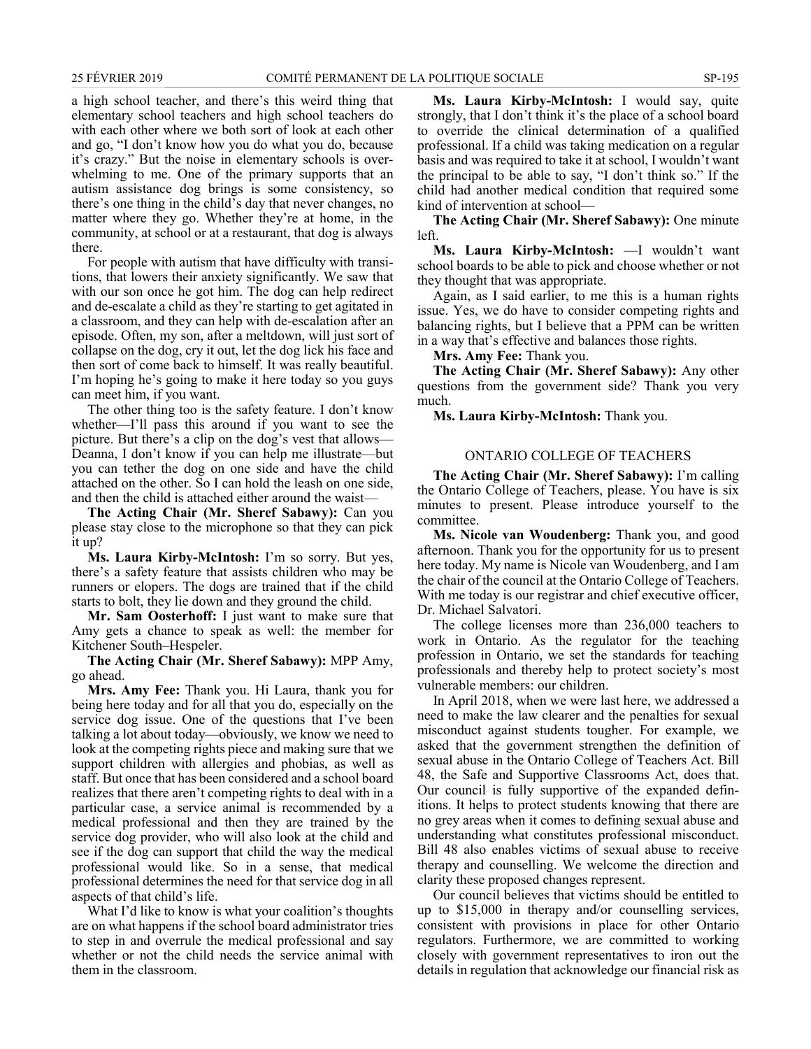a high school teacher, and there's this weird thing that elementary school teachers and high school teachers do with each other where we both sort of look at each other and go, "I don't know how you do what you do, because it's crazy." But the noise in elementary schools is overwhelming to me. One of the primary supports that an autism assistance dog brings is some consistency, so there's one thing in the child's day that never changes, no matter where they go. Whether they're at home, in the community, at school or at a restaurant, that dog is always there.

For people with autism that have difficulty with transitions, that lowers their anxiety significantly. We saw that with our son once he got him. The dog can help redirect and de-escalate a child as they're starting to get agitated in a classroom, and they can help with de-escalation after an episode. Often, my son, after a meltdown, will just sort of collapse on the dog, cry it out, let the dog lick his face and then sort of come back to himself. It was really beautiful. I'm hoping he's going to make it here today so you guys can meet him, if you want.

The other thing too is the safety feature. I don't know whether—I'll pass this around if you want to see the picture. But there's a clip on the dog's vest that allows—Deanna, I don't know if you can help me illustrate—but you can tether the dog on one side and have the child attached on the other. So I can hold the leash on one side, and then the child is attached either around the waist—

**The Acting Chair (Mr. Sheref Sabawy):** Can you please stay close to the microphone so that they can pick it up?

**Ms. Laura Kirby-McIntosh:** I'm so sorry. But yes, there's a safety feature that assists children who may be runners or elopers. The dogs are trained that if the child starts to bolt, they lie down and they ground the child.

**Mr. Sam Oosterhoff:** I just want to make sure that Amy gets a chance to speak as well: the member for Kitchener South–Hespeler.

**The Acting Chair (Mr. Sheref Sabawy):** MPP Amy, go ahead.

**Mrs. Amy Fee:** Thank you. Hi Laura, thank you for being here today and for all that you do, especially on the service dog issue. One of the questions that I've been talking a lot about today—obviously, we know we need to look at the competing rights piece and making sure that we support children with allergies and phobias, as well as staff. But once that has been considered and a school board realizes that there aren't competing rights to deal with in a particular case, a service animal is recommended by a medical professional and then they are trained by the service dog provider, who will also look at the child and see if the dog can support that child the way the medical professional would like. So in a sense, that medical professional determines the need for that service dog in all aspects of that child's life.

What I'd like to know is what your coalition's thoughts are on what happens if the school board administrator tries to step in and overrule the medical professional and say whether or not the child needs the service animal with them in the classroom.

**Ms. Laura Kirby-McIntosh:** I would say, quite strongly, that I don't think it's the place of a school board to override the clinical determination of a qualified professional. If a child was taking medication on a regular basis and was required to take it at school, I wouldn't want the principal to be able to say, "I don't think so." If the child had another medical condition that required some kind of intervention at school—

**The Acting Chair (Mr. Sheref Sabawy):** One minute left.

**Ms. Laura Kirby-McIntosh:** —I wouldn't want school boards to be able to pick and choose whether or not they thought that was appropriate.

Again, as I said earlier, to me this is a human rights issue. Yes, we do have to consider competing rights and balancing rights, but I believe that a PPM can be written in a way that's effective and balances those rights.

**Mrs. Amy Fee:** Thank you.

**The Acting Chair (Mr. Sheref Sabawy):** Any other questions from the government side? Thank you very much.

**Ms. Laura Kirby-McIntosh:** Thank you.

## ONTARIO COLLEGE OF TEACHERS

**The Acting Chair (Mr. Sheref Sabawy):** I'm calling the Ontario College of Teachers, please. You have is six minutes to present. Please introduce yourself to the committee.

**Ms. Nicole van Woudenberg:** Thank you, and good afternoon. Thank you for the opportunity for us to present here today. My name is Nicole van Woudenberg, and I am the chair of the council at the Ontario College of Teachers. With me today is our registrar and chief executive officer, Dr. Michael Salvatori.

The college licenses more than 236,000 teachers to work in Ontario. As the regulator for the teaching profession in Ontario, we set the standards for teaching professionals and thereby help to protect society's most vulnerable members: our children.

In April 2018, when we were last here, we addressed a need to make the law clearer and the penalties for sexual misconduct against students tougher. For example, we asked that the government strengthen the definition of sexual abuse in the Ontario College of Teachers Act. Bill 48, the Safe and Supportive Classrooms Act, does that. Our council is fully supportive of the expanded definitions. It helps to protect students knowing that there are no grey areas when it comes to defining sexual abuse and understanding what constitutes professional misconduct. Bill 48 also enables victims of sexual abuse to receive therapy and counselling. We welcome the direction and clarity these proposed changes represent.

Our council believes that victims should be entitled to up to $15,000 in therapy and/or counselling services, consistent with provisions in place for other Ontario regulators. Furthermore, we are committed to working closely with government representatives to iron out the details in regulation that acknowledge our financial risk as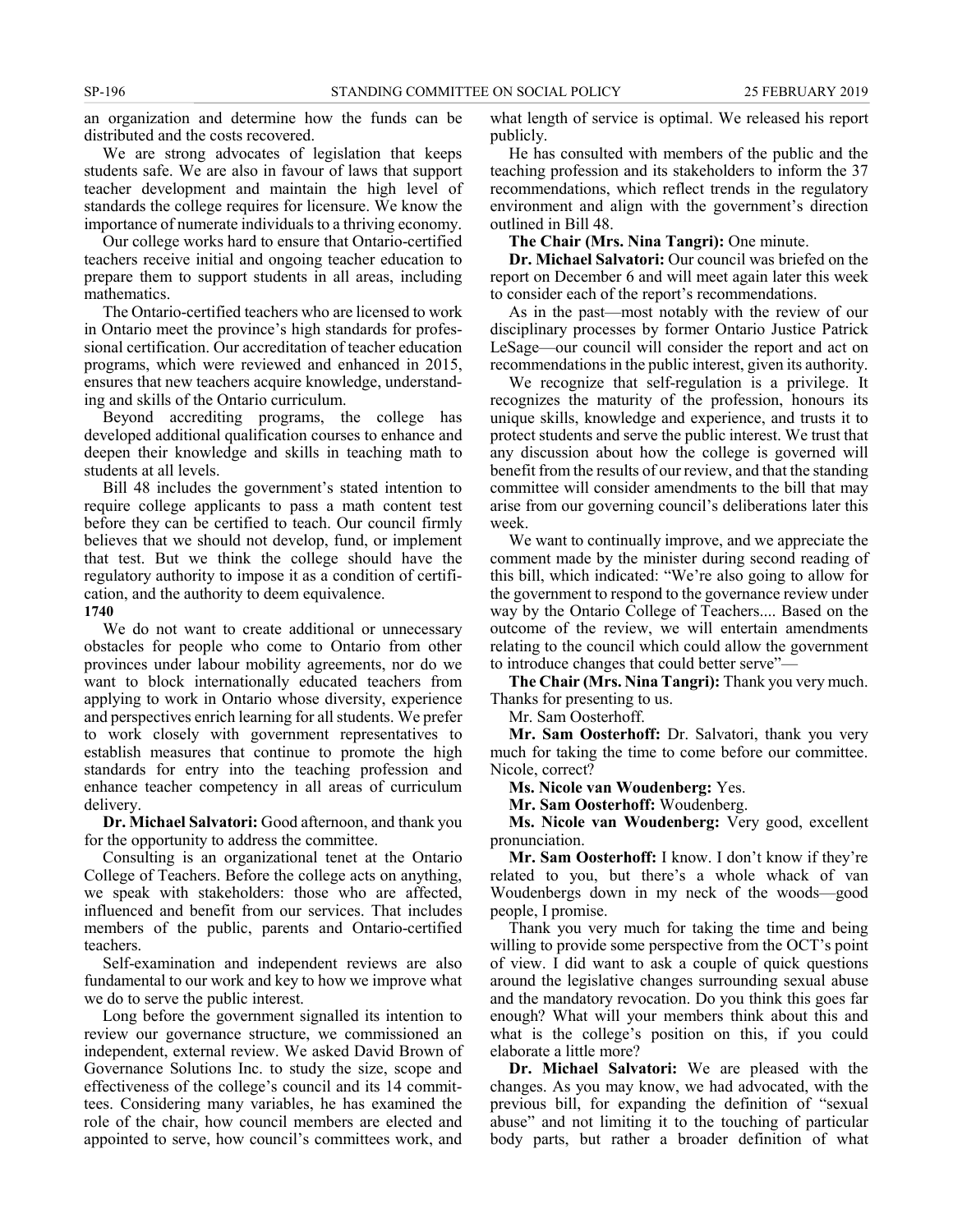an organization and determine how the funds can be distributed and the costs recovered.

We are strong advocates of legislation that keeps students safe. We are also in favour of laws that support teacher development and maintain the high level of standards the college requires for licensure. We know the importance of numerate individuals to a thriving economy.

Our college works hard to ensure that Ontario-certified teachers receive initial and ongoing teacher education to prepare them to support students in all areas, including mathematics.

The Ontario-certified teachers who are licensed to work in Ontario meet the province's high standards for professional certification. Our accreditation of teacher education programs, which were reviewed and enhanced in 2015, ensures that new teachers acquire knowledge, understanding and skills of the Ontario curriculum.

Beyond accrediting programs, the college has developed additional qualification courses to enhance and deepen their knowledge and skills in teaching math to students at all levels.

Bill 48 includes the government's stated intention to require college applicants to pass a math content test before they can be certified to teach. Our council firmly believes that we should not develop, fund, or implement that test. But we think the college should have the regulatory authority to impose it as a condition of certification, and the authority to deem equivalence.

**1740**

We do not want to create additional or unnecessary obstacles for people who come to Ontario from other provinces under labour mobility agreements, nor do we want to block internationally educated teachers from applying to work in Ontario whose diversity, experience and perspectives enrich learning for all students. We prefer to work closely with government representatives to establish measures that continue to promote the high standards for entry into the teaching profession and enhance teacher competency in all areas of curriculum delivery.

**Dr. Michael Salvatori:** Good afternoon, and thank you for the opportunity to address the committee.

Consulting is an organizational tenet at the Ontario College of Teachers. Before the college acts on anything, we speak with stakeholders: those who are affected, influenced and benefit from our services. That includes members of the public, parents and Ontario-certified teachers.

Self-examination and independent reviews are also fundamental to our work and key to how we improve what we do to serve the public interest.

Long before the government signalled its intention to review our governance structure, we commissioned an independent, external review. We asked David Brown of Governance Solutions Inc. to study the size, scope and effectiveness of the college's council and its 14 committees. Considering many variables, he has examined the role of the chair, how council members are elected and appointed to serve, how council's committees work, and what length of service is optimal. We released his report publicly.

He has consulted with members of the public and the teaching profession and its stakeholders to inform the 37 recommendations, which reflect trends in the regulatory environment and align with the government's direction outlined in Bill 48.

**The Chair (Mrs. Nina Tangri):** One minute.

**Dr. Michael Salvatori:** Our council was briefed on the report on December 6 and will meet again later this week to consider each of the report's recommendations.

As in the past—most notably with the review of our disciplinary processes by former Ontario Justice Patrick LeSage—our council will consider the report and act on recommendations in the public interest, given its authority.

We recognize that self-regulation is a privilege. It recognizes the maturity of the profession, honours its unique skills, knowledge and experience, and trusts it to protect students and serve the public interest. We trust that any discussion about how the college is governed will benefit from the results of our review, and that the standing committee will consider amendments to the bill that may arise from our governing council's deliberations later this week.

We want to continually improve, and we appreciate the comment made by the minister during second reading of this bill, which indicated: "We're also going to allow for the government to respond to the governance review under way by the Ontario College of Teachers.... Based on the outcome of the review, we will entertain amendments relating to the council which could allow the government to introduce changes that could better serve"—

**The Chair (Mrs. Nina Tangri):** Thank you very much. Thanks for presenting to us.

Mr. Sam Oosterhoff.

**Mr. Sam Oosterhoff:** Dr. Salvatori, thank you very much for taking the time to come before our committee. Nicole, correct?

**Ms. Nicole van Woudenberg:** Yes.

**Mr. Sam Oosterhoff:** Woudenberg.

**Ms. Nicole van Woudenberg:** Very good, excellent pronunciation.

**Mr. Sam Oosterhoff:** I know. I don't know if they're related to you, but there's a whole whack of van Woudenbergs down in my neck of the woods—good people, I promise.

Thank you very much for taking the time and being willing to provide some perspective from the OCT's point of view. I did want to ask a couple of quick questions around the legislative changes surrounding sexual abuse and the mandatory revocation. Do you think this goes far enough? What will your members think about this and what is the college's position on this, if you could elaborate a little more?

**Dr. Michael Salvatori:** We are pleased with the changes. As you may know, we had advocated, with the previous bill, for expanding the definition of "sexual abuse" and not limiting it to the touching of particular body parts, but rather a broader definition of what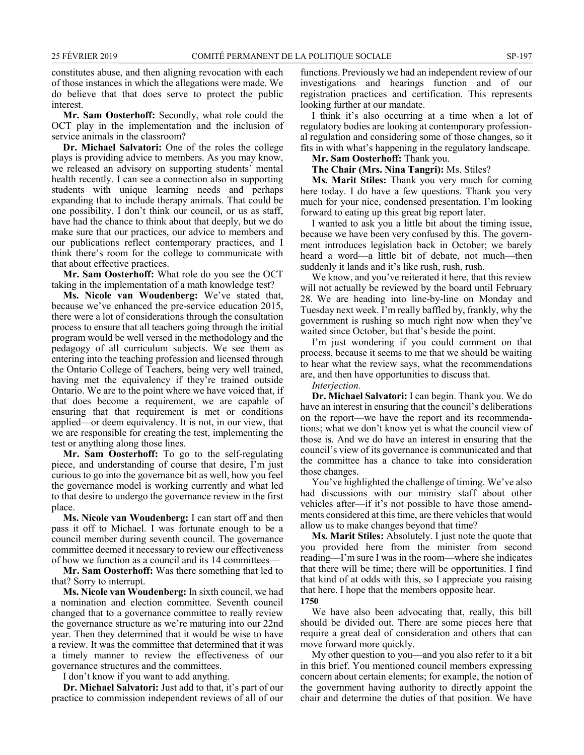constitutes abuse, and then aligning revocation with each of those instances in which the allegations were made. We do believe that that does serve to protect the public interest.

**Mr. Sam Oosterhoff:** Secondly, what role could the OCT play in the implementation and the inclusion of service animals in the classroom?

**Dr. Michael Salvatori:** One of the roles the college plays is providing advice to members. As you may know, we released an advisory on supporting students' mental health recently. I can see a connection also in supporting students with unique learning needs and perhaps expanding that to include therapy animals. That could be one possibility. I don't think our council, or us as staff, have had the chance to think about that deeply, but we do make sure that our practices, our advice to members and our publications reflect contemporary practices, and I think there's room for the college to communicate with that about effective practices.

**Mr. Sam Oosterhoff:** What role do you see the OCT taking in the implementation of a math knowledge test?

**Ms. Nicole van Woudenberg:** We've stated that, because we've enhanced the pre-service education 2015, there were a lot of considerations through the consultation process to ensure that all teachers going through the initial program would be well versed in the methodology and the pedagogy of all curriculum subjects. We see them as entering into the teaching profession and licensed through the Ontario College of Teachers, being very well trained, having met the equivalency if they're trained outside Ontario. We are to the point where we have voiced that, if that does become a requirement, we are capable of ensuring that that requirement is met or conditions applied—or deem equivalency. It is not, in our view, that we are responsible for creating the test, implementing the test or anything along those lines.

**Mr. Sam Oosterhoff:** To go to the self-regulating piece, and understanding of course that desire, I'm just curious to go into the governance bit as well, how you feel the governance model is working currently and what led to that desire to undergo the governance review in the first place.

**Ms. Nicole van Woudenberg:** I can start off and then pass it off to Michael. I was fortunate enough to be a council member during seventh council. The governance committee deemed it necessary to review our effectiveness of how we function as a council and its 14 committees—

**Mr. Sam Oosterhoff:** Was there something that led to that? Sorry to interrupt.

**Ms. Nicole van Woudenberg:** In sixth council, we had a nomination and election committee. Seventh council changed that to a governance committee to really review the governance structure as we're maturing into our 22nd year. Then they determined that it would be wise to have a review. It was the committee that determined that it was a timely manner to review the effectiveness of our governance structures and the committees.

I don't know if you want to add anything.

**Dr. Michael Salvatori:** Just add to that, it's part of our practice to commission independent reviews of all of our functions. Previously we had an independent review of our investigations and hearings function and of our registration practices and certification. This represents looking further at our mandate.

I think it's also occurring at a time when a lot of regulatory bodies are looking at contemporary professional regulation and considering some of those changes, so it fits in with what's happening in the regulatory landscape.

**Mr. Sam Oosterhoff:** Thank you.

**The Chair (Mrs. Nina Tangri):** Ms. Stiles?

**Ms. Marit Stiles:** Thank you very much for coming here today. I do have a few questions. Thank you very much for your nice, condensed presentation. I'm looking forward to eating up this great big report later.

I wanted to ask you a little bit about the timing issue, because we have been very confused by this. The government introduces legislation back in October; we barely heard a word—a little bit of debate, not much—then suddenly it lands and it's like rush, rush, rush.

We know, and you've reiterated it here, that this review will not actually be reviewed by the board until February 28. We are heading into line-by-line on Monday and Tuesday next week. I'm really baffled by, frankly, why the government is rushing so much right now when they've waited since October, but that's beside the point.

I'm just wondering if you could comment on that process, because it seems to me that we should be waiting to hear what the review says, what the recommendations are, and then have opportunities to discuss that.

*Interjection.*

**Dr. Michael Salvatori:** I can begin. Thank you. We do have an interest in ensuring that the council's deliberations on the report—we have the report and its recommendations; what we don't know yet is what the council view of those is. And we do have an interest in ensuring that the council's view of its governance is communicated and that the committee has a chance to take into consideration those changes.

You've highlighted the challenge of timing. We've also had discussions with our ministry staff about other vehicles after—if it's not possible to have those amendments considered at this time, are there vehicles that would allow us to make changes beyond that time?

**Ms. Marit Stiles:** Absolutely. I just note the quote that you provided here from the minister from second reading—I'm sure I was in the room—where she indicates that there will be time; there will be opportunities. I find that kind of at odds with this, so I appreciate you raising that here. I hope that the members opposite hear.

**1750**

We have also been advocating that, really, this bill should be divided out. There are some pieces here that require a great deal of consideration and others that can move forward more quickly.

My other question to you—and you also refer to it a bit in this brief. You mentioned council members expressing concern about certain elements; for example, the notion of the government having authority to directly appoint the chair and determine the duties of that position. We have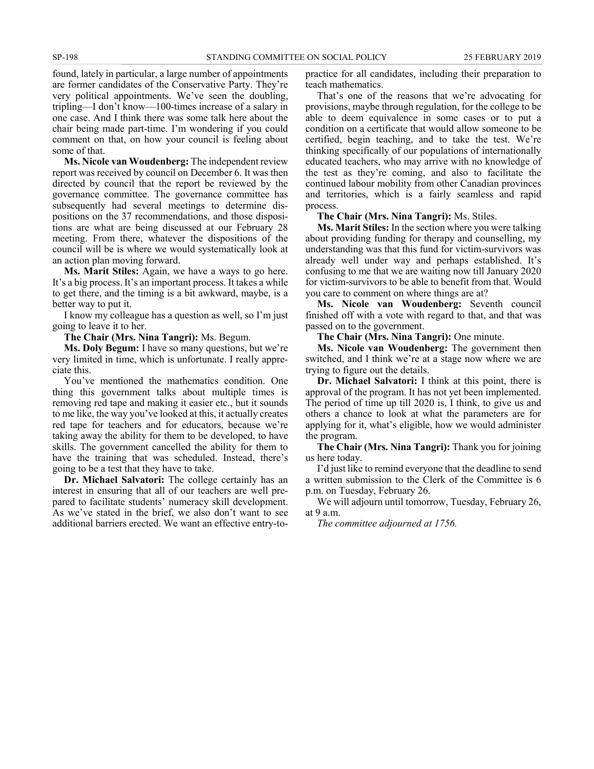found, lately in particular, a large number of appointments are former candidates of the Conservative Party. They're very political appointments. We've seen the doubling, tripling—I don't know—100-times increase of a salary in one case. And I think there was some talk here about the chair being made part-time. I'm wondering if you could comment on that, on how your council is feeling about some of that.

**Ms. Nicole van Woudenberg:** The independent review report was received by council on December 6. It was then directed by council that the report be reviewed by the governance committee. The governance committee has subsequently had several meetings to determine dispositions on the 37 recommendations, and those dispositions are what are being discussed at our February 28 meeting. From there, whatever the dispositions of the council will be is where we would systematically look at an action plan moving forward.

**Ms. Marit Stiles:** Again, we have a ways to go here. It's a big process. It's an important process. It takes a while to get there, and the timing is a bit awkward, maybe, is a better way to put it.

I know my colleague has a question as well, so I'm just going to leave it to her.

**The Chair (Mrs. Nina Tangri):** Ms. Begum.

**Ms. Doly Begum:** I have so many questions, but we're very limited in time, which is unfortunate. I really appreciate this.

You've mentioned the mathematics condition. One thing this government talks about multiple times is removing red tape and making it easier etc., but it sounds to me like, the way you've looked at this, it actually creates red tape for teachers and for educators, because we're taking away the ability for them to be developed, to have skills. The government cancelled the ability for them to have the training that was scheduled. Instead, there's going to be a test that they have to take.

**Dr. Michael Salvatori:** The college certainly has an interest in ensuring that all of our teachers are well prepared to facilitate students' numeracy skill development. As we've stated in the brief, we also don't want to see additional barriers erected. We want an effective entry-to-practice for all candidates, including their preparation to teach mathematics.

That's one of the reasons that we're advocating for provisions, maybe through regulation, for the college to be able to deem equivalence in some cases or to put a condition on a certificate that would allow someone to be certified, begin teaching, and to take the test. We're thinking specifically of our populations of internationally educated teachers, who may arrive with no knowledge of the test as they're coming, and also to facilitate the continued labour mobility from other Canadian provinces and territories, which is a fairly seamless and rapid process.

**The Chair (Mrs. Nina Tangri):** Ms. Stiles.

**Ms. Marit Stiles:** In the section where you were talking about providing funding for therapy and counselling, my understanding was that this fund for victim-survivors was already well under way and perhaps established. It's confusing to me that we are waiting now till January 2020 for victim-survivors to be able to benefit from that. Would you care to comment on where things are at?

**Ms. Nicole van Woudenberg:** Seventh council finished off with a vote with regard to that, and that was passed on to the government.

**The Chair (Mrs. Nina Tangri):** One minute.

**Ms. Nicole van Woudenberg:** The government then switched, and I think we're at a stage now where we are trying to figure out the details.

**Dr. Michael Salvatori:** I think at this point, there is approval of the program. It has not yet been implemented. The period of time up till 2020 is, I think, to give us and others a chance to look at what the parameters are for applying for it, what's eligible, how we would administer the program.

**The Chair (Mrs. Nina Tangri):** Thank you for joining us here today.

I'd just like to remind everyone that the deadline to send a written submission to the Clerk of the Committee is 6 p.m. on Tuesday, February 26.

We will adjourn until tomorrow, Tuesday, February 26, at 9 a.m.

*The committee adjourned at 1756.*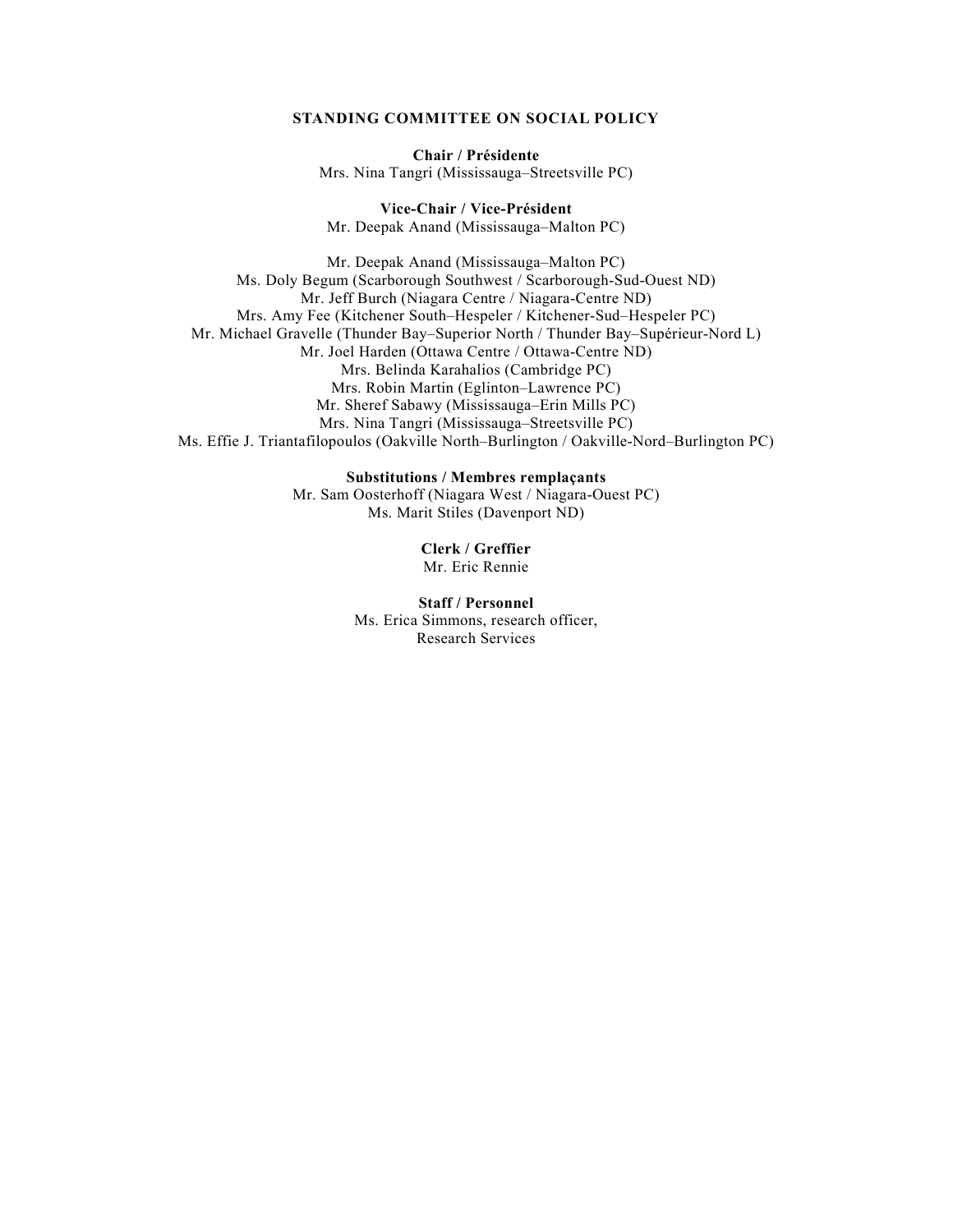**STANDING COMMITTEE ON SOCIAL POLICY**

**Chair / Présidente**
Mrs. Nina Tangri (Mississauga–Streetsville PC)

**Vice-Chair / Vice-Président**
Mr. Deepak Anand (Mississauga–Malton PC)

Mr. Deepak Anand (Mississauga–Malton PC)
Ms. Doly Begum (Scarborough Southwest / Scarborough-Sud-Ouest ND)
Mr. Jeff Burch (Niagara Centre / Niagara-Centre ND)
Mrs. Amy Fee (Kitchener South–Hespeler / Kitchener-Sud–Hespeler PC)
Mr. Michael Gravelle (Thunder Bay–Superior North / Thunder Bay–Supérieur-Nord L)
Mr. Joel Harden (Ottawa Centre / Ottawa-Centre ND)
Mrs. Belinda Karahalios (Cambridge PC)
Mrs. Robin Martin (Eglinton–Lawrence PC)
Mr. Sheref Sabawy (Mississauga–Erin Mills PC)
Mrs. Nina Tangri (Mississauga–Streetsville PC)
Ms. Effie J. Triantafilopoulos (Oakville North–Burlington / Oakville-Nord–Burlington PC)

**Substitutions / Membres remplaçants**
Mr. Sam Oosterhoff (Niagara West / Niagara-Ouest PC)
Ms. Marit Stiles (Davenport ND)

**Clerk / Greffier**
Mr. Eric Rennie

**Staff / Personnel**
Ms. Erica Simmons, research officer,
Research Services